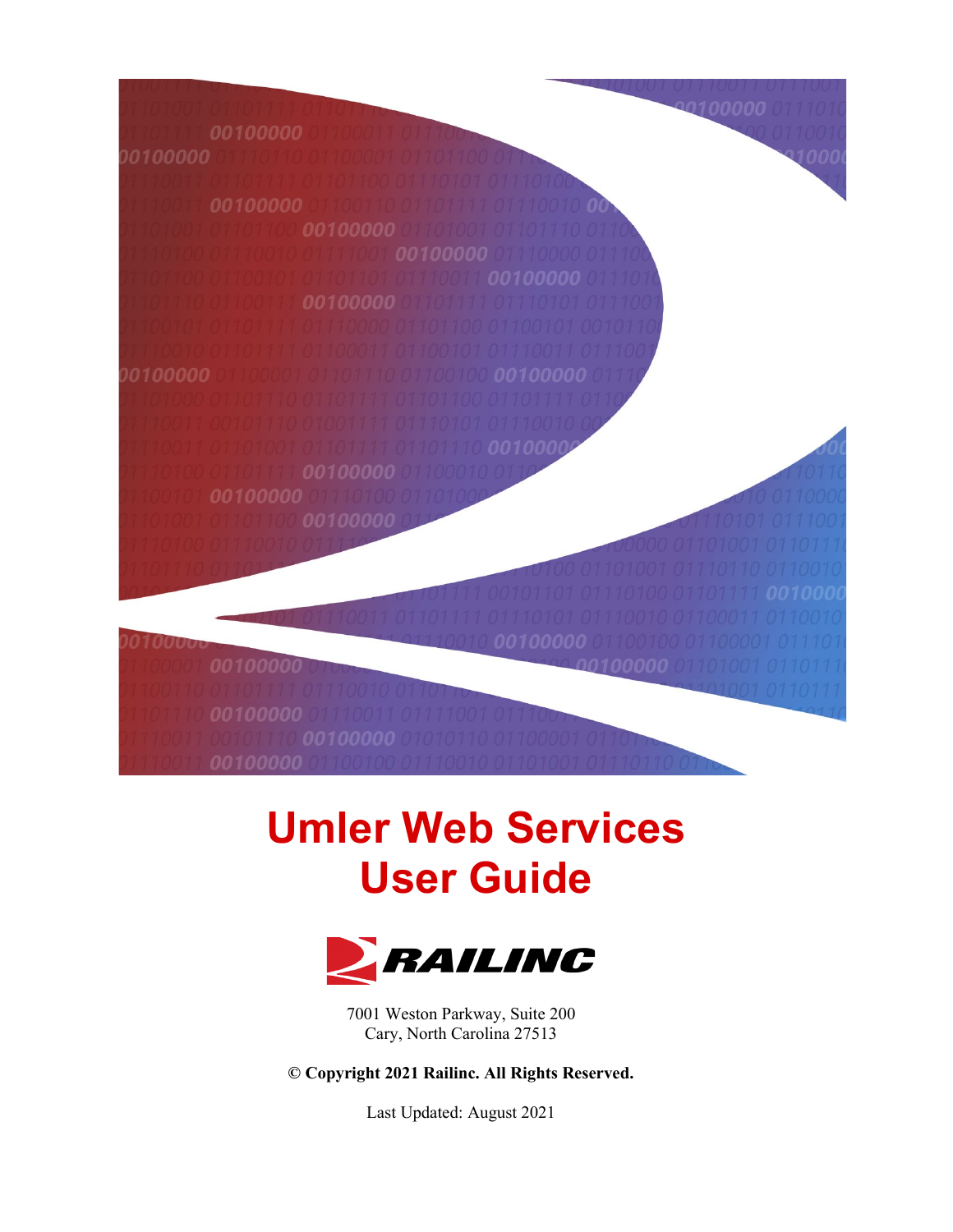# Umler Web Services User Guide

RAILINC

7001 Weston Parkway, Suite 200
Cary, North Carolina 27513

**© Copyright 2021 Railinc. All Rights Reserved.**

Last Updated: August 2021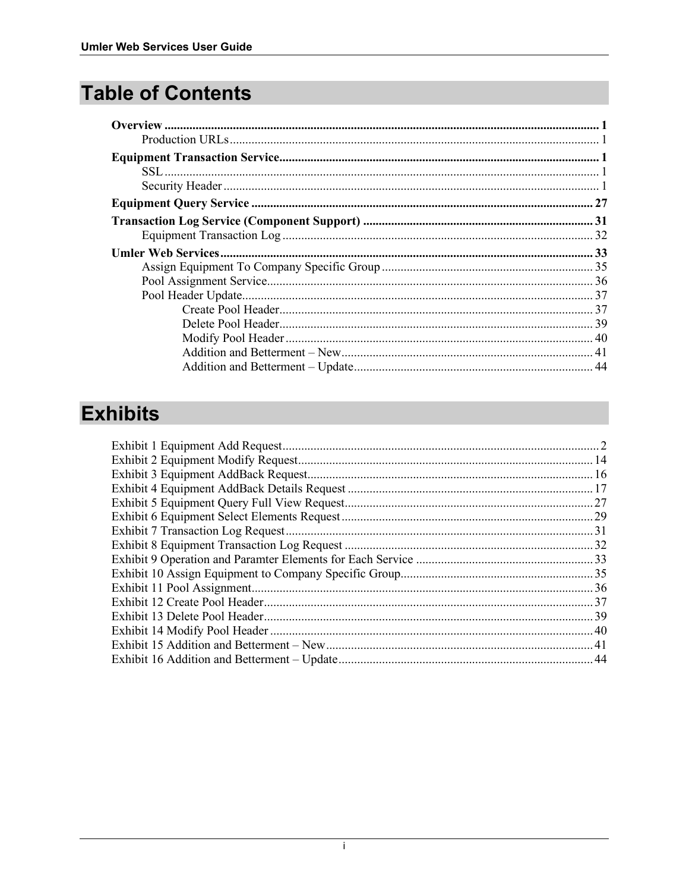# Table of Contents

**Overview** ........................................................................................................................ **1**
  Production URLs ........................................................................................................ 1
**Equipment Transaction Service** ...................................................................................... **1**
  SSL .............................................................................................................................. 1
  Security Header ............................................................................................................ 1
**Equipment Query Service** ............................................................................................. **27**
**Transaction Log Service (Component Support)** ............................................................ **31**
  Equipment Transaction Log ........................................................................................ 32
**Umler Web Services** ....................................................................................................... **33**
  Assign Equipment To Company Specific Group ......................................................... 35
  Pool Assignment Service .............................................................................................. 36
  Pool Header Update ..................................................................................................... 37
    Create Pool Header ................................................................................................. 37
    Delete Pool Header ................................................................................................. 39
    Modify Pool Header ................................................................................................ 40
    Addition and Betterment – New ............................................................................. 41
    Addition and Betterment – Update ......................................................................... 44

# Exhibits

Exhibit 1 Equipment Add Request ........................................................................................ 2
Exhibit 2 Equipment Modify Request .................................................................................. 14
Exhibit 3 Equipment AddBack Request ............................................................................... 16
Exhibit 4 Equipment AddBack Details Request ................................................................... 17
Exhibit 5 Equipment Query Full View Request ................................................................... 27
Exhibit 6 Equipment Select Elements Request .................................................................... 29
Exhibit 7 Transaction Log Request ...................................................................................... 31
Exhibit 8 Equipment Transaction Log Request ................................................................... 32
Exhibit 9 Operation and Paramter Elements for Each Service ............................................. 33
Exhibit 10 Assign Equipment to Company Specific Group .................................................. 35
Exhibit 11 Pool Assignment ................................................................................................. 36
Exhibit 12 Create Pool Header ............................................................................................. 37
Exhibit 13 Delete Pool Header ............................................................................................. 39
Exhibit 14 Modify Pool Header ........................................................................................... 40
Exhibit 15 Addition and Betterment – New ......................................................................... 41
Exhibit 16 Addition and Betterment – Update ..................................................................... 44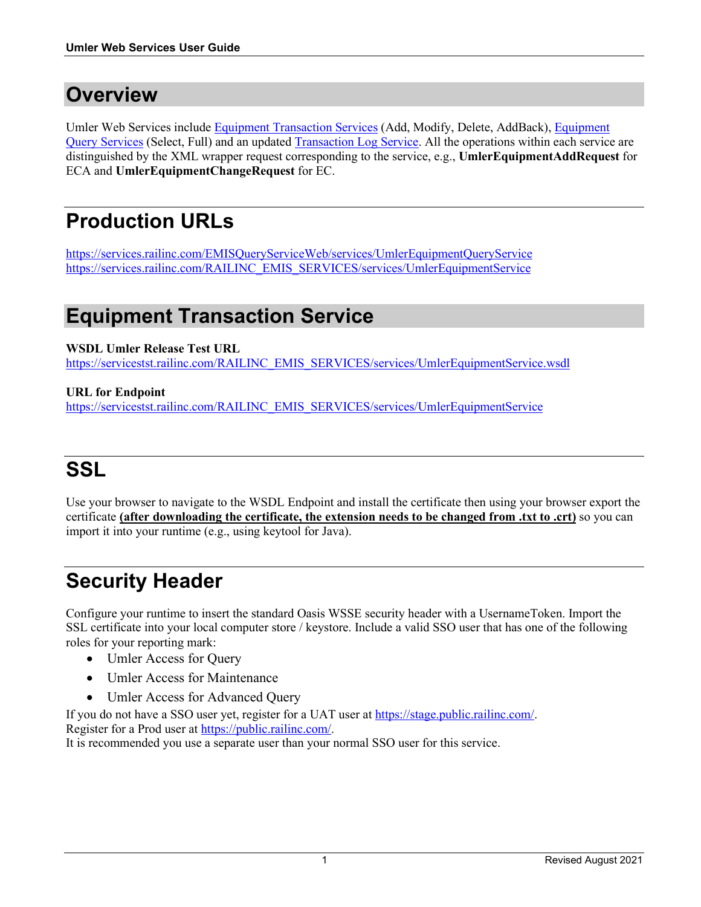# Overview

Umler Web Services include Equipment Transaction Services (Add, Modify, Delete, AddBack), Equipment Query Services (Select, Full) and an updated Transaction Log Service. All the operations within each service are distinguished by the XML wrapper request corresponding to the service, e.g., **UmlerEquipmentAddRequest** for ECA and **UmlerEquipmentChangeRequest** for EC.

# Production URLs

https://services.railinc.com/EMISQueryServiceWeb/services/UmlerEquipmentQueryService
https://services.railinc.com/RAILINC_EMIS_SERVICES/services/UmlerEquipmentService

# Equipment Transaction Service

**WSDL Umler Release Test URL**
https://servicestst.railinc.com/RAILINC_EMIS_SERVICES/services/UmlerEquipmentService.wsdl

**URL for Endpoint**
https://servicestst.railinc.com/RAILINC_EMIS_SERVICES/services/UmlerEquipmentService

# SSL

Use your browser to navigate to the WSDL Endpoint and install the certificate then using your browser export the certificate **(after downloading the certificate, the extension needs to be changed from .txt to .crt)** so you can import it into your runtime (e.g., using keytool for Java).

# Security Header

Configure your runtime to insert the standard Oasis WSSE security header with a UsernameToken. Import the SSL certificate into your local computer store / keystore. Include a valid SSO user that has one of the following roles for your reporting mark:

- Umler Access for Query
- Umler Access for Maintenance
- Umler Access for Advanced Query

If you do not have a SSO user yet, register for a UAT user at https://stage.public.railinc.com/.
Register for a Prod user at https://public.railinc.com/.
It is recommended you use a separate user than your normal SSO user for this service.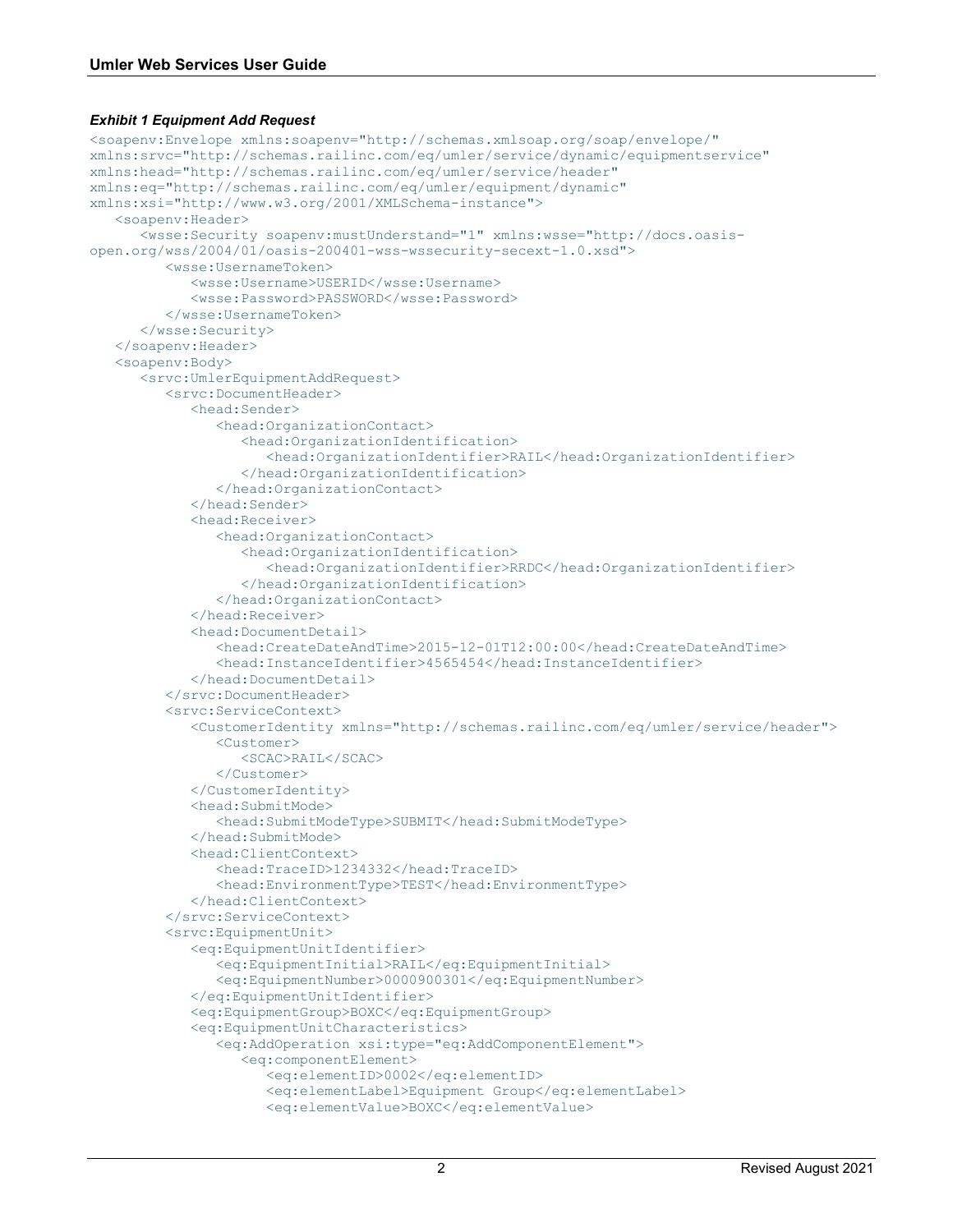***Exhibit 1 Equipment Add Request***

```
<soapenv:Envelope xmlns:soapenv="http://schemas.xmlsoap.org/soap/envelope/"
xmlns:srvc="http://schemas.railinc.com/eq/umler/service/dynamic/equipmentservice"
xmlns:head="http://schemas.railinc.com/eq/umler/service/header"
xmlns:eq="http://schemas.railinc.com/eq/umler/equipment/dynamic"
xmlns:xsi="http://www.w3.org/2001/XMLSchema-instance">
   <soapenv:Header>
      <wsse:Security soapenv:mustUnderstand="1" xmlns:wsse="http://docs.oasis-
open.org/wss/2004/01/oasis-200401-wss-wssecurity-secext-1.0.xsd">
         <wsse:UsernameToken>
            <wsse:Username>USERID</wsse:Username>
            <wsse:Password>PASSWORD</wsse:Password>
         </wsse:UsernameToken>
      </wsse:Security>
   </soapenv:Header>
   <soapenv:Body>
      <srvc:UmlerEquipmentAddRequest>
         <srvc:DocumentHeader>
            <head:Sender>
               <head:OrganizationContact>
                  <head:OrganizationIdentification>
                     <head:OrganizationIdentifier>RAIL</head:OrganizationIdentifier>
                  </head:OrganizationIdentification>
               </head:OrganizationContact>
            </head:Sender>
            <head:Receiver>
               <head:OrganizationContact>
                  <head:OrganizationIdentification>
                     <head:OrganizationIdentifier>RRDC</head:OrganizationIdentifier>
                  </head:OrganizationIdentification>
               </head:OrganizationContact>
            </head:Receiver>
            <head:DocumentDetail>
               <head:CreateDateAndTime>2015-12-01T12:00:00</head:CreateDateAndTime>
               <head:InstanceIdentifier>4565454</head:InstanceIdentifier>
            </head:DocumentDetail>
         </srvc:DocumentHeader>
         <srvc:ServiceContext>
            <CustomerIdentity xmlns="http://schemas.railinc.com/eq/umler/service/header">
               <Customer>
                  <SCAC>RAIL</SCAC>
               </Customer>
            </CustomerIdentity>
            <head:SubmitMode>
               <head:SubmitModeType>SUBMIT</head:SubmitModeType>
            </head:SubmitMode>
            <head:ClientContext>
               <head:TraceID>1234332</head:TraceID>
               <head:EnvironmentType>TEST</head:EnvironmentType>
            </head:ClientContext>
         </srvc:ServiceContext>
         <srvc:EquipmentUnit>
            <eq:EquipmentUnitIdentifier>
               <eq:EquipmentInitial>RAIL</eq:EquipmentInitial>
               <eq:EquipmentNumber>0000900301</eq:EquipmentNumber>
            </eq:EquipmentUnitIdentifier>
            <eq:EquipmentGroup>BOXC</eq:EquipmentGroup>
            <eq:EquipmentUnitCharacteristics>
               <eq:AddOperation xsi:type="eq:AddComponentElement">
                  <eq:componentElement>
                     <eq:elementID>0002</eq:elementID>
                     <eq:elementLabel>Equipment Group</eq:elementLabel>
                     <eq:elementValue>BOXC</eq:elementValue>
```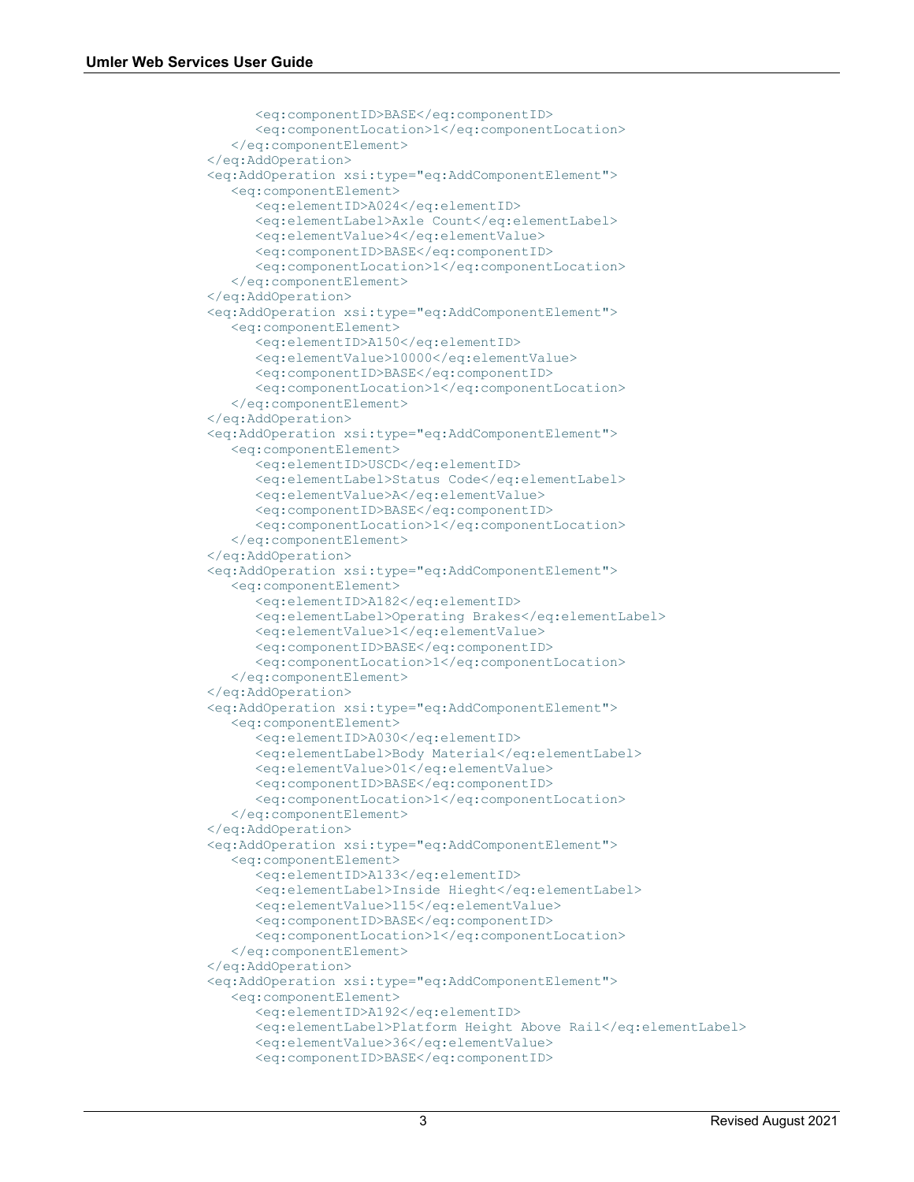```
         <eq:componentID>BASE</eq:componentID>
         <eq:componentLocation>1</eq:componentLocation>
      </eq:componentElement>
   </eq:AddOperation>
   <eq:AddOperation xsi:type="eq:AddComponentElement">
      <eq:componentElement>
         <eq:elementID>A024</eq:elementID>
         <eq:elementLabel>Axle Count</eq:elementLabel>
         <eq:elementValue>4</eq:elementValue>
         <eq:componentID>BASE</eq:componentID>
         <eq:componentLocation>1</eq:componentLocation>
      </eq:componentElement>
   </eq:AddOperation>
   <eq:AddOperation xsi:type="eq:AddComponentElement">
      <eq:componentElement>
         <eq:elementID>A150</eq:elementID>
         <eq:elementValue>10000</eq:elementValue>
         <eq:componentID>BASE</eq:componentID>
         <eq:componentLocation>1</eq:componentLocation>
      </eq:componentElement>
   </eq:AddOperation>
   <eq:AddOperation xsi:type="eq:AddComponentElement">
      <eq:componentElement>
         <eq:elementID>USCD</eq:elementID>
         <eq:elementLabel>Status Code</eq:elementLabel>
         <eq:elementValue>A</eq:elementValue>
         <eq:componentID>BASE</eq:componentID>
         <eq:componentLocation>1</eq:componentLocation>
      </eq:componentElement>
   </eq:AddOperation>
   <eq:AddOperation xsi:type="eq:AddComponentElement">
      <eq:componentElement>
         <eq:elementID>A182</eq:elementID>
         <eq:elementLabel>Operating Brakes</eq:elementLabel>
         <eq:elementValue>1</eq:elementValue>
         <eq:componentID>BASE</eq:componentID>
         <eq:componentLocation>1</eq:componentLocation>
      </eq:componentElement>
   </eq:AddOperation>
   <eq:AddOperation xsi:type="eq:AddComponentElement">
      <eq:componentElement>
         <eq:elementID>A030</eq:elementID>
         <eq:elementLabel>Body Material</eq:elementLabel>
         <eq:elementValue>01</eq:elementValue>
         <eq:componentID>BASE</eq:componentID>
         <eq:componentLocation>1</eq:componentLocation>
      </eq:componentElement>
   </eq:AddOperation>
   <eq:AddOperation xsi:type="eq:AddComponentElement">
      <eq:componentElement>
         <eq:elementID>A133</eq:elementID>
         <eq:elementLabel>Inside Hieght</eq:elementLabel>
         <eq:elementValue>115</eq:elementValue>
         <eq:componentID>BASE</eq:componentID>
         <eq:componentLocation>1</eq:componentLocation>
      </eq:componentElement>
   </eq:AddOperation>
   <eq:AddOperation xsi:type="eq:AddComponentElement">
      <eq:componentElement>
         <eq:elementID>A192</eq:elementID>
         <eq:elementLabel>Platform Height Above Rail</eq:elementLabel>
         <eq:elementValue>36</eq:elementValue>
         <eq:componentID>BASE</eq:componentID>
```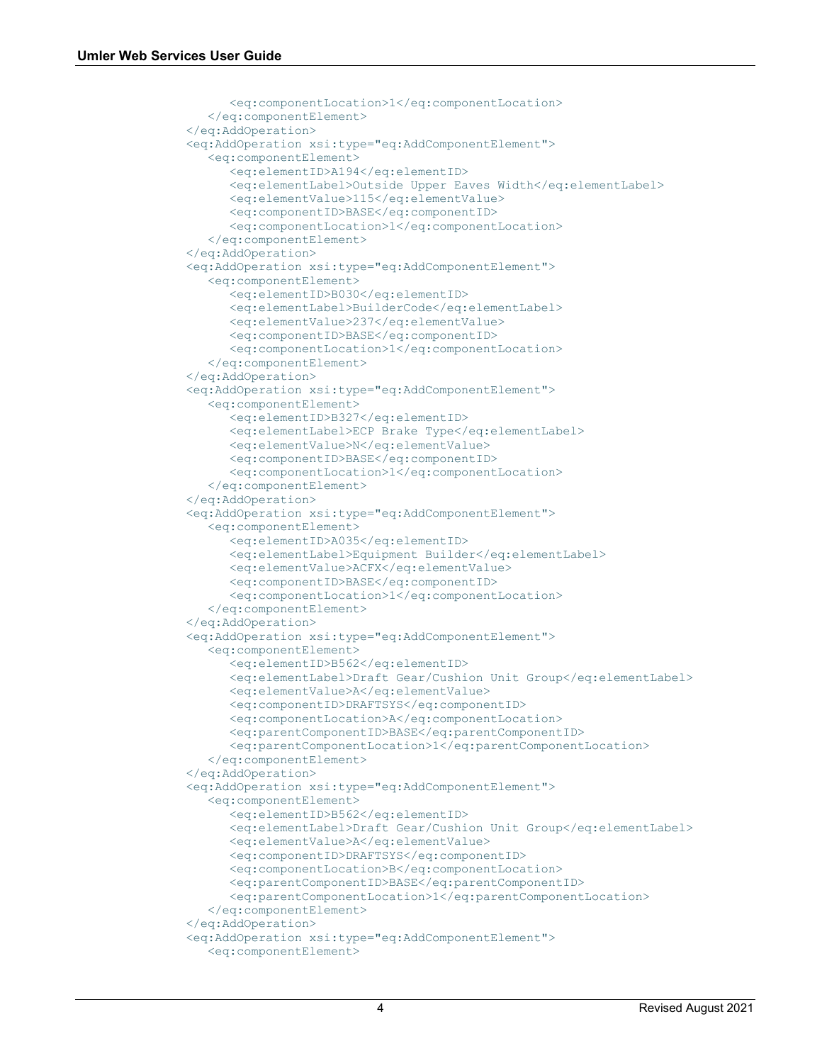```
            <eq:componentLocation>1</eq:componentLocation>
         </eq:componentElement>
      </eq:AddOperation>
      <eq:AddOperation xsi:type="eq:AddComponentElement">
         <eq:componentElement>
            <eq:elementID>A194</eq:elementID>
            <eq:elementLabel>Outside Upper Eaves Width</eq:elementLabel>
            <eq:elementValue>115</eq:elementValue>
            <eq:componentID>BASE</eq:componentID>
            <eq:componentLocation>1</eq:componentLocation>
         </eq:componentElement>
      </eq:AddOperation>
      <eq:AddOperation xsi:type="eq:AddComponentElement">
         <eq:componentElement>
            <eq:elementID>B030</eq:elementID>
            <eq:elementLabel>BuilderCode</eq:elementLabel>
            <eq:elementValue>237</eq:elementValue>
            <eq:componentID>BASE</eq:componentID>
            <eq:componentLocation>1</eq:componentLocation>
         </eq:componentElement>
      </eq:AddOperation>
      <eq:AddOperation xsi:type="eq:AddComponentElement">
         <eq:componentElement>
            <eq:elementID>B327</eq:elementID>
            <eq:elementLabel>ECP Brake Type</eq:elementLabel>
            <eq:elementValue>N</eq:elementValue>
            <eq:componentID>BASE</eq:componentID>
            <eq:componentLocation>1</eq:componentLocation>
         </eq:componentElement>
      </eq:AddOperation>
      <eq:AddOperation xsi:type="eq:AddComponentElement">
         <eq:componentElement>
            <eq:elementID>A035</eq:elementID>
            <eq:elementLabel>Equipment Builder</eq:elementLabel>
            <eq:elementValue>ACFX</eq:elementValue>
            <eq:componentID>BASE</eq:componentID>
            <eq:componentLocation>1</eq:componentLocation>
         </eq:componentElement>
      </eq:AddOperation>
      <eq:AddOperation xsi:type="eq:AddComponentElement">
         <eq:componentElement>
            <eq:elementID>B562</eq:elementID>
            <eq:elementLabel>Draft Gear/Cushion Unit Group</eq:elementLabel>
            <eq:elementValue>A</eq:elementValue>
            <eq:componentID>DRAFTSYS</eq:componentID>
            <eq:componentLocation>A</eq:componentLocation>
            <eq:parentComponentID>BASE</eq:parentComponentID>
            <eq:parentComponentLocation>1</eq:parentComponentLocation>
         </eq:componentElement>
      </eq:AddOperation>
      <eq:AddOperation xsi:type="eq:AddComponentElement">
         <eq:componentElement>
            <eq:elementID>B562</eq:elementID>
            <eq:elementLabel>Draft Gear/Cushion Unit Group</eq:elementLabel>
            <eq:elementValue>A</eq:elementValue>
            <eq:componentID>DRAFTSYS</eq:componentID>
            <eq:componentLocation>B</eq:componentLocation>
            <eq:parentComponentID>BASE</eq:parentComponentID>
            <eq:parentComponentLocation>1</eq:parentComponentLocation>
         </eq:componentElement>
      </eq:AddOperation>
      <eq:AddOperation xsi:type="eq:AddComponentElement">
         <eq:componentElement>
```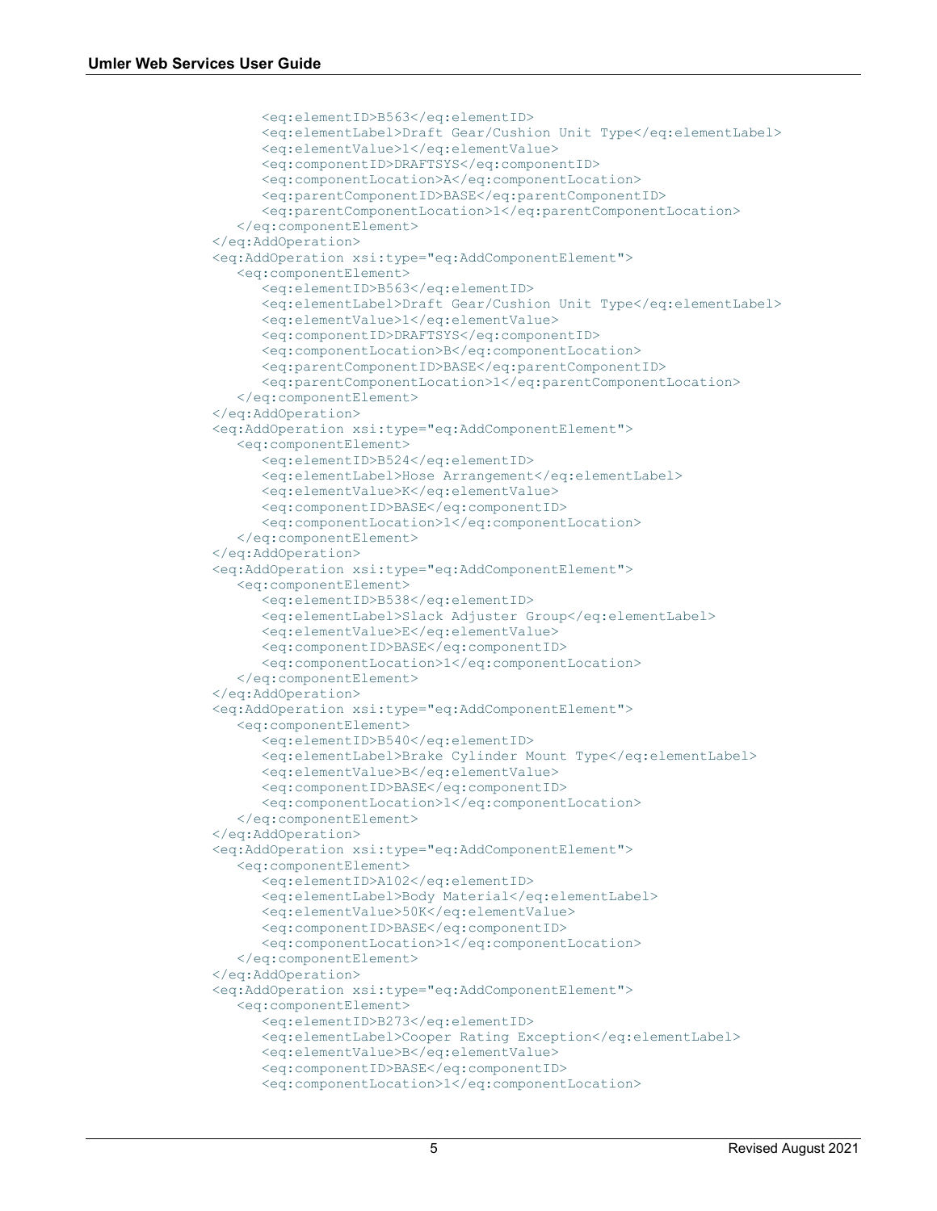```
            <eq:elementID>B563</eq:elementID>
            <eq:elementLabel>Draft Gear/Cushion Unit Type</eq:elementLabel>
            <eq:elementValue>1</eq:elementValue>
            <eq:componentID>DRAFTSYS</eq:componentID>
            <eq:componentLocation>A</eq:componentLocation>
            <eq:parentComponentID>BASE</eq:parentComponentID>
            <eq:parentComponentLocation>1</eq:parentComponentLocation>
         </eq:componentElement>
      </eq:AddOperation>
      <eq:AddOperation xsi:type="eq:AddComponentElement">
         <eq:componentElement>
            <eq:elementID>B563</eq:elementID>
            <eq:elementLabel>Draft Gear/Cushion Unit Type</eq:elementLabel>
            <eq:elementValue>1</eq:elementValue>
            <eq:componentID>DRAFTSYS</eq:componentID>
            <eq:componentLocation>B</eq:componentLocation>
            <eq:parentComponentID>BASE</eq:parentComponentID>
            <eq:parentComponentLocation>1</eq:parentComponentLocation>
         </eq:componentElement>
      </eq:AddOperation>
      <eq:AddOperation xsi:type="eq:AddComponentElement">
         <eq:componentElement>
            <eq:elementID>B524</eq:elementID>
            <eq:elementLabel>Hose Arrangement</eq:elementLabel>
            <eq:elementValue>K</eq:elementValue>
            <eq:componentID>BASE</eq:componentID>
            <eq:componentLocation>1</eq:componentLocation>
         </eq:componentElement>
      </eq:AddOperation>
      <eq:AddOperation xsi:type="eq:AddComponentElement">
         <eq:componentElement>
            <eq:elementID>B538</eq:elementID>
            <eq:elementLabel>Slack Adjuster Group</eq:elementLabel>
            <eq:elementValue>E</eq:elementValue>
            <eq:componentID>BASE</eq:componentID>
            <eq:componentLocation>1</eq:componentLocation>
         </eq:componentElement>
      </eq:AddOperation>
      <eq:AddOperation xsi:type="eq:AddComponentElement">
         <eq:componentElement>
            <eq:elementID>B540</eq:elementID>
            <eq:elementLabel>Brake Cylinder Mount Type</eq:elementLabel>
            <eq:elementValue>B</eq:elementValue>
            <eq:componentID>BASE</eq:componentID>
            <eq:componentLocation>1</eq:componentLocation>
         </eq:componentElement>
      </eq:AddOperation>
      <eq:AddOperation xsi:type="eq:AddComponentElement">
         <eq:componentElement>
            <eq:elementID>A102</eq:elementID>
            <eq:elementLabel>Body Material</eq:elementLabel>
            <eq:elementValue>50K</eq:elementValue>
            <eq:componentID>BASE</eq:componentID>
            <eq:componentLocation>1</eq:componentLocation>
         </eq:componentElement>
      </eq:AddOperation>
      <eq:AddOperation xsi:type="eq:AddComponentElement">
         <eq:componentElement>
            <eq:elementID>B273</eq:elementID>
            <eq:elementLabel>Cooper Rating Exception</eq:elementLabel>
            <eq:elementValue>B</eq:elementValue>
            <eq:componentID>BASE</eq:componentID>
            <eq:componentLocation>1</eq:componentLocation>
```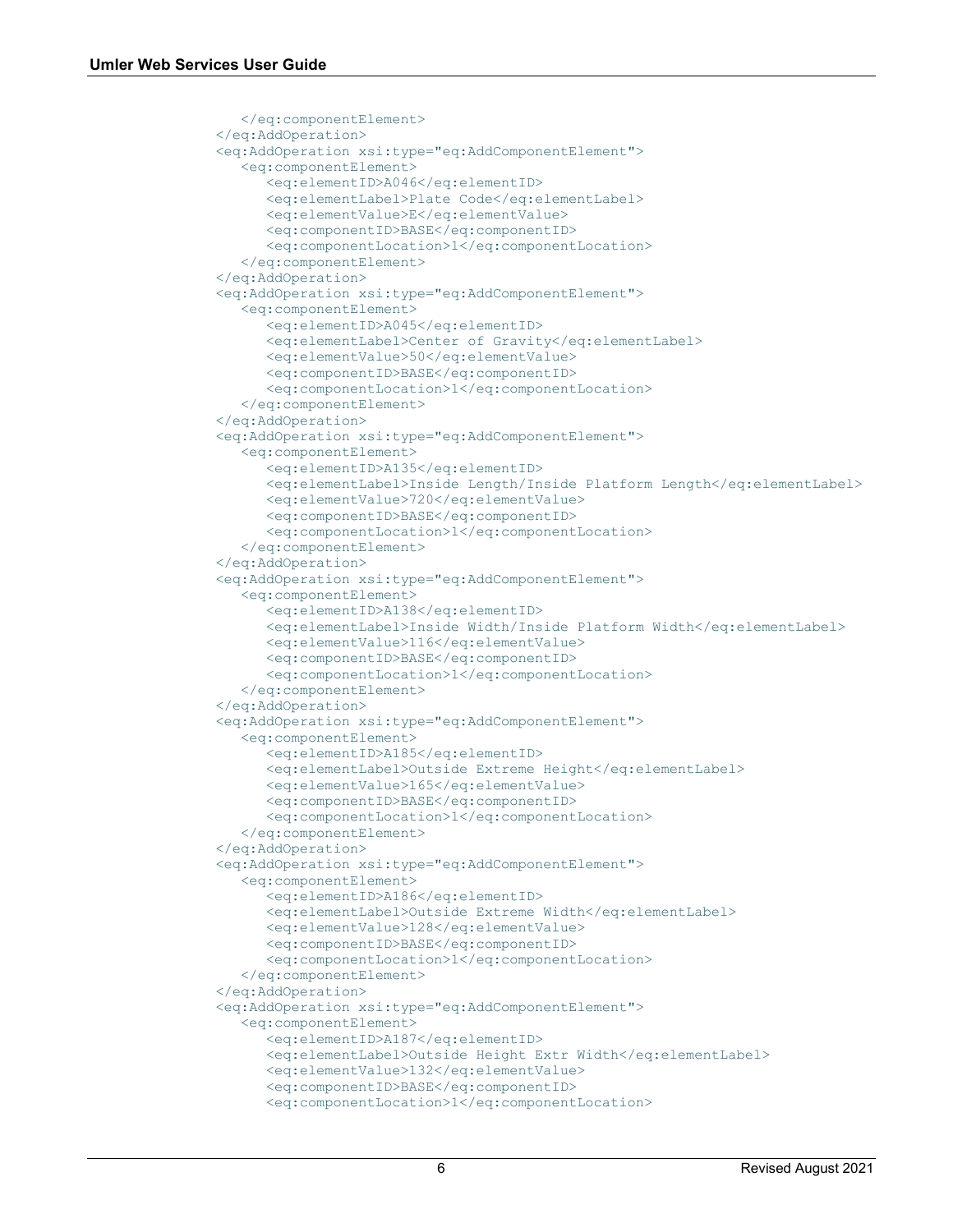```
      </eq:componentElement>
   </eq:AddOperation>
   <eq:AddOperation xsi:type="eq:AddComponentElement">
      <eq:componentElement>
         <eq:elementID>A046</eq:elementID>
         <eq:elementLabel>Plate Code</eq:elementLabel>
         <eq:elementValue>E</eq:elementValue>
         <eq:componentID>BASE</eq:componentID>
         <eq:componentLocation>1</eq:componentLocation>
      </eq:componentElement>
   </eq:AddOperation>
   <eq:AddOperation xsi:type="eq:AddComponentElement">
      <eq:componentElement>
         <eq:elementID>A045</eq:elementID>
         <eq:elementLabel>Center of Gravity</eq:elementLabel>
         <eq:elementValue>50</eq:elementValue>
         <eq:componentID>BASE</eq:componentID>
         <eq:componentLocation>1</eq:componentLocation>
      </eq:componentElement>
   </eq:AddOperation>
   <eq:AddOperation xsi:type="eq:AddComponentElement">
      <eq:componentElement>
         <eq:elementID>A135</eq:elementID>
         <eq:elementLabel>Inside Length/Inside Platform Length</eq:elementLabel>
         <eq:elementValue>720</eq:elementValue>
         <eq:componentID>BASE</eq:componentID>
         <eq:componentLocation>1</eq:componentLocation>
      </eq:componentElement>
   </eq:AddOperation>
   <eq:AddOperation xsi:type="eq:AddComponentElement">
      <eq:componentElement>
         <eq:elementID>A138</eq:elementID>
         <eq:elementLabel>Inside Width/Inside Platform Width</eq:elementLabel>
         <eq:elementValue>116</eq:elementValue>
         <eq:componentID>BASE</eq:componentID>
         <eq:componentLocation>1</eq:componentLocation>
      </eq:componentElement>
   </eq:AddOperation>
   <eq:AddOperation xsi:type="eq:AddComponentElement">
      <eq:componentElement>
         <eq:elementID>A185</eq:elementID>
         <eq:elementLabel>Outside Extreme Height</eq:elementLabel>
         <eq:elementValue>165</eq:elementValue>
         <eq:componentID>BASE</eq:componentID>
         <eq:componentLocation>1</eq:componentLocation>
      </eq:componentElement>
   </eq:AddOperation>
   <eq:AddOperation xsi:type="eq:AddComponentElement">
      <eq:componentElement>
         <eq:elementID>A186</eq:elementID>
         <eq:elementLabel>Outside Extreme Width</eq:elementLabel>
         <eq:elementValue>128</eq:elementValue>
         <eq:componentID>BASE</eq:componentID>
         <eq:componentLocation>1</eq:componentLocation>
      </eq:componentElement>
   </eq:AddOperation>
   <eq:AddOperation xsi:type="eq:AddComponentElement">
      <eq:componentElement>
         <eq:elementID>A187</eq:elementID>
         <eq:elementLabel>Outside Height Extr Width</eq:elementLabel>
         <eq:elementValue>132</eq:elementValue>
         <eq:componentID>BASE</eq:componentID>
         <eq:componentLocation>1</eq:componentLocation>
```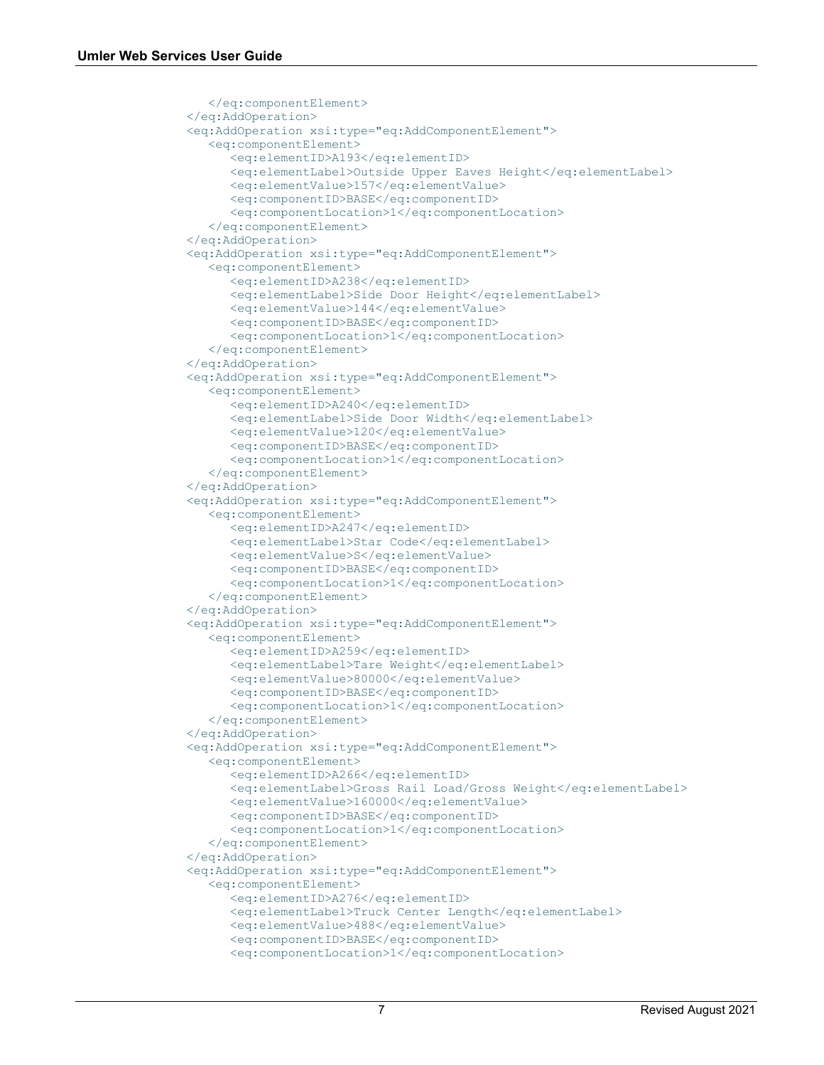```
      </eq:componentElement>
   </eq:AddOperation>
   <eq:AddOperation xsi:type="eq:AddComponentElement">
      <eq:componentElement>
         <eq:elementID>A193</eq:elementID>
         <eq:elementLabel>Outside Upper Eaves Height</eq:elementLabel>
         <eq:elementValue>157</eq:elementValue>
         <eq:componentID>BASE</eq:componentID>
         <eq:componentLocation>1</eq:componentLocation>
      </eq:componentElement>
   </eq:AddOperation>
   <eq:AddOperation xsi:type="eq:AddComponentElement">
      <eq:componentElement>
         <eq:elementID>A238</eq:elementID>
         <eq:elementLabel>Side Door Height</eq:elementLabel>
         <eq:elementValue>144</eq:elementValue>
         <eq:componentID>BASE</eq:componentID>
         <eq:componentLocation>1</eq:componentLocation>
      </eq:componentElement>
   </eq:AddOperation>
   <eq:AddOperation xsi:type="eq:AddComponentElement">
      <eq:componentElement>
         <eq:elementID>A240</eq:elementID>
         <eq:elementLabel>Side Door Width</eq:elementLabel>
         <eq:elementValue>120</eq:elementValue>
         <eq:componentID>BASE</eq:componentID>
         <eq:componentLocation>1</eq:componentLocation>
      </eq:componentElement>
   </eq:AddOperation>
   <eq:AddOperation xsi:type="eq:AddComponentElement">
      <eq:componentElement>
         <eq:elementID>A247</eq:elementID>
         <eq:elementLabel>Star Code</eq:elementLabel>
         <eq:elementValue>S</eq:elementValue>
         <eq:componentID>BASE</eq:componentID>
         <eq:componentLocation>1</eq:componentLocation>
      </eq:componentElement>
   </eq:AddOperation>
   <eq:AddOperation xsi:type="eq:AddComponentElement">
      <eq:componentElement>
         <eq:elementID>A259</eq:elementID>
         <eq:elementLabel>Tare Weight</eq:elementLabel>
         <eq:elementValue>80000</eq:elementValue>
         <eq:componentID>BASE</eq:componentID>
         <eq:componentLocation>1</eq:componentLocation>
      </eq:componentElement>
   </eq:AddOperation>
   <eq:AddOperation xsi:type="eq:AddComponentElement">
      <eq:componentElement>
         <eq:elementID>A266</eq:elementID>
         <eq:elementLabel>Gross Rail Load/Gross Weight</eq:elementLabel>
         <eq:elementValue>160000</eq:elementValue>
         <eq:componentID>BASE</eq:componentID>
         <eq:componentLocation>1</eq:componentLocation>
      </eq:componentElement>
   </eq:AddOperation>
   <eq:AddOperation xsi:type="eq:AddComponentElement">
      <eq:componentElement>
         <eq:elementID>A276</eq:elementID>
         <eq:elementLabel>Truck Center Length</eq:elementLabel>
         <eq:elementValue>488</eq:elementValue>
         <eq:componentID>BASE</eq:componentID>
         <eq:componentLocation>1</eq:componentLocation>
```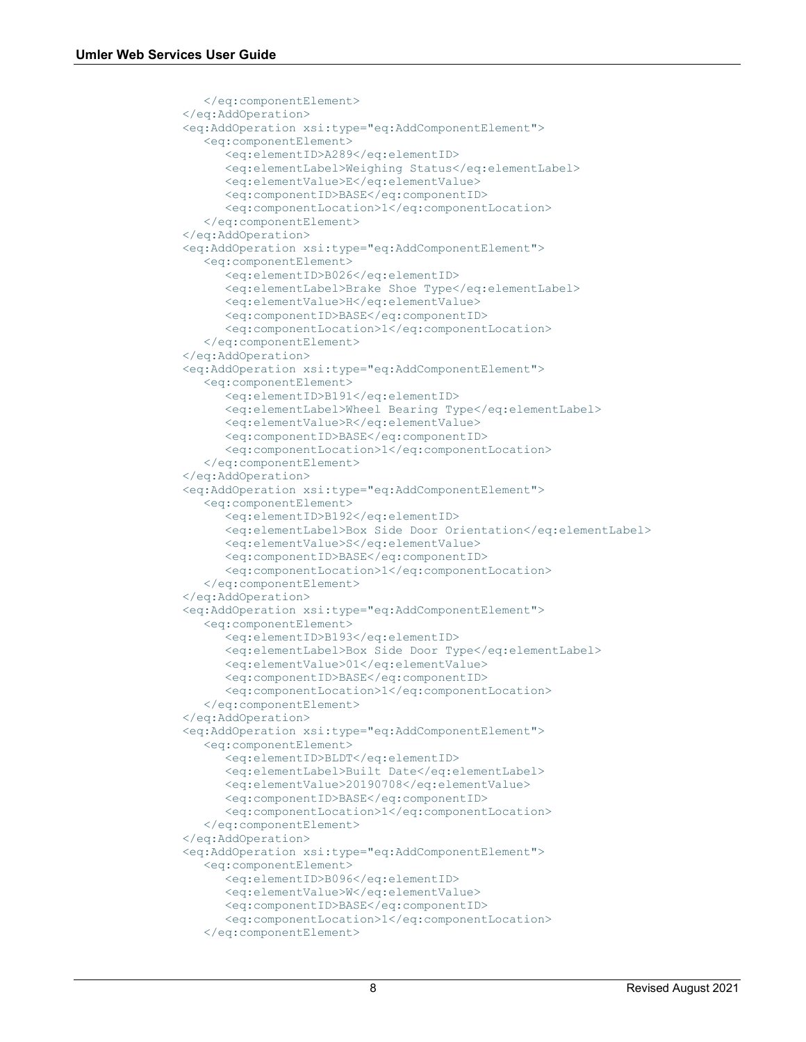```
      </eq:componentElement>
   </eq:AddOperation>
   <eq:AddOperation xsi:type="eq:AddComponentElement">
      <eq:componentElement>
         <eq:elementID>A289</eq:elementID>
         <eq:elementLabel>Weighing Status</eq:elementLabel>
         <eq:elementValue>E</eq:elementValue>
         <eq:componentID>BASE</eq:componentID>
         <eq:componentLocation>1</eq:componentLocation>
      </eq:componentElement>
   </eq:AddOperation>
   <eq:AddOperation xsi:type="eq:AddComponentElement">
      <eq:componentElement>
         <eq:elementID>B026</eq:elementID>
         <eq:elementLabel>Brake Shoe Type</eq:elementLabel>
         <eq:elementValue>H</eq:elementValue>
         <eq:componentID>BASE</eq:componentID>
         <eq:componentLocation>1</eq:componentLocation>
      </eq:componentElement>
   </eq:AddOperation>
   <eq:AddOperation xsi:type="eq:AddComponentElement">
      <eq:componentElement>
         <eq:elementID>B191</eq:elementID>
         <eq:elementLabel>Wheel Bearing Type</eq:elementLabel>
         <eq:elementValue>R</eq:elementValue>
         <eq:componentID>BASE</eq:componentID>
         <eq:componentLocation>1</eq:componentLocation>
      </eq:componentElement>
   </eq:AddOperation>
   <eq:AddOperation xsi:type="eq:AddComponentElement">
      <eq:componentElement>
         <eq:elementID>B192</eq:elementID>
         <eq:elementLabel>Box Side Door Orientation</eq:elementLabel>
         <eq:elementValue>S</eq:elementValue>
         <eq:componentID>BASE</eq:componentID>
         <eq:componentLocation>1</eq:componentLocation>
      </eq:componentElement>
   </eq:AddOperation>
   <eq:AddOperation xsi:type="eq:AddComponentElement">
      <eq:componentElement>
         <eq:elementID>B193</eq:elementID>
         <eq:elementLabel>Box Side Door Type</eq:elementLabel>
         <eq:elementValue>01</eq:elementValue>
         <eq:componentID>BASE</eq:componentID>
         <eq:componentLocation>1</eq:componentLocation>
      </eq:componentElement>
   </eq:AddOperation>
   <eq:AddOperation xsi:type="eq:AddComponentElement">
      <eq:componentElement>
         <eq:elementID>BLDT</eq:elementID>
         <eq:elementLabel>Built Date</eq:elementLabel>
         <eq:elementValue>20190708</eq:elementValue>
         <eq:componentID>BASE</eq:componentID>
         <eq:componentLocation>1</eq:componentLocation>
      </eq:componentElement>
   </eq:AddOperation>
   <eq:AddOperation xsi:type="eq:AddComponentElement">
      <eq:componentElement>
         <eq:elementID>B096</eq:elementID>
         <eq:elementValue>W</eq:elementValue>
         <eq:componentID>BASE</eq:componentID>
         <eq:componentLocation>1</eq:componentLocation>
      </eq:componentElement>
```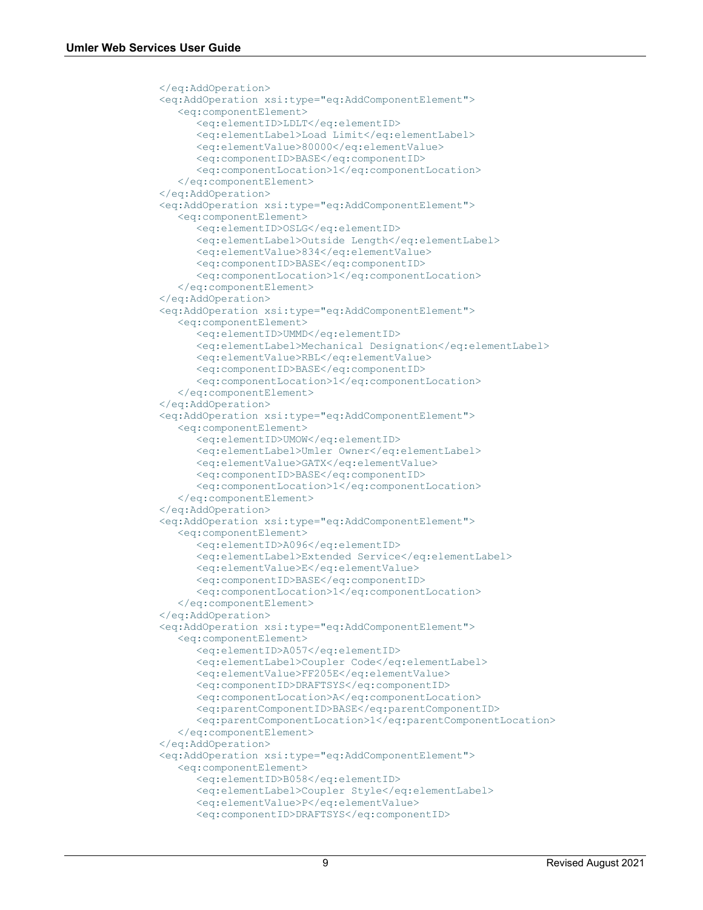```
            </eq:AddOperation>
            <eq:AddOperation xsi:type="eq:AddComponentElement">
               <eq:componentElement>
                  <eq:elementID>LDLT</eq:elementID>
                  <eq:elementLabel>Load Limit</eq:elementLabel>
                  <eq:elementValue>80000</eq:elementValue>
                  <eq:componentID>BASE</eq:componentID>
                  <eq:componentLocation>1</eq:componentLocation>
               </eq:componentElement>
            </eq:AddOperation>
            <eq:AddOperation xsi:type="eq:AddComponentElement">
               <eq:componentElement>
                  <eq:elementID>OSLG</eq:elementID>
                  <eq:elementLabel>Outside Length</eq:elementLabel>
                  <eq:elementValue>834</eq:elementValue>
                  <eq:componentID>BASE</eq:componentID>
                  <eq:componentLocation>1</eq:componentLocation>
               </eq:componentElement>
            </eq:AddOperation>
            <eq:AddOperation xsi:type="eq:AddComponentElement">
               <eq:componentElement>
                  <eq:elementID>UMMD</eq:elementID>
                  <eq:elementLabel>Mechanical Designation</eq:elementLabel>
                  <eq:elementValue>RBL</eq:elementValue>
                  <eq:componentID>BASE</eq:componentID>
                  <eq:componentLocation>1</eq:componentLocation>
               </eq:componentElement>
            </eq:AddOperation>
            <eq:AddOperation xsi:type="eq:AddComponentElement">
               <eq:componentElement>
                  <eq:elementID>UMOW</eq:elementID>
                  <eq:elementLabel>Umler Owner</eq:elementLabel>
                  <eq:elementValue>GATX</eq:elementValue>
                  <eq:componentID>BASE</eq:componentID>
                  <eq:componentLocation>1</eq:componentLocation>
               </eq:componentElement>
            </eq:AddOperation>
            <eq:AddOperation xsi:type="eq:AddComponentElement">
               <eq:componentElement>
                  <eq:elementID>A096</eq:elementID>
                  <eq:elementLabel>Extended Service</eq:elementLabel>
                  <eq:elementValue>E</eq:elementValue>
                  <eq:componentID>BASE</eq:componentID>
                  <eq:componentLocation>1</eq:componentLocation>
               </eq:componentElement>
            </eq:AddOperation>
            <eq:AddOperation xsi:type="eq:AddComponentElement">
               <eq:componentElement>
                  <eq:elementID>A057</eq:elementID>
                  <eq:elementLabel>Coupler Code</eq:elementLabel>
                  <eq:elementValue>FF205E</eq:elementValue>
                  <eq:componentID>DRAFTSYS</eq:componentID>
                  <eq:componentLocation>A</eq:componentLocation>
                  <eq:parentComponentID>BASE</eq:parentComponentID>
                  <eq:parentComponentLocation>1</eq:parentComponentLocation>
               </eq:componentElement>
            </eq:AddOperation>
            <eq:AddOperation xsi:type="eq:AddComponentElement">
               <eq:componentElement>
                  <eq:elementID>B058</eq:elementID>
                  <eq:elementLabel>Coupler Style</eq:elementLabel>
                  <eq:elementValue>P</eq:elementValue>
                  <eq:componentID>DRAFTSYS</eq:componentID>
```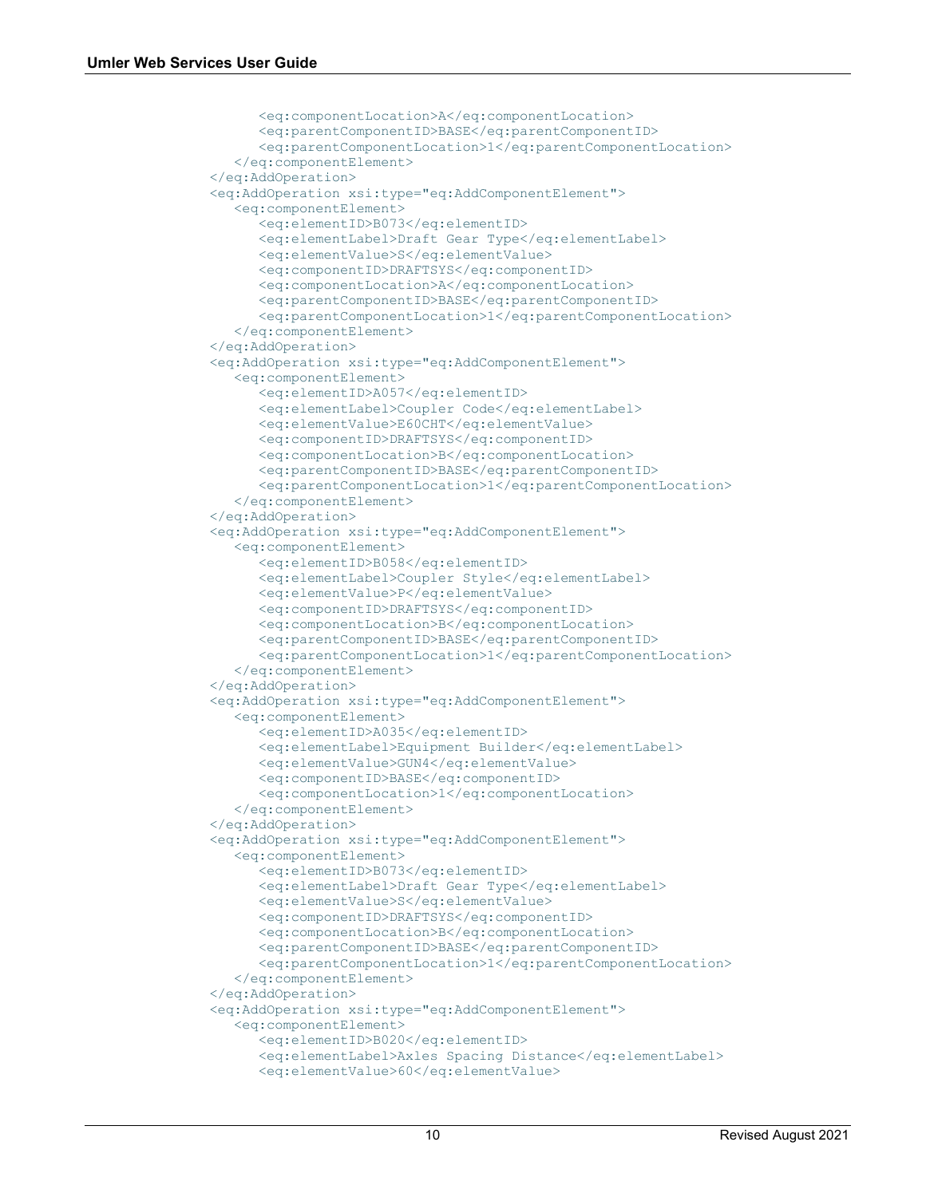```
            <eq:componentLocation>A</eq:componentLocation>
            <eq:parentComponentID>BASE</eq:parentComponentID>
            <eq:parentComponentLocation>1</eq:parentComponentLocation>
         </eq:componentElement>
      </eq:AddOperation>
      <eq:AddOperation xsi:type="eq:AddComponentElement">
         <eq:componentElement>
            <eq:elementID>B073</eq:elementID>
            <eq:elementLabel>Draft Gear Type</eq:elementLabel>
            <eq:elementValue>S</eq:elementValue>
            <eq:componentID>DRAFTSYS</eq:componentID>
            <eq:componentLocation>A</eq:componentLocation>
            <eq:parentComponentID>BASE</eq:parentComponentID>
            <eq:parentComponentLocation>1</eq:parentComponentLocation>
         </eq:componentElement>
      </eq:AddOperation>
      <eq:AddOperation xsi:type="eq:AddComponentElement">
         <eq:componentElement>
            <eq:elementID>A057</eq:elementID>
            <eq:elementLabel>Coupler Code</eq:elementLabel>
            <eq:elementValue>E60CHT</eq:elementValue>
            <eq:componentID>DRAFTSYS</eq:componentID>
            <eq:componentLocation>B</eq:componentLocation>
            <eq:parentComponentID>BASE</eq:parentComponentID>
            <eq:parentComponentLocation>1</eq:parentComponentLocation>
         </eq:componentElement>
      </eq:AddOperation>
      <eq:AddOperation xsi:type="eq:AddComponentElement">
         <eq:componentElement>
            <eq:elementID>B058</eq:elementID>
            <eq:elementLabel>Coupler Style</eq:elementLabel>
            <eq:elementValue>P</eq:elementValue>
            <eq:componentID>DRAFTSYS</eq:componentID>
            <eq:componentLocation>B</eq:componentLocation>
            <eq:parentComponentID>BASE</eq:parentComponentID>
            <eq:parentComponentLocation>1</eq:parentComponentLocation>
         </eq:componentElement>
      </eq:AddOperation>
      <eq:AddOperation xsi:type="eq:AddComponentElement">
         <eq:componentElement>
            <eq:elementID>A035</eq:elementID>
            <eq:elementLabel>Equipment Builder</eq:elementLabel>
            <eq:elementValue>GUN4</eq:elementValue>
            <eq:componentID>BASE</eq:componentID>
            <eq:componentLocation>1</eq:componentLocation>
         </eq:componentElement>
      </eq:AddOperation>
      <eq:AddOperation xsi:type="eq:AddComponentElement">
         <eq:componentElement>
            <eq:elementID>B073</eq:elementID>
            <eq:elementLabel>Draft Gear Type</eq:elementLabel>
            <eq:elementValue>S</eq:elementValue>
            <eq:componentID>DRAFTSYS</eq:componentID>
            <eq:componentLocation>B</eq:componentLocation>
            <eq:parentComponentID>BASE</eq:parentComponentID>
            <eq:parentComponentLocation>1</eq:parentComponentLocation>
         </eq:componentElement>
      </eq:AddOperation>
      <eq:AddOperation xsi:type="eq:AddComponentElement">
         <eq:componentElement>
            <eq:elementID>B020</eq:elementID>
            <eq:elementLabel>Axles Spacing Distance</eq:elementLabel>
            <eq:elementValue>60</eq:elementValue>
```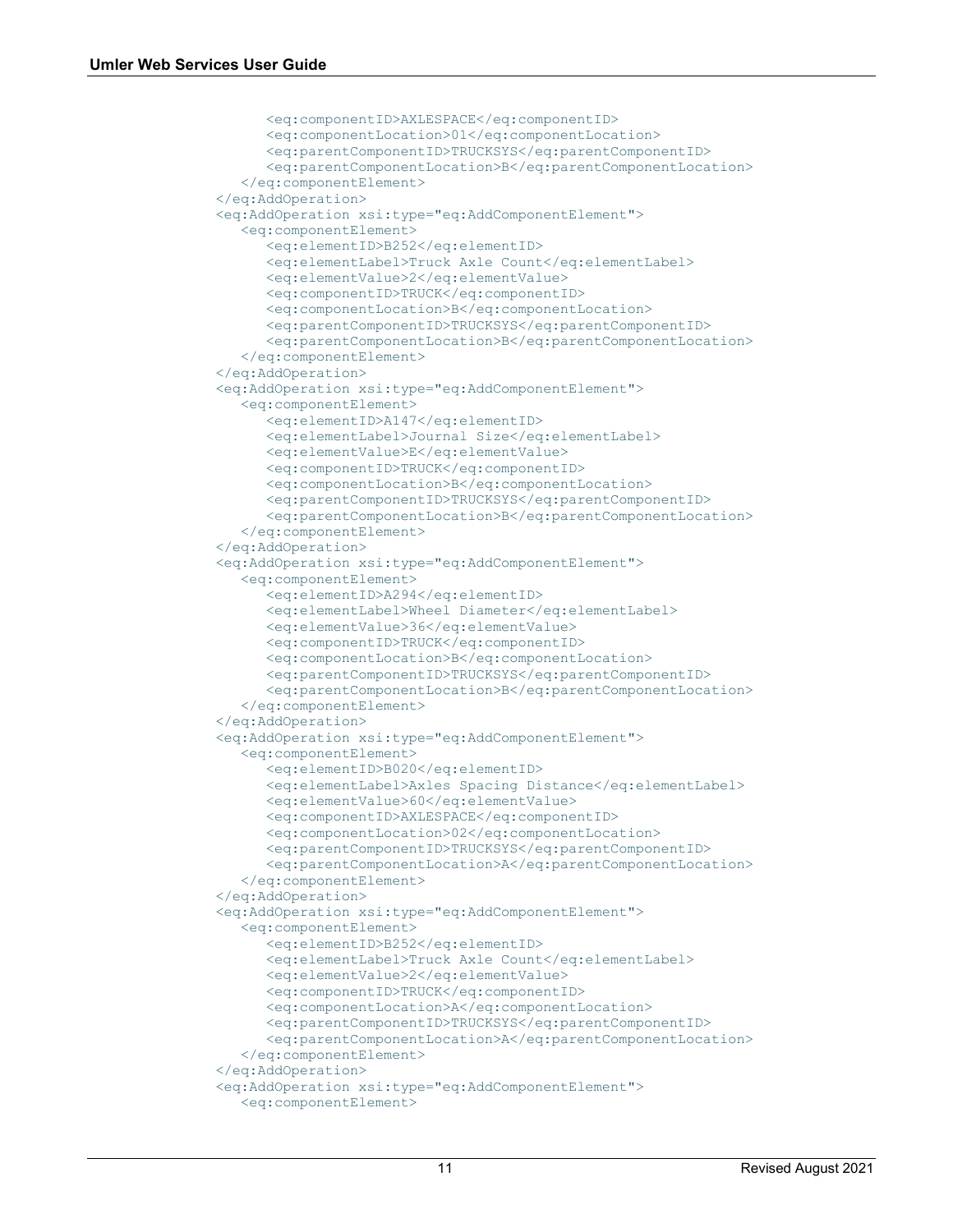```
            <eq:componentID>AXLESPACE</eq:componentID>
            <eq:componentLocation>01</eq:componentLocation>
            <eq:parentComponentID>TRUCKSYS</eq:parentComponentID>
            <eq:parentComponentLocation>B</eq:parentComponentLocation>
         </eq:componentElement>
      </eq:AddOperation>
      <eq:AddOperation xsi:type="eq:AddComponentElement">
         <eq:componentElement>
            <eq:elementID>B252</eq:elementID>
            <eq:elementLabel>Truck Axle Count</eq:elementLabel>
            <eq:elementValue>2</eq:elementValue>
            <eq:componentID>TRUCK</eq:componentID>
            <eq:componentLocation>B</eq:componentLocation>
            <eq:parentComponentID>TRUCKSYS</eq:parentComponentID>
            <eq:parentComponentLocation>B</eq:parentComponentLocation>
         </eq:componentElement>
      </eq:AddOperation>
      <eq:AddOperation xsi:type="eq:AddComponentElement">
         <eq:componentElement>
            <eq:elementID>A147</eq:elementID>
            <eq:elementLabel>Journal Size</eq:elementLabel>
            <eq:elementValue>E</eq:elementValue>
            <eq:componentID>TRUCK</eq:componentID>
            <eq:componentLocation>B</eq:componentLocation>
            <eq:parentComponentID>TRUCKSYS</eq:parentComponentID>
            <eq:parentComponentLocation>B</eq:parentComponentLocation>
         </eq:componentElement>
      </eq:AddOperation>
      <eq:AddOperation xsi:type="eq:AddComponentElement">
         <eq:componentElement>
            <eq:elementID>A294</eq:elementID>
            <eq:elementLabel>Wheel Diameter</eq:elementLabel>
            <eq:elementValue>36</eq:elementValue>
            <eq:componentID>TRUCK</eq:componentID>
            <eq:componentLocation>B</eq:componentLocation>
            <eq:parentComponentID>TRUCKSYS</eq:parentComponentID>
            <eq:parentComponentLocation>B</eq:parentComponentLocation>
         </eq:componentElement>
      </eq:AddOperation>
      <eq:AddOperation xsi:type="eq:AddComponentElement">
         <eq:componentElement>
            <eq:elementID>B020</eq:elementID>
            <eq:elementLabel>Axles Spacing Distance</eq:elementLabel>
            <eq:elementValue>60</eq:elementValue>
            <eq:componentID>AXLESPACE</eq:componentID>
            <eq:componentLocation>02</eq:componentLocation>
            <eq:parentComponentID>TRUCKSYS</eq:parentComponentID>
            <eq:parentComponentLocation>A</eq:parentComponentLocation>
         </eq:componentElement>
      </eq:AddOperation>
      <eq:AddOperation xsi:type="eq:AddComponentElement">
         <eq:componentElement>
            <eq:elementID>B252</eq:elementID>
            <eq:elementLabel>Truck Axle Count</eq:elementLabel>
            <eq:elementValue>2</eq:elementValue>
            <eq:componentID>TRUCK</eq:componentID>
            <eq:componentLocation>A</eq:componentLocation>
            <eq:parentComponentID>TRUCKSYS</eq:parentComponentID>
            <eq:parentComponentLocation>A</eq:parentComponentLocation>
         </eq:componentElement>
      </eq:AddOperation>
      <eq:AddOperation xsi:type="eq:AddComponentElement">
         <eq:componentElement>
```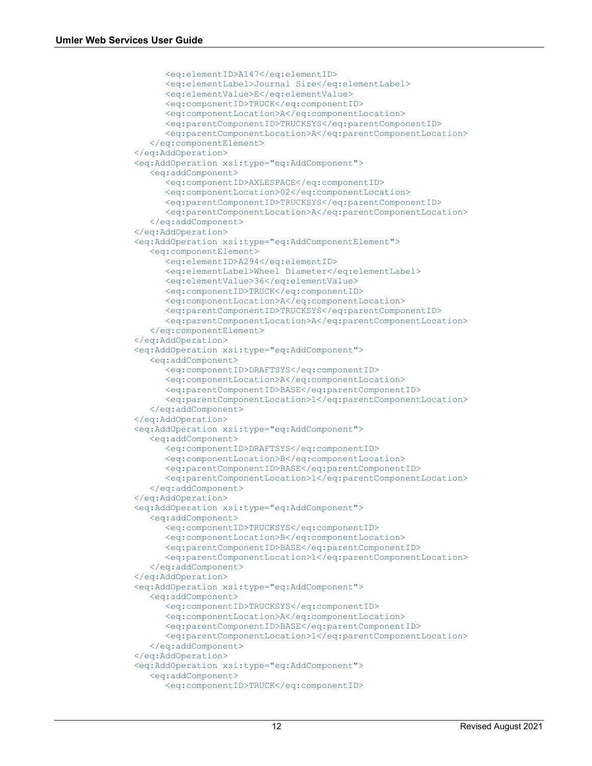```
            <eq:elementID>A147</eq:elementID>
            <eq:elementLabel>Journal Size</eq:elementLabel>
            <eq:elementValue>E</eq:elementValue>
            <eq:componentID>TRUCK</eq:componentID>
            <eq:componentLocation>A</eq:componentLocation>
            <eq:parentComponentID>TRUCKSYS</eq:parentComponentID>
            <eq:parentComponentLocation>A</eq:parentComponentLocation>
         </eq:componentElement>
      </eq:AddOperation>
      <eq:AddOperation xsi:type="eq:AddComponent">
         <eq:addComponent>
            <eq:componentID>AXLESPACE</eq:componentID>
            <eq:componentLocation>02</eq:componentLocation>
            <eq:parentComponentID>TRUCKSYS</eq:parentComponentID>
            <eq:parentComponentLocation>A</eq:parentComponentLocation>
         </eq:addComponent>
      </eq:AddOperation>
      <eq:AddOperation xsi:type="eq:AddComponentElement">
         <eq:componentElement>
            <eq:elementID>A294</eq:elementID>
            <eq:elementLabel>Wheel Diameter</eq:elementLabel>
            <eq:elementValue>36</eq:elementValue>
            <eq:componentID>TRUCK</eq:componentID>
            <eq:componentLocation>A</eq:componentLocation>
            <eq:parentComponentID>TRUCKSYS</eq:parentComponentID>
            <eq:parentComponentLocation>A</eq:parentComponentLocation>
         </eq:componentElement>
      </eq:AddOperation>
      <eq:AddOperation xsi:type="eq:AddComponent">
         <eq:addComponent>
            <eq:componentID>DRAFTSYS</eq:componentID>
            <eq:componentLocation>A</eq:componentLocation>
            <eq:parentComponentID>BASE</eq:parentComponentID>
            <eq:parentComponentLocation>1</eq:parentComponentLocation>
         </eq:addComponent>
      </eq:AddOperation>
      <eq:AddOperation xsi:type="eq:AddComponent">
         <eq:addComponent>
            <eq:componentID>DRAFTSYS</eq:componentID>
            <eq:componentLocation>B</eq:componentLocation>
            <eq:parentComponentID>BASE</eq:parentComponentID>
            <eq:parentComponentLocation>1</eq:parentComponentLocation>
         </eq:addComponent>
      </eq:AddOperation>
      <eq:AddOperation xsi:type="eq:AddComponent">
         <eq:addComponent>
            <eq:componentID>TRUCKSYS</eq:componentID>
            <eq:componentLocation>B</eq:componentLocation>
            <eq:parentComponentID>BASE</eq:parentComponentID>
            <eq:parentComponentLocation>1</eq:parentComponentLocation>
         </eq:addComponent>
      </eq:AddOperation>
      <eq:AddOperation xsi:type="eq:AddComponent">
         <eq:addComponent>
            <eq:componentID>TRUCKSYS</eq:componentID>
            <eq:componentLocation>A</eq:componentLocation>
            <eq:parentComponentID>BASE</eq:parentComponentID>
            <eq:parentComponentLocation>1</eq:parentComponentLocation>
         </eq:addComponent>
      </eq:AddOperation>
      <eq:AddOperation xsi:type="eq:AddComponent">
         <eq:addComponent>
            <eq:componentID>TRUCK</eq:componentID>
```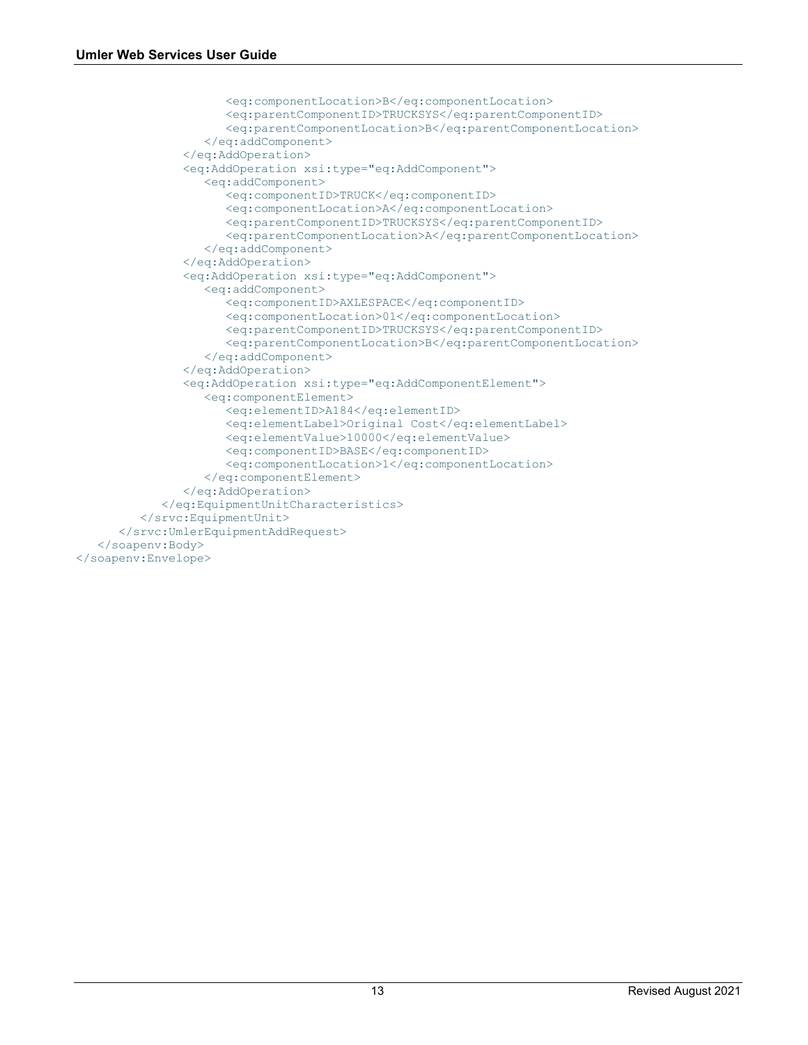```
                    <eq:componentLocation>B</eq:componentLocation>
                    <eq:parentComponentID>TRUCKSYS</eq:parentComponentID>
                    <eq:parentComponentLocation>B</eq:parentComponentLocation>
                 </eq:addComponent>
              </eq:AddOperation>
              <eq:AddOperation xsi:type="eq:AddComponent">
                 <eq:addComponent>
                    <eq:componentID>TRUCK</eq:componentID>
                    <eq:componentLocation>A</eq:componentLocation>
                    <eq:parentComponentID>TRUCKSYS</eq:parentComponentID>
                    <eq:parentComponentLocation>A</eq:parentComponentLocation>
                 </eq:addComponent>
              </eq:AddOperation>
              <eq:AddOperation xsi:type="eq:AddComponent">
                 <eq:addComponent>
                    <eq:componentID>AXLESPACE</eq:componentID>
                    <eq:componentLocation>01</eq:componentLocation>
                    <eq:parentComponentID>TRUCKSYS</eq:parentComponentID>
                    <eq:parentComponentLocation>B</eq:parentComponentLocation>
                 </eq:addComponent>
              </eq:AddOperation>
              <eq:AddOperation xsi:type="eq:AddComponentElement">
                 <eq:componentElement>
                    <eq:elementID>A184</eq:elementID>
                    <eq:elementLabel>Original Cost</eq:elementLabel>
                    <eq:elementValue>10000</eq:elementValue>
                    <eq:componentID>BASE</eq:componentID>
                    <eq:componentLocation>1</eq:componentLocation>
                 </eq:componentElement>
              </eq:AddOperation>
           </eq:EquipmentUnitCharacteristics>
        </srvc:EquipmentUnit>
     </srvc:UmlerEquipmentAddRequest>
  </soapenv:Body>
</soapenv:Envelope>
```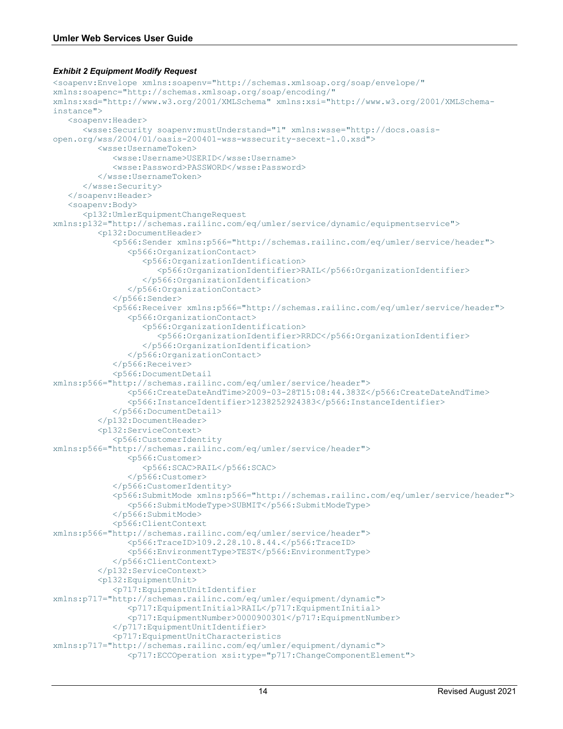***Exhibit 2 Equipment Modify Request***

```
<soapenv:Envelope xmlns:soapenv="http://schemas.xmlsoap.org/soap/envelope/"
xmlns:soapenc="http://schemas.xmlsoap.org/soap/encoding/"
xmlns:xsd="http://www.w3.org/2001/XMLSchema" xmlns:xsi="http://www.w3.org/2001/XMLSchema-
instance">
   <soapenv:Header>
      <wsse:Security soapenv:mustUnderstand="1" xmlns:wsse="http://docs.oasis-
open.org/wss/2004/01/oasis-200401-wss-wssecurity-secext-1.0.xsd">
         <wsse:UsernameToken>
            <wsse:Username>USERID</wsse:Username>
            <wsse:Password>PASSWORD</wsse:Password>
         </wsse:UsernameToken>
      </wsse:Security>
   </soapenv:Header>
   <soapenv:Body>
      <p132:UmlerEquipmentChangeRequest
xmlns:p132="http://schemas.railinc.com/eq/umler/service/dynamic/equipmentservice">
         <p132:DocumentHeader>
            <p566:Sender xmlns:p566="http://schemas.railinc.com/eq/umler/service/header">
               <p566:OrganizationContact>
                  <p566:OrganizationIdentification>
                     <p566:OrganizationIdentifier>RAIL</p566:OrganizationIdentifier>
                  </p566:OrganizationIdentification>
               </p566:OrganizationContact>
            </p566:Sender>
            <p566:Receiver xmlns:p566="http://schemas.railinc.com/eq/umler/service/header">
               <p566:OrganizationContact>
                  <p566:OrganizationIdentification>
                     <p566:OrganizationIdentifier>RRDC</p566:OrganizationIdentifier>
                  </p566:OrganizationIdentification>
               </p566:OrganizationContact>
            </p566:Receiver>
            <p566:DocumentDetail
xmlns:p566="http://schemas.railinc.com/eq/umler/service/header">
               <p566:CreateDateAndTime>2009-03-28T15:08:44.383Z</p566:CreateDateAndTime>
               <p566:InstanceIdentifier>1238252924383</p566:InstanceIdentifier>
            </p566:DocumentDetail>
         </p132:DocumentHeader>
         <p132:ServiceContext>
            <p566:CustomerIdentity
xmlns:p566="http://schemas.railinc.com/eq/umler/service/header">
               <p566:Customer>
                  <p566:SCAC>RAIL</p566:SCAC>
               </p566:Customer>
            </p566:CustomerIdentity>
            <p566:SubmitMode xmlns:p566="http://schemas.railinc.com/eq/umler/service/header">
               <p566:SubmitModeType>SUBMIT</p566:SubmitModeType>
            </p566:SubmitMode>
            <p566:ClientContext
xmlns:p566="http://schemas.railinc.com/eq/umler/service/header">
               <p566:TraceID>109.2.28.10.8.44.</p566:TraceID>
               <p566:EnvironmentType>TEST</p566:EnvironmentType>
            </p566:ClientContext>
         </p132:ServiceContext>
         <p132:EquipmentUnit>
            <p717:EquipmentUnitIdentifier
xmlns:p717="http://schemas.railinc.com/eq/umler/equipment/dynamic">
               <p717:EquipmentInitial>RAIL</p717:EquipmentInitial>
               <p717:EquipmentNumber>0000900301</p717:EquipmentNumber>
            </p717:EquipmentUnitIdentifier>
            <p717:EquipmentUnitCharacteristics
xmlns:p717="http://schemas.railinc.com/eq/umler/equipment/dynamic">
               <p717:ECCOperation xsi:type="p717:ChangeComponentElement">
```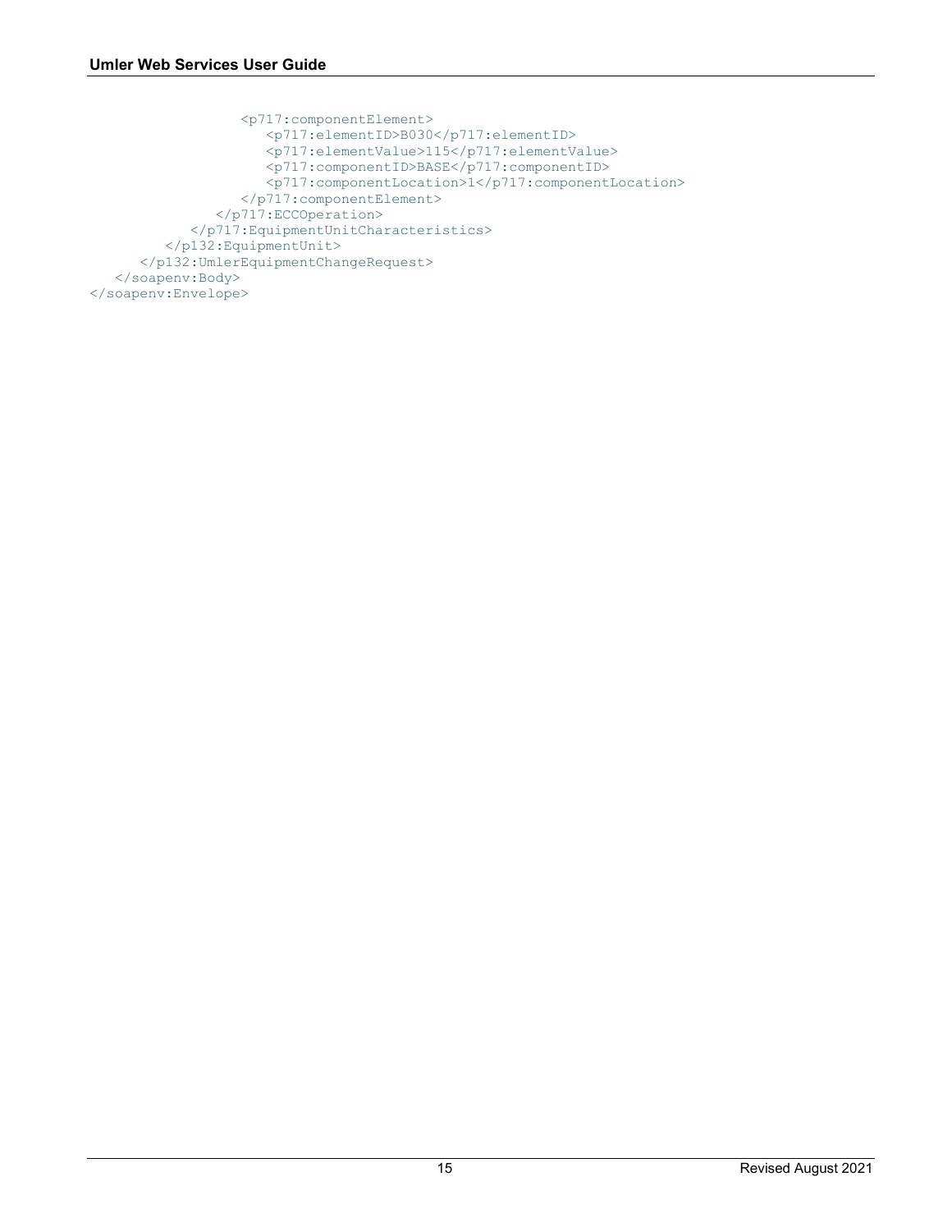```
                  <p717:componentElement>
                     <p717:elementID>B030</p717:elementID>
                     <p717:elementValue>115</p717:elementValue>
                     <p717:componentID>BASE</p717:componentID>
                     <p717:componentLocation>1</p717:componentLocation>
                  </p717:componentElement>
               </p717:ECCOperation>
            </p717:EquipmentUnitCharacteristics>
         </p132:EquipmentUnit>
      </p132:UmlerEquipmentChangeRequest>
   </soapenv:Body>
</soapenv:Envelope>
```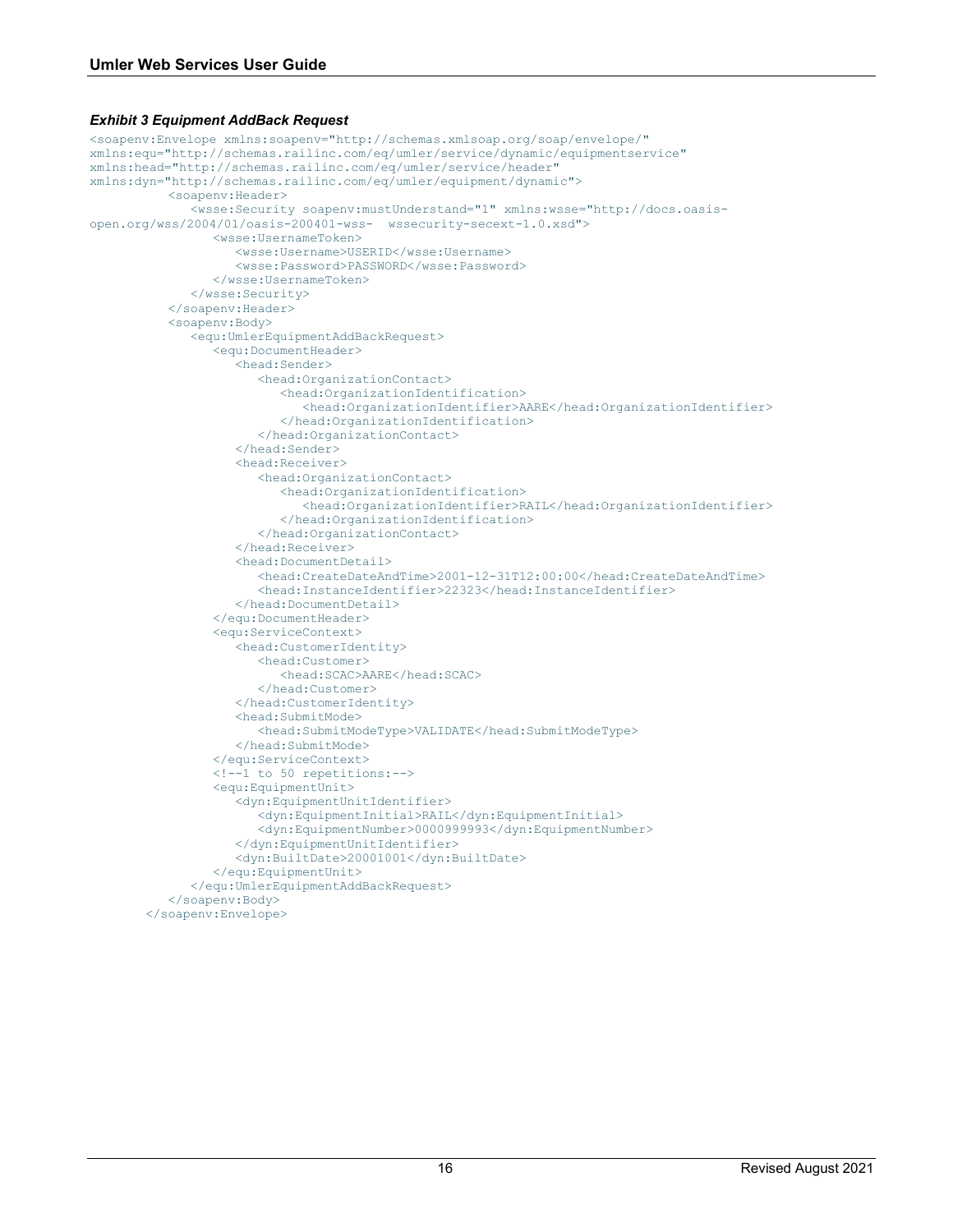***Exhibit 3 Equipment AddBack Request***

```
<soapenv:Envelope xmlns:soapenv="http://schemas.xmlsoap.org/soap/envelope/"
xmlns:equ="http://schemas.railinc.com/eq/umler/service/dynamic/equipmentservice"
xmlns:head="http://schemas.railinc.com/eq/umler/service/header"
xmlns:dyn="http://schemas.railinc.com/eq/umler/equipment/dynamic">
          <soapenv:Header>
             <wsse:Security soapenv:mustUnderstand="1" xmlns:wsse="http://docs.oasis-
open.org/wss/2004/01/oasis-200401-wss-  wssecurity-secext-1.0.xsd">
                <wsse:UsernameToken>
                   <wsse:Username>USERID</wsse:Username>
                   <wsse:Password>PASSWORD</wsse:Password>
                </wsse:UsernameToken>
             </wsse:Security>
          </soapenv:Header>
          <soapenv:Body>
             <equ:UmlerEquipmentAddBackRequest>
                <equ:DocumentHeader>
                   <head:Sender>
                      <head:OrganizationContact>
                         <head:OrganizationIdentification>
                            <head:OrganizationIdentifier>AARE</head:OrganizationIdentifier>
                         </head:OrganizationIdentification>
                      </head:OrganizationContact>
                   </head:Sender>
                   <head:Receiver>
                      <head:OrganizationContact>
                         <head:OrganizationIdentification>
                            <head:OrganizationIdentifier>RAIL</head:OrganizationIdentifier>
                         </head:OrganizationIdentification>
                      </head:OrganizationContact>
                   </head:Receiver>
                   <head:DocumentDetail>
                      <head:CreateDateAndTime>2001-12-31T12:00:00</head:CreateDateAndTime>
                      <head:InstanceIdentifier>22323</head:InstanceIdentifier>
                   </head:DocumentDetail>
                </equ:DocumentHeader>
                <equ:ServiceContext>
                   <head:CustomerIdentity>
                      <head:Customer>
                         <head:SCAC>AARE</head:SCAC>
                      </head:Customer>
                   </head:CustomerIdentity>
                   <head:SubmitMode>
                      <head:SubmitModeType>VALIDATE</head:SubmitModeType>
                   </head:SubmitMode>
                </equ:ServiceContext>
                <!--1 to 50 repetitions:-->
                <equ:EquipmentUnit>
                   <dyn:EquipmentUnitIdentifier>
                      <dyn:EquipmentInitial>RAIL</dyn:EquipmentInitial>
                      <dyn:EquipmentNumber>0000999993</dyn:EquipmentNumber>
                   </dyn:EquipmentUnitIdentifier>
                   <dyn:BuiltDate>20001001</dyn:BuiltDate>
                </equ:EquipmentUnit>
             </equ:UmlerEquipmentAddBackRequest>
          </soapenv:Body>
       </soapenv:Envelope>
```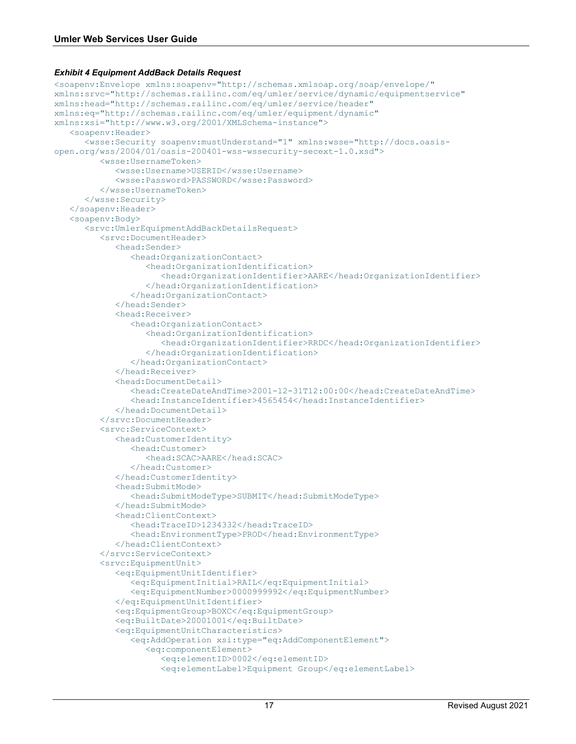***Exhibit 4 Equipment AddBack Details Request***

```
<soapenv:Envelope xmlns:soapenv="http://schemas.xmlsoap.org/soap/envelope/"
xmlns:srvc="http://schemas.railinc.com/eq/umler/service/dynamic/equipmentservice"
xmlns:head="http://schemas.railinc.com/eq/umler/service/header"
xmlns:eq="http://schemas.railinc.com/eq/umler/equipment/dynamic"
xmlns:xsi="http://www.w3.org/2001/XMLSchema-instance">
   <soapenv:Header>
      <wsse:Security soapenv:mustUnderstand="1" xmlns:wsse="http://docs.oasis-
open.org/wss/2004/01/oasis-200401-wss-wssecurity-secext-1.0.xsd">
         <wsse:UsernameToken>
            <wsse:Username>USERID</wsse:Username>
            <wsse:Password>PASSWORD</wsse:Password>
         </wsse:UsernameToken>
      </wsse:Security>
   </soapenv:Header>
   <soapenv:Body>
      <srvc:UmlerEquipmentAddBackDetailsRequest>
         <srvc:DocumentHeader>
            <head:Sender>
               <head:OrganizationContact>
                  <head:OrganizationIdentification>
                     <head:OrganizationIdentifier>AARE</head:OrganizationIdentifier>
                  </head:OrganizationIdentification>
               </head:OrganizationContact>
            </head:Sender>
            <head:Receiver>
               <head:OrganizationContact>
                  <head:OrganizationIdentification>
                     <head:OrganizationIdentifier>RRDC</head:OrganizationIdentifier>
                  </head:OrganizationIdentification>
               </head:OrganizationContact>
            </head:Receiver>
            <head:DocumentDetail>
               <head:CreateDateAndTime>2001-12-31T12:00:00</head:CreateDateAndTime>
               <head:InstanceIdentifier>4565454</head:InstanceIdentifier>
            </head:DocumentDetail>
         </srvc:DocumentHeader>
         <srvc:ServiceContext>
            <head:CustomerIdentity>
               <head:Customer>
                  <head:SCAC>AARE</head:SCAC>
               </head:Customer>
            </head:CustomerIdentity>
            <head:SubmitMode>
               <head:SubmitModeType>SUBMIT</head:SubmitModeType>
            </head:SubmitMode>
            <head:ClientContext>
               <head:TraceID>1234332</head:TraceID>
               <head:EnvironmentType>PROD</head:EnvironmentType>
            </head:ClientContext>
         </srvc:ServiceContext>
         <srvc:EquipmentUnit>
            <eq:EquipmentUnitIdentifier>
               <eq:EquipmentInitial>RAIL</eq:EquipmentInitial>
               <eq:EquipmentNumber>0000999992</eq:EquipmentNumber>
            </eq:EquipmentUnitIdentifier>
            <eq:EquipmentGroup>BOXC</eq:EquipmentGroup>
            <eq:BuiltDate>20001001</eq:BuiltDate>
            <eq:EquipmentUnitCharacteristics>
               <eq:AddOperation xsi:type="eq:AddComponentElement">
                  <eq:componentElement>
                     <eq:elementID>0002</eq:elementID>
                     <eq:elementLabel>Equipment Group</eq:elementLabel>
```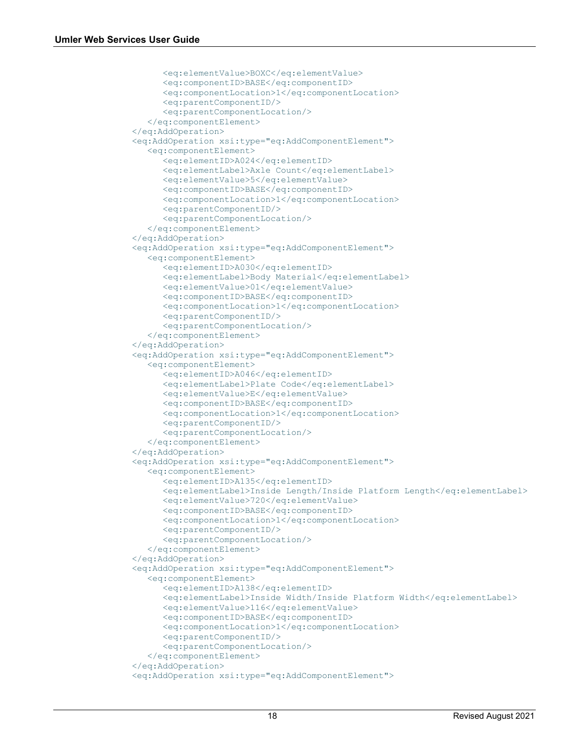```
            <eq:elementValue>BOXC</eq:elementValue>
            <eq:componentID>BASE</eq:componentID>
            <eq:componentLocation>1</eq:componentLocation>
            <eq:parentComponentID/>
            <eq:parentComponentLocation/>
         </eq:componentElement>
      </eq:AddOperation>
      <eq:AddOperation xsi:type="eq:AddComponentElement">
         <eq:componentElement>
            <eq:elementID>A024</eq:elementID>
            <eq:elementLabel>Axle Count</eq:elementLabel>
            <eq:elementValue>5</eq:elementValue>
            <eq:componentID>BASE</eq:componentID>
            <eq:componentLocation>1</eq:componentLocation>
            <eq:parentComponentID/>
            <eq:parentComponentLocation/>
         </eq:componentElement>
      </eq:AddOperation>
      <eq:AddOperation xsi:type="eq:AddComponentElement">
         <eq:componentElement>
            <eq:elementID>A030</eq:elementID>
            <eq:elementLabel>Body Material</eq:elementLabel>
            <eq:elementValue>01</eq:elementValue>
            <eq:componentID>BASE</eq:componentID>
            <eq:componentLocation>1</eq:componentLocation>
            <eq:parentComponentID/>
            <eq:parentComponentLocation/>
         </eq:componentElement>
      </eq:AddOperation>
      <eq:AddOperation xsi:type="eq:AddComponentElement">
         <eq:componentElement>
            <eq:elementID>A046</eq:elementID>
            <eq:elementLabel>Plate Code</eq:elementLabel>
            <eq:elementValue>E</eq:elementValue>
            <eq:componentID>BASE</eq:componentID>
            <eq:componentLocation>1</eq:componentLocation>
            <eq:parentComponentID/>
            <eq:parentComponentLocation/>
         </eq:componentElement>
      </eq:AddOperation>
      <eq:AddOperation xsi:type="eq:AddComponentElement">
         <eq:componentElement>
            <eq:elementID>A135</eq:elementID>
            <eq:elementLabel>Inside Length/Inside Platform Length</eq:elementLabel>
            <eq:elementValue>720</eq:elementValue>
            <eq:componentID>BASE</eq:componentID>
            <eq:componentLocation>1</eq:componentLocation>
            <eq:parentComponentID/>
            <eq:parentComponentLocation/>
         </eq:componentElement>
      </eq:AddOperation>
      <eq:AddOperation xsi:type="eq:AddComponentElement">
         <eq:componentElement>
            <eq:elementID>A138</eq:elementID>
            <eq:elementLabel>Inside Width/Inside Platform Width</eq:elementLabel>
            <eq:elementValue>116</eq:elementValue>
            <eq:componentID>BASE</eq:componentID>
            <eq:componentLocation>1</eq:componentLocation>
            <eq:parentComponentID/>
            <eq:parentComponentLocation/>
         </eq:componentElement>
      </eq:AddOperation>
      <eq:AddOperation xsi:type="eq:AddComponentElement">
```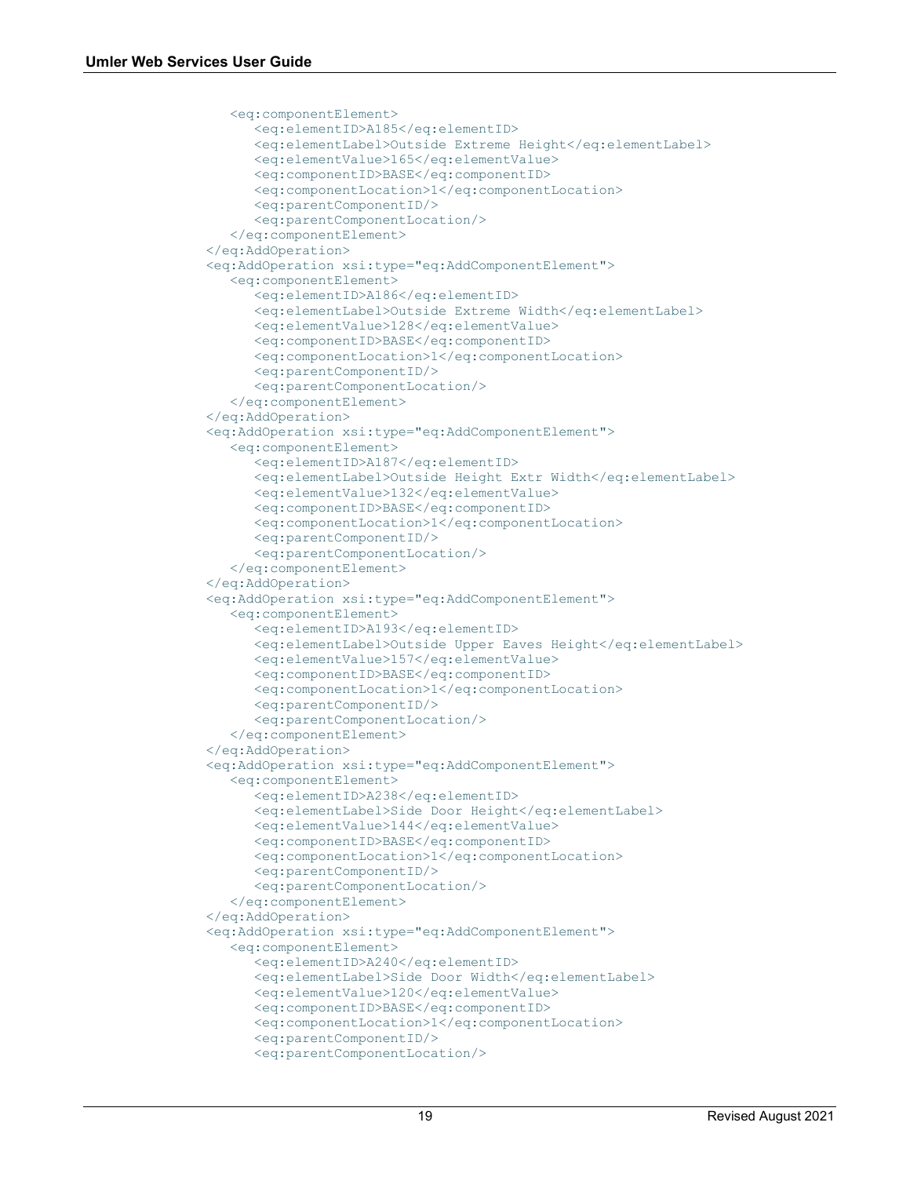```
            <eq:componentElement>
               <eq:elementID>A185</eq:elementID>
               <eq:elementLabel>Outside Extreme Height</eq:elementLabel>
               <eq:elementValue>165</eq:elementValue>
               <eq:componentID>BASE</eq:componentID>
               <eq:componentLocation>1</eq:componentLocation>
               <eq:parentComponentID/>
               <eq:parentComponentLocation/>
            </eq:componentElement>
         </eq:AddOperation>
         <eq:AddOperation xsi:type="eq:AddComponentElement">
            <eq:componentElement>
               <eq:elementID>A186</eq:elementID>
               <eq:elementLabel>Outside Extreme Width</eq:elementLabel>
               <eq:elementValue>128</eq:elementValue>
               <eq:componentID>BASE</eq:componentID>
               <eq:componentLocation>1</eq:componentLocation>
               <eq:parentComponentID/>
               <eq:parentComponentLocation/>
            </eq:componentElement>
         </eq:AddOperation>
         <eq:AddOperation xsi:type="eq:AddComponentElement">
            <eq:componentElement>
               <eq:elementID>A187</eq:elementID>
               <eq:elementLabel>Outside Height Extr Width</eq:elementLabel>
               <eq:elementValue>132</eq:elementValue>
               <eq:componentID>BASE</eq:componentID>
               <eq:componentLocation>1</eq:componentLocation>
               <eq:parentComponentID/>
               <eq:parentComponentLocation/>
            </eq:componentElement>
         </eq:AddOperation>
         <eq:AddOperation xsi:type="eq:AddComponentElement">
            <eq:componentElement>
               <eq:elementID>A193</eq:elementID>
               <eq:elementLabel>Outside Upper Eaves Height</eq:elementLabel>
               <eq:elementValue>157</eq:elementValue>
               <eq:componentID>BASE</eq:componentID>
               <eq:componentLocation>1</eq:componentLocation>
               <eq:parentComponentID/>
               <eq:parentComponentLocation/>
            </eq:componentElement>
         </eq:AddOperation>
         <eq:AddOperation xsi:type="eq:AddComponentElement">
            <eq:componentElement>
               <eq:elementID>A238</eq:elementID>
               <eq:elementLabel>Side Door Height</eq:elementLabel>
               <eq:elementValue>144</eq:elementValue>
               <eq:componentID>BASE</eq:componentID>
               <eq:componentLocation>1</eq:componentLocation>
               <eq:parentComponentID/>
               <eq:parentComponentLocation/>
            </eq:componentElement>
         </eq:AddOperation>
         <eq:AddOperation xsi:type="eq:AddComponentElement">
            <eq:componentElement>
               <eq:elementID>A240</eq:elementID>
               <eq:elementLabel>Side Door Width</eq:elementLabel>
               <eq:elementValue>120</eq:elementValue>
               <eq:componentID>BASE</eq:componentID>
               <eq:componentLocation>1</eq:componentLocation>
               <eq:parentComponentID/>
               <eq:parentComponentLocation/>
```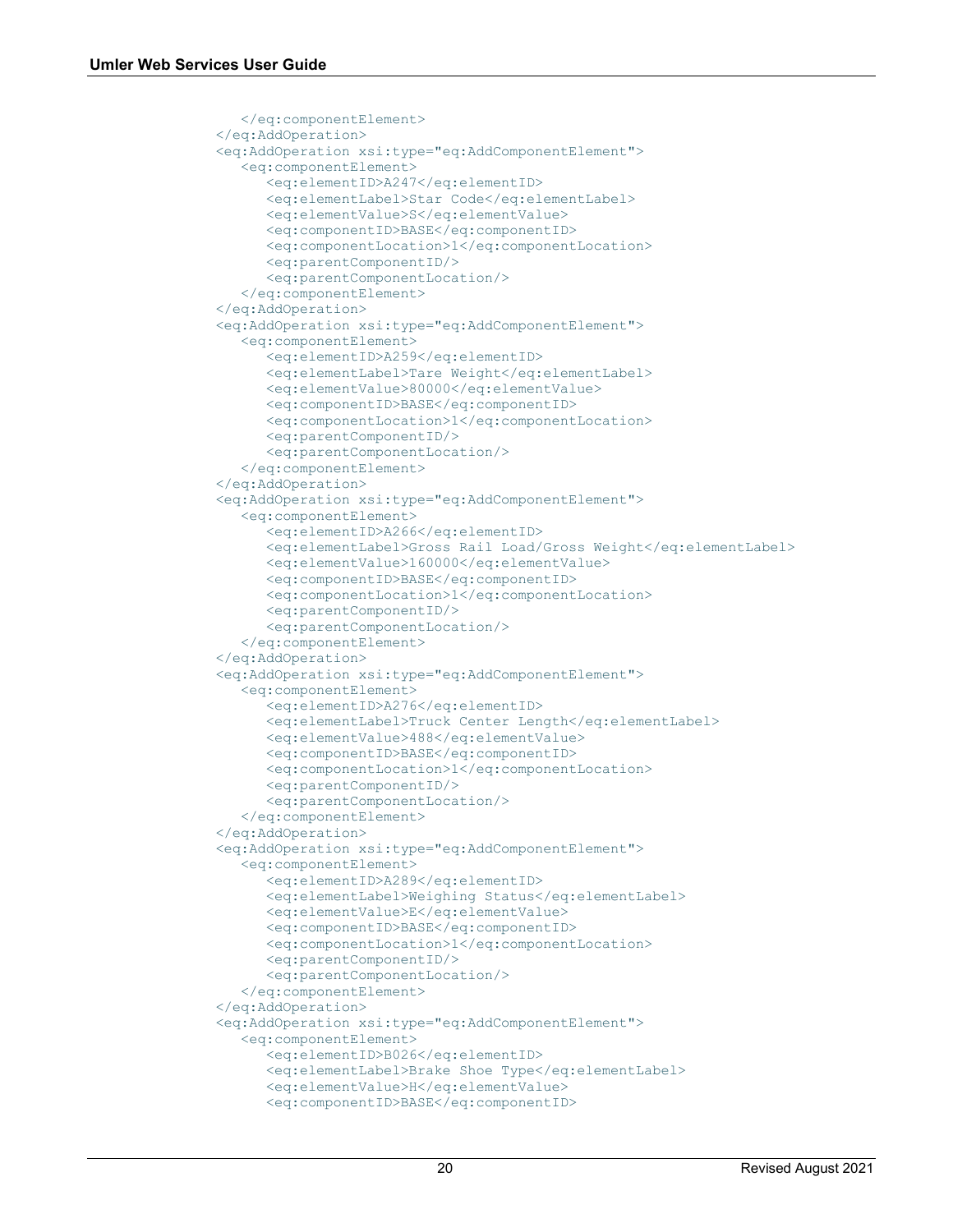```
            </eq:componentElement>
        </eq:AddOperation>
        <eq:AddOperation xsi:type="eq:AddComponentElement">
            <eq:componentElement>
                <eq:elementID>A247</eq:elementID>
                <eq:elementLabel>Star Code</eq:elementLabel>
                <eq:elementValue>S</eq:elementValue>
                <eq:componentID>BASE</eq:componentID>
                <eq:componentLocation>1</eq:componentLocation>
                <eq:parentComponentID/>
                <eq:parentComponentLocation/>
            </eq:componentElement>
        </eq:AddOperation>
        <eq:AddOperation xsi:type="eq:AddComponentElement">
            <eq:componentElement>
                <eq:elementID>A259</eq:elementID>
                <eq:elementLabel>Tare Weight</eq:elementLabel>
                <eq:elementValue>80000</eq:elementValue>
                <eq:componentID>BASE</eq:componentID>
                <eq:componentLocation>1</eq:componentLocation>
                <eq:parentComponentID/>
                <eq:parentComponentLocation/>
            </eq:componentElement>
        </eq:AddOperation>
        <eq:AddOperation xsi:type="eq:AddComponentElement">
            <eq:componentElement>
                <eq:elementID>A266</eq:elementID>
                <eq:elementLabel>Gross Rail Load/Gross Weight</eq:elementLabel>
                <eq:elementValue>160000</eq:elementValue>
                <eq:componentID>BASE</eq:componentID>
                <eq:componentLocation>1</eq:componentLocation>
                <eq:parentComponentID/>
                <eq:parentComponentLocation/>
            </eq:componentElement>
        </eq:AddOperation>
        <eq:AddOperation xsi:type="eq:AddComponentElement">
            <eq:componentElement>
                <eq:elementID>A276</eq:elementID>
                <eq:elementLabel>Truck Center Length</eq:elementLabel>
                <eq:elementValue>488</eq:elementValue>
                <eq:componentID>BASE</eq:componentID>
                <eq:componentLocation>1</eq:componentLocation>
                <eq:parentComponentID/>
                <eq:parentComponentLocation/>
            </eq:componentElement>
        </eq:AddOperation>
        <eq:AddOperation xsi:type="eq:AddComponentElement">
            <eq:componentElement>
                <eq:elementID>A289</eq:elementID>
                <eq:elementLabel>Weighing Status</eq:elementLabel>
                <eq:elementValue>E</eq:elementValue>
                <eq:componentID>BASE</eq:componentID>
                <eq:componentLocation>1</eq:componentLocation>
                <eq:parentComponentID/>
                <eq:parentComponentLocation/>
            </eq:componentElement>
        </eq:AddOperation>
        <eq:AddOperation xsi:type="eq:AddComponentElement">
            <eq:componentElement>
                <eq:elementID>B026</eq:elementID>
                <eq:elementLabel>Brake Shoe Type</eq:elementLabel>
                <eq:elementValue>H</eq:elementValue>
                <eq:componentID>BASE</eq:componentID>
```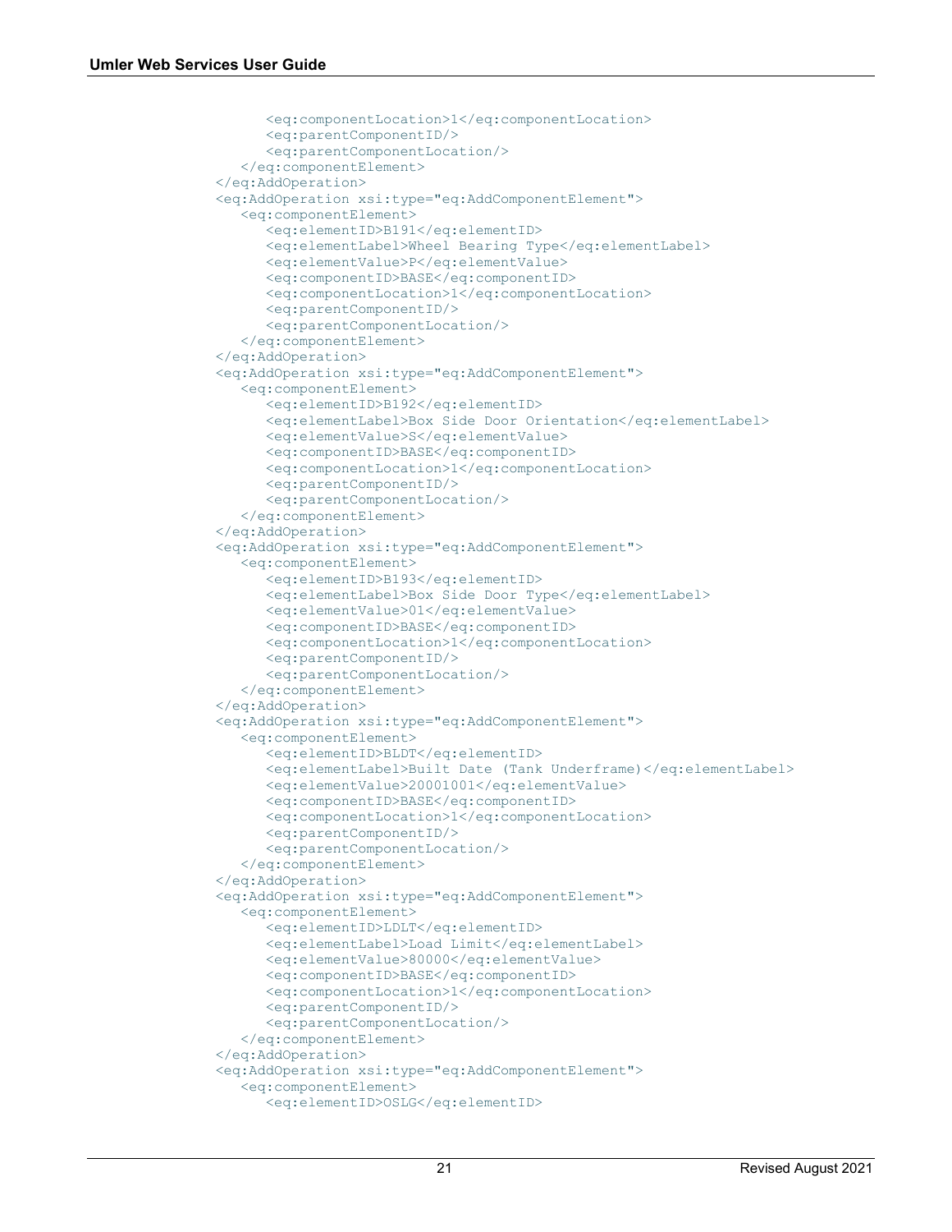```
            <eq:componentLocation>1</eq:componentLocation>
            <eq:parentComponentID/>
            <eq:parentComponentLocation/>
         </eq:componentElement>
      </eq:AddOperation>
      <eq:AddOperation xsi:type="eq:AddComponentElement">
         <eq:componentElement>
            <eq:elementID>B191</eq:elementID>
            <eq:elementLabel>Wheel Bearing Type</eq:elementLabel>
            <eq:elementValue>P</eq:elementValue>
            <eq:componentID>BASE</eq:componentID>
            <eq:componentLocation>1</eq:componentLocation>
            <eq:parentComponentID/>
            <eq:parentComponentLocation/>
         </eq:componentElement>
      </eq:AddOperation>
      <eq:AddOperation xsi:type="eq:AddComponentElement">
         <eq:componentElement>
            <eq:elementID>B192</eq:elementID>
            <eq:elementLabel>Box Side Door Orientation</eq:elementLabel>
            <eq:elementValue>S</eq:elementValue>
            <eq:componentID>BASE</eq:componentID>
            <eq:componentLocation>1</eq:componentLocation>
            <eq:parentComponentID/>
            <eq:parentComponentLocation/>
         </eq:componentElement>
      </eq:AddOperation>
      <eq:AddOperation xsi:type="eq:AddComponentElement">
         <eq:componentElement>
            <eq:elementID>B193</eq:elementID>
            <eq:elementLabel>Box Side Door Type</eq:elementLabel>
            <eq:elementValue>01</eq:elementValue>
            <eq:componentID>BASE</eq:componentID>
            <eq:componentLocation>1</eq:componentLocation>
            <eq:parentComponentID/>
            <eq:parentComponentLocation/>
         </eq:componentElement>
      </eq:AddOperation>
      <eq:AddOperation xsi:type="eq:AddComponentElement">
         <eq:componentElement>
            <eq:elementID>BLDT</eq:elementID>
            <eq:elementLabel>Built Date (Tank Underframe)</eq:elementLabel>
            <eq:elementValue>20001001</eq:elementValue>
            <eq:componentID>BASE</eq:componentID>
            <eq:componentLocation>1</eq:componentLocation>
            <eq:parentComponentID/>
            <eq:parentComponentLocation/>
         </eq:componentElement>
      </eq:AddOperation>
      <eq:AddOperation xsi:type="eq:AddComponentElement">
         <eq:componentElement>
            <eq:elementID>LDLT</eq:elementID>
            <eq:elementLabel>Load Limit</eq:elementLabel>
            <eq:elementValue>80000</eq:elementValue>
            <eq:componentID>BASE</eq:componentID>
            <eq:componentLocation>1</eq:componentLocation>
            <eq:parentComponentID/>
            <eq:parentComponentLocation/>
         </eq:componentElement>
      </eq:AddOperation>
      <eq:AddOperation xsi:type="eq:AddComponentElement">
         <eq:componentElement>
            <eq:elementID>OSLG</eq:elementID>
```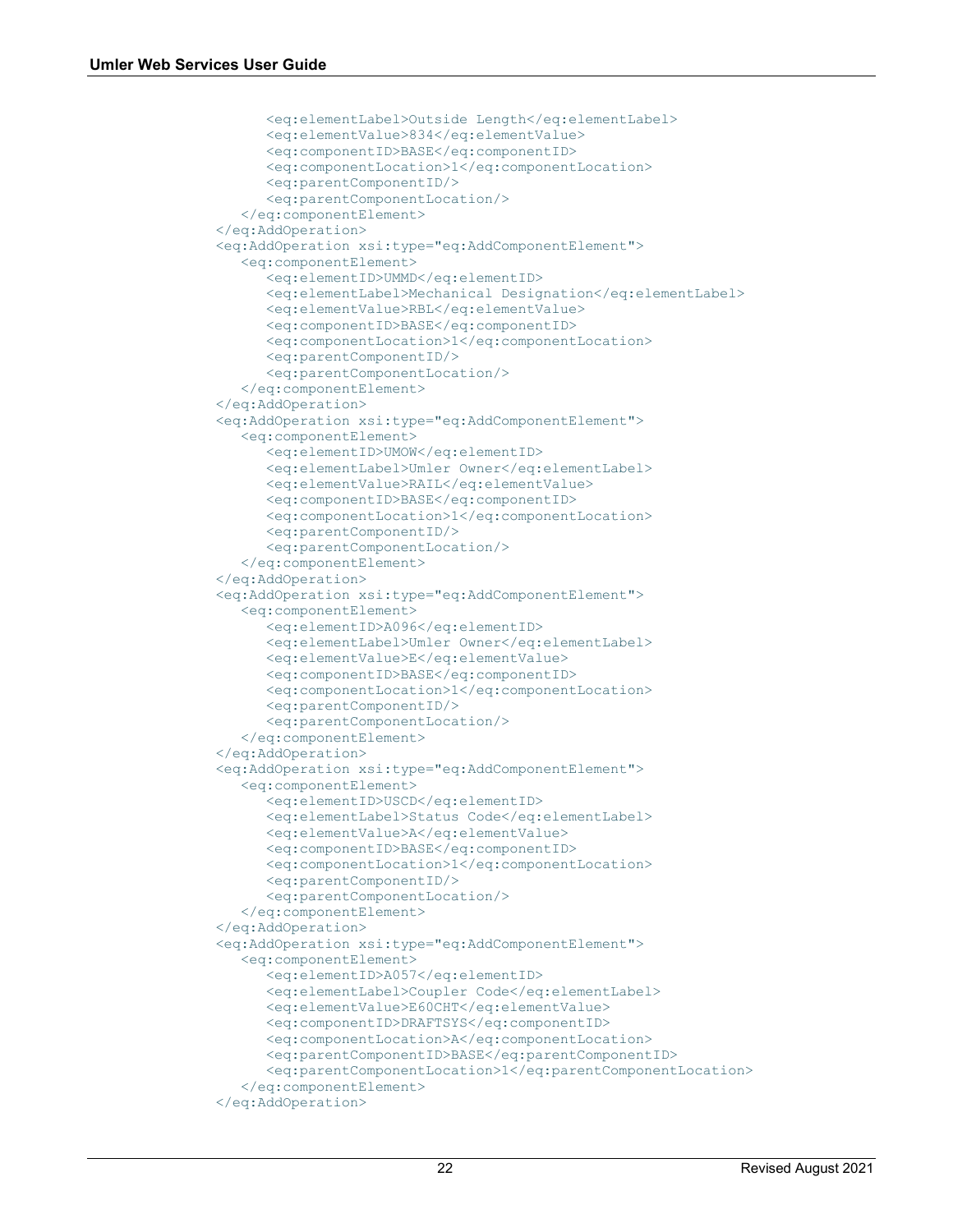```
            <eq:elementLabel>Outside Length</eq:elementLabel>
            <eq:elementValue>834</eq:elementValue>
            <eq:componentID>BASE</eq:componentID>
            <eq:componentLocation>1</eq:componentLocation>
            <eq:parentComponentID/>
            <eq:parentComponentLocation/>
         </eq:componentElement>
      </eq:AddOperation>
      <eq:AddOperation xsi:type="eq:AddComponentElement">
         <eq:componentElement>
            <eq:elementID>UMMD</eq:elementID>
            <eq:elementLabel>Mechanical Designation</eq:elementLabel>
            <eq:elementValue>RBL</eq:elementValue>
            <eq:componentID>BASE</eq:componentID>
            <eq:componentLocation>1</eq:componentLocation>
            <eq:parentComponentID/>
            <eq:parentComponentLocation/>
         </eq:componentElement>
      </eq:AddOperation>
      <eq:AddOperation xsi:type="eq:AddComponentElement">
         <eq:componentElement>
            <eq:elementID>UMOW</eq:elementID>
            <eq:elementLabel>Umler Owner</eq:elementLabel>
            <eq:elementValue>RAIL</eq:elementValue>
            <eq:componentID>BASE</eq:componentID>
            <eq:componentLocation>1</eq:componentLocation>
            <eq:parentComponentID/>
            <eq:parentComponentLocation/>
         </eq:componentElement>
      </eq:AddOperation>
      <eq:AddOperation xsi:type="eq:AddComponentElement">
         <eq:componentElement>
            <eq:elementID>A096</eq:elementID>
            <eq:elementLabel>Umler Owner</eq:elementLabel>
            <eq:elementValue>E</eq:elementValue>
            <eq:componentID>BASE</eq:componentID>
            <eq:componentLocation>1</eq:componentLocation>
            <eq:parentComponentID/>
            <eq:parentComponentLocation/>
         </eq:componentElement>
      </eq:AddOperation>
      <eq:AddOperation xsi:type="eq:AddComponentElement">
         <eq:componentElement>
            <eq:elementID>USCD</eq:elementID>
            <eq:elementLabel>Status Code</eq:elementLabel>
            <eq:elementValue>A</eq:elementValue>
            <eq:componentID>BASE</eq:componentID>
            <eq:componentLocation>1</eq:componentLocation>
            <eq:parentComponentID/>
            <eq:parentComponentLocation/>
         </eq:componentElement>
      </eq:AddOperation>
      <eq:AddOperation xsi:type="eq:AddComponentElement">
         <eq:componentElement>
            <eq:elementID>A057</eq:elementID>
            <eq:elementLabel>Coupler Code</eq:elementLabel>
            <eq:elementValue>E60CHT</eq:elementValue>
            <eq:componentID>DRAFTSYS</eq:componentID>
            <eq:componentLocation>A</eq:componentLocation>
            <eq:parentComponentID>BASE</eq:parentComponentID>
            <eq:parentComponentLocation>1</eq:parentComponentLocation>
         </eq:componentElement>
      </eq:AddOperation>
```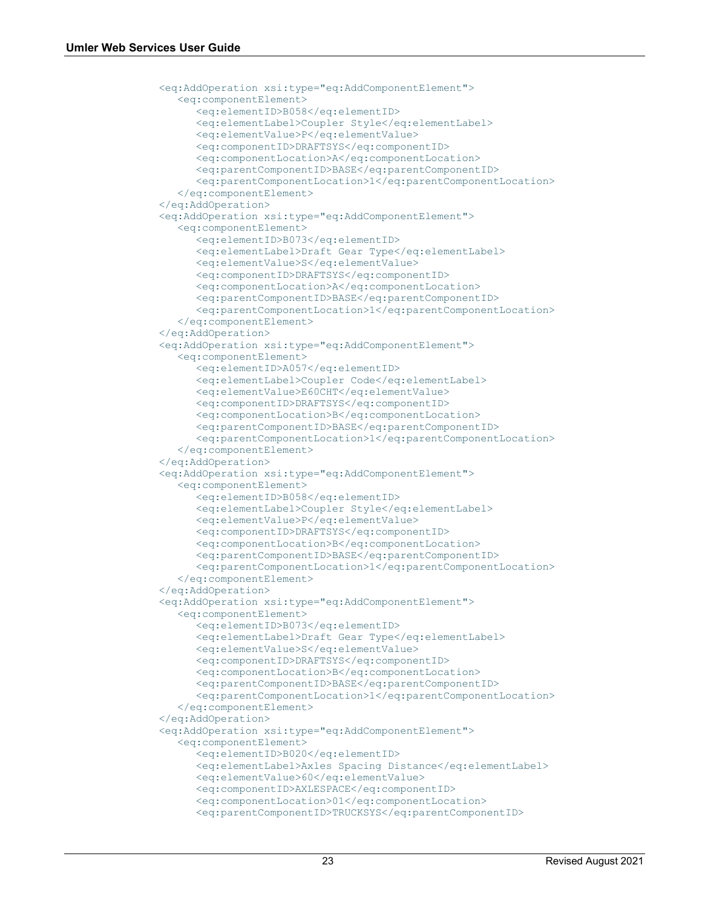```xml
<eq:AddOperation xsi:type="eq:AddComponentElement">
   <eq:componentElement>
      <eq:elementID>B058</eq:elementID>
      <eq:elementLabel>Coupler Style</eq:elementLabel>
      <eq:elementValue>P</eq:elementValue>
      <eq:componentID>DRAFTSYS</eq:componentID>
      <eq:componentLocation>A</eq:componentLocation>
      <eq:parentComponentID>BASE</eq:parentComponentID>
      <eq:parentComponentLocation>1</eq:parentComponentLocation>
   </eq:componentElement>
</eq:AddOperation>
<eq:AddOperation xsi:type="eq:AddComponentElement">
   <eq:componentElement>
      <eq:elementID>B073</eq:elementID>
      <eq:elementLabel>Draft Gear Type</eq:elementLabel>
      <eq:elementValue>S</eq:elementValue>
      <eq:componentID>DRAFTSYS</eq:componentID>
      <eq:componentLocation>A</eq:componentLocation>
      <eq:parentComponentID>BASE</eq:parentComponentID>
      <eq:parentComponentLocation>1</eq:parentComponentLocation>
   </eq:componentElement>
</eq:AddOperation>
<eq:AddOperation xsi:type="eq:AddComponentElement">
   <eq:componentElement>
      <eq:elementID>A057</eq:elementID>
      <eq:elementLabel>Coupler Code</eq:elementLabel>
      <eq:elementValue>E60CHT</eq:elementValue>
      <eq:componentID>DRAFTSYS</eq:componentID>
      <eq:componentLocation>B</eq:componentLocation>
      <eq:parentComponentID>BASE</eq:parentComponentID>
      <eq:parentComponentLocation>1</eq:parentComponentLocation>
   </eq:componentElement>
</eq:AddOperation>
<eq:AddOperation xsi:type="eq:AddComponentElement">
   <eq:componentElement>
      <eq:elementID>B058</eq:elementID>
      <eq:elementLabel>Coupler Style</eq:elementLabel>
      <eq:elementValue>P</eq:elementValue>
      <eq:componentID>DRAFTSYS</eq:componentID>
      <eq:componentLocation>B</eq:componentLocation>
      <eq:parentComponentID>BASE</eq:parentComponentID>
      <eq:parentComponentLocation>1</eq:parentComponentLocation>
   </eq:componentElement>
</eq:AddOperation>
<eq:AddOperation xsi:type="eq:AddComponentElement">
   <eq:componentElement>
      <eq:elementID>B073</eq:elementID>
      <eq:elementLabel>Draft Gear Type</eq:elementLabel>
      <eq:elementValue>S</eq:elementValue>
      <eq:componentID>DRAFTSYS</eq:componentID>
      <eq:componentLocation>B</eq:componentLocation>
      <eq:parentComponentID>BASE</eq:parentComponentID>
      <eq:parentComponentLocation>1</eq:parentComponentLocation>
   </eq:componentElement>
</eq:AddOperation>
<eq:AddOperation xsi:type="eq:AddComponentElement">
   <eq:componentElement>
      <eq:elementID>B020</eq:elementID>
      <eq:elementLabel>Axles Spacing Distance</eq:elementLabel>
      <eq:elementValue>60</eq:elementValue>
      <eq:componentID>AXLESPACE</eq:componentID>
      <eq:componentLocation>01</eq:componentLocation>
      <eq:parentComponentID>TRUCKSYS</eq:parentComponentID>
```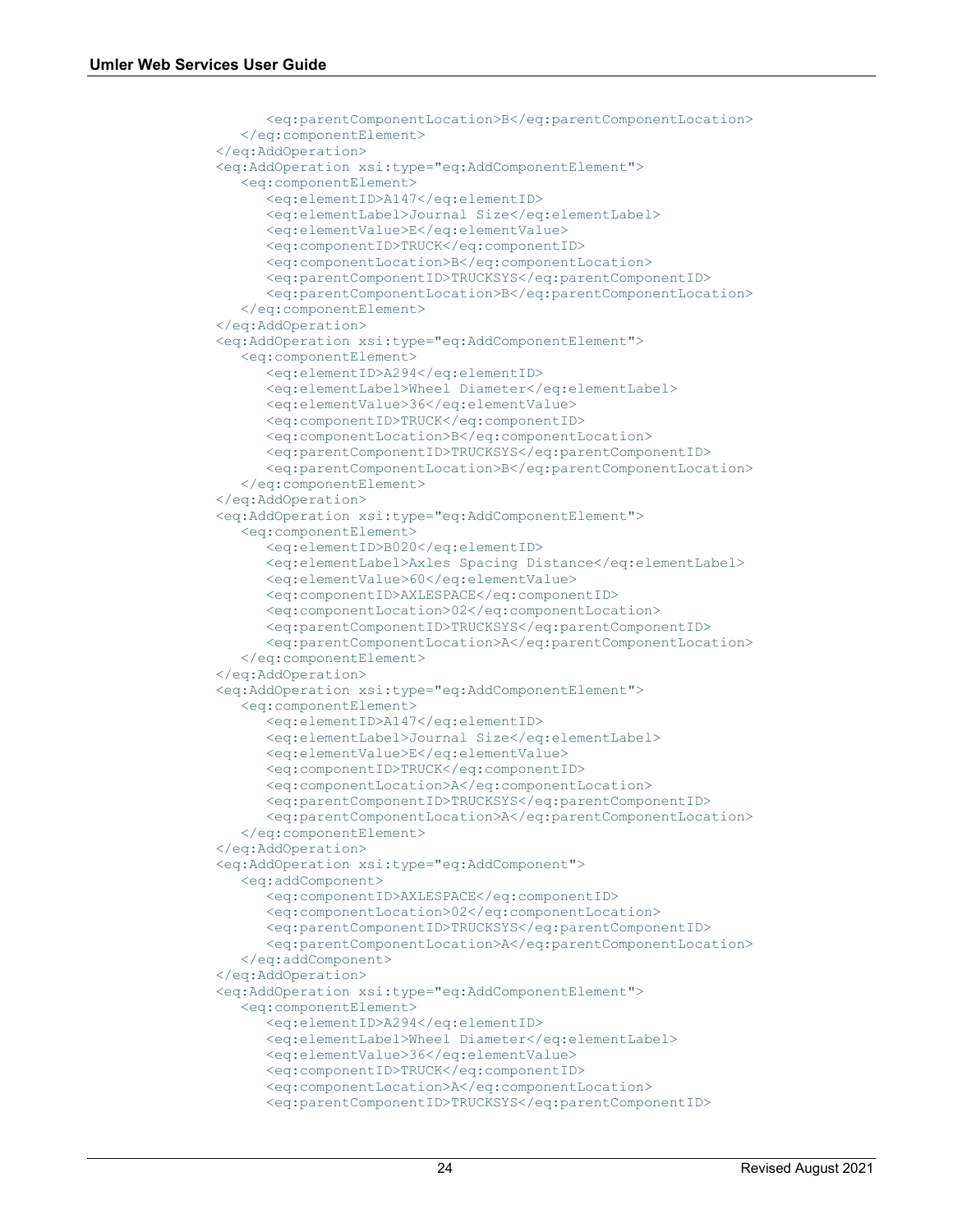```
            <eq:parentComponentLocation>B</eq:parentComponentLocation>
        </eq:componentElement>
    </eq:AddOperation>
    <eq:AddOperation xsi:type="eq:AddComponentElement">
        <eq:componentElement>
            <eq:elementID>A147</eq:elementID>
            <eq:elementLabel>Journal Size</eq:elementLabel>
            <eq:elementValue>E</eq:elementValue>
            <eq:componentID>TRUCK</eq:componentID>
            <eq:componentLocation>B</eq:componentLocation>
            <eq:parentComponentID>TRUCKSYS</eq:parentComponentID>
            <eq:parentComponentLocation>B</eq:parentComponentLocation>
        </eq:componentElement>
    </eq:AddOperation>
    <eq:AddOperation xsi:type="eq:AddComponentElement">
        <eq:componentElement>
            <eq:elementID>A294</eq:elementID>
            <eq:elementLabel>Wheel Diameter</eq:elementLabel>
            <eq:elementValue>36</eq:elementValue>
            <eq:componentID>TRUCK</eq:componentID>
            <eq:componentLocation>B</eq:componentLocation>
            <eq:parentComponentID>TRUCKSYS</eq:parentComponentID>
            <eq:parentComponentLocation>B</eq:parentComponentLocation>
        </eq:componentElement>
    </eq:AddOperation>
    <eq:AddOperation xsi:type="eq:AddComponentElement">
        <eq:componentElement>
            <eq:elementID>B020</eq:elementID>
            <eq:elementLabel>Axles Spacing Distance</eq:elementLabel>
            <eq:elementValue>60</eq:elementValue>
            <eq:componentID>AXLESPACE</eq:componentID>
            <eq:componentLocation>02</eq:componentLocation>
            <eq:parentComponentID>TRUCKSYS</eq:parentComponentID>
            <eq:parentComponentLocation>A</eq:parentComponentLocation>
        </eq:componentElement>
    </eq:AddOperation>
    <eq:AddOperation xsi:type="eq:AddComponentElement">
        <eq:componentElement>
            <eq:elementID>A147</eq:elementID>
            <eq:elementLabel>Journal Size</eq:elementLabel>
            <eq:elementValue>E</eq:elementValue>
            <eq:componentID>TRUCK</eq:componentID>
            <eq:componentLocation>A</eq:componentLocation>
            <eq:parentComponentID>TRUCKSYS</eq:parentComponentID>
            <eq:parentComponentLocation>A</eq:parentComponentLocation>
        </eq:componentElement>
    </eq:AddOperation>
    <eq:AddOperation xsi:type="eq:AddComponent">
        <eq:addComponent>
            <eq:componentID>AXLESPACE</eq:componentID>
            <eq:componentLocation>02</eq:componentLocation>
            <eq:parentComponentID>TRUCKSYS</eq:parentComponentID>
            <eq:parentComponentLocation>A</eq:parentComponentLocation>
        </eq:addComponent>
    </eq:AddOperation>
    <eq:AddOperation xsi:type="eq:AddComponentElement">
        <eq:componentElement>
            <eq:elementID>A294</eq:elementID>
            <eq:elementLabel>Wheel Diameter</eq:elementLabel>
            <eq:elementValue>36</eq:elementValue>
            <eq:componentID>TRUCK</eq:componentID>
            <eq:componentLocation>A</eq:componentLocation>
            <eq:parentComponentID>TRUCKSYS</eq:parentComponentID>
```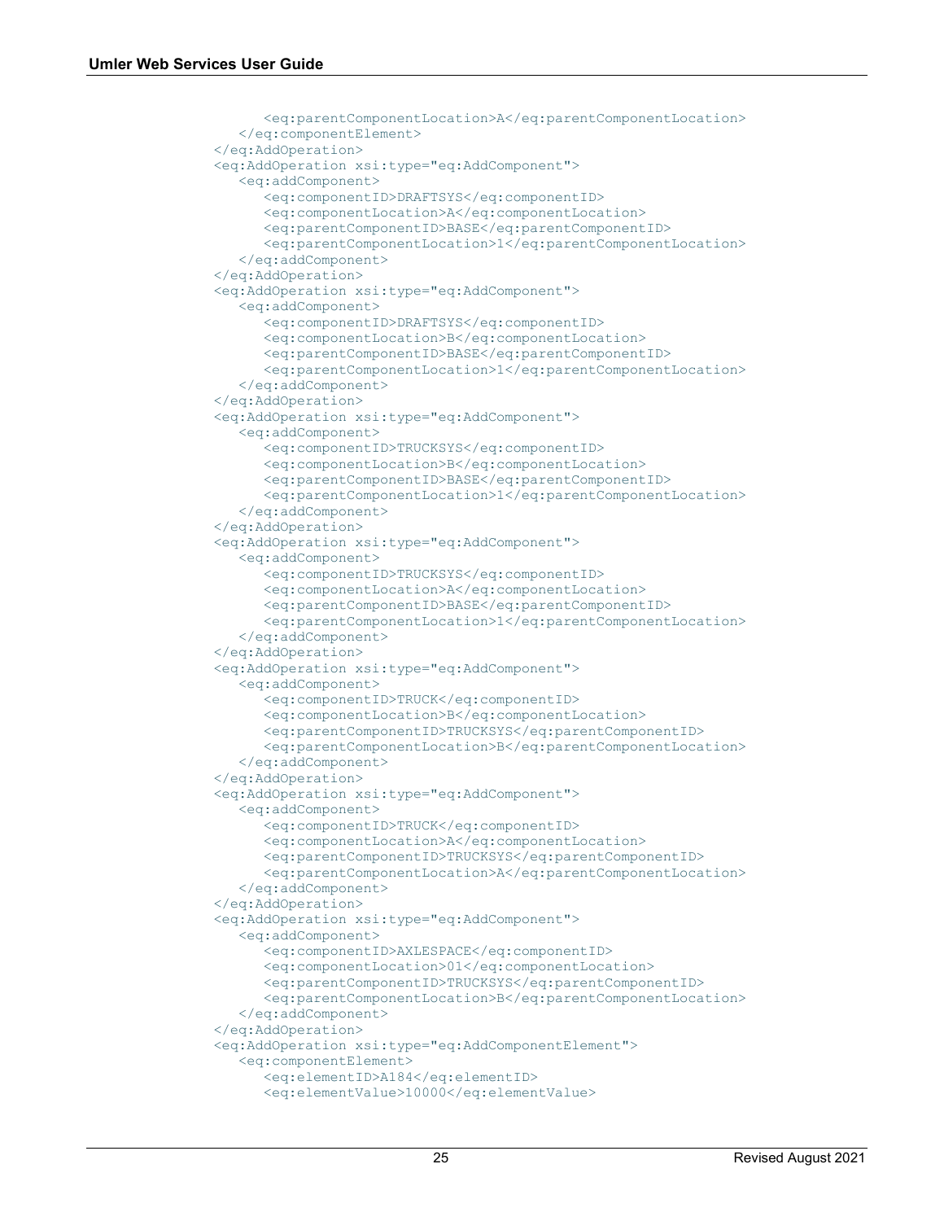```
            <eq:parentComponentLocation>A</eq:parentComponentLocation>
        </eq:componentElement>
    </eq:AddOperation>
    <eq:AddOperation xsi:type="eq:AddComponent">
        <eq:addComponent>
            <eq:componentID>DRAFTSYS</eq:componentID>
            <eq:componentLocation>A</eq:componentLocation>
            <eq:parentComponentID>BASE</eq:parentComponentID>
            <eq:parentComponentLocation>1</eq:parentComponentLocation>
        </eq:addComponent>
    </eq:AddOperation>
    <eq:AddOperation xsi:type="eq:AddComponent">
        <eq:addComponent>
            <eq:componentID>DRAFTSYS</eq:componentID>
            <eq:componentLocation>B</eq:componentLocation>
            <eq:parentComponentID>BASE</eq:parentComponentID>
            <eq:parentComponentLocation>1</eq:parentComponentLocation>
        </eq:addComponent>
    </eq:AddOperation>
    <eq:AddOperation xsi:type="eq:AddComponent">
        <eq:addComponent>
            <eq:componentID>TRUCKSYS</eq:componentID>
            <eq:componentLocation>B</eq:componentLocation>
            <eq:parentComponentID>BASE</eq:parentComponentID>
            <eq:parentComponentLocation>1</eq:parentComponentLocation>
        </eq:addComponent>
    </eq:AddOperation>
    <eq:AddOperation xsi:type="eq:AddComponent">
        <eq:addComponent>
            <eq:componentID>TRUCKSYS</eq:componentID>
            <eq:componentLocation>A</eq:componentLocation>
            <eq:parentComponentID>BASE</eq:parentComponentID>
            <eq:parentComponentLocation>1</eq:parentComponentLocation>
        </eq:addComponent>
    </eq:AddOperation>
    <eq:AddOperation xsi:type="eq:AddComponent">
        <eq:addComponent>
            <eq:componentID>TRUCK</eq:componentID>
            <eq:componentLocation>B</eq:componentLocation>
            <eq:parentComponentID>TRUCKSYS</eq:parentComponentID>
            <eq:parentComponentLocation>B</eq:parentComponentLocation>
        </eq:addComponent>
    </eq:AddOperation>
    <eq:AddOperation xsi:type="eq:AddComponent">
        <eq:addComponent>
            <eq:componentID>TRUCK</eq:componentID>
            <eq:componentLocation>A</eq:componentLocation>
            <eq:parentComponentID>TRUCKSYS</eq:parentComponentID>
            <eq:parentComponentLocation>A</eq:parentComponentLocation>
        </eq:addComponent>
    </eq:AddOperation>
    <eq:AddOperation xsi:type="eq:AddComponent">
        <eq:addComponent>
            <eq:componentID>AXLESPACE</eq:componentID>
            <eq:componentLocation>01</eq:componentLocation>
            <eq:parentComponentID>TRUCKSYS</eq:parentComponentID>
            <eq:parentComponentLocation>B</eq:parentComponentLocation>
        </eq:addComponent>
    </eq:AddOperation>
    <eq:AddOperation xsi:type="eq:AddComponentElement">
        <eq:componentElement>
            <eq:elementID>A184</eq:elementID>
            <eq:elementValue>10000</eq:elementValue>
```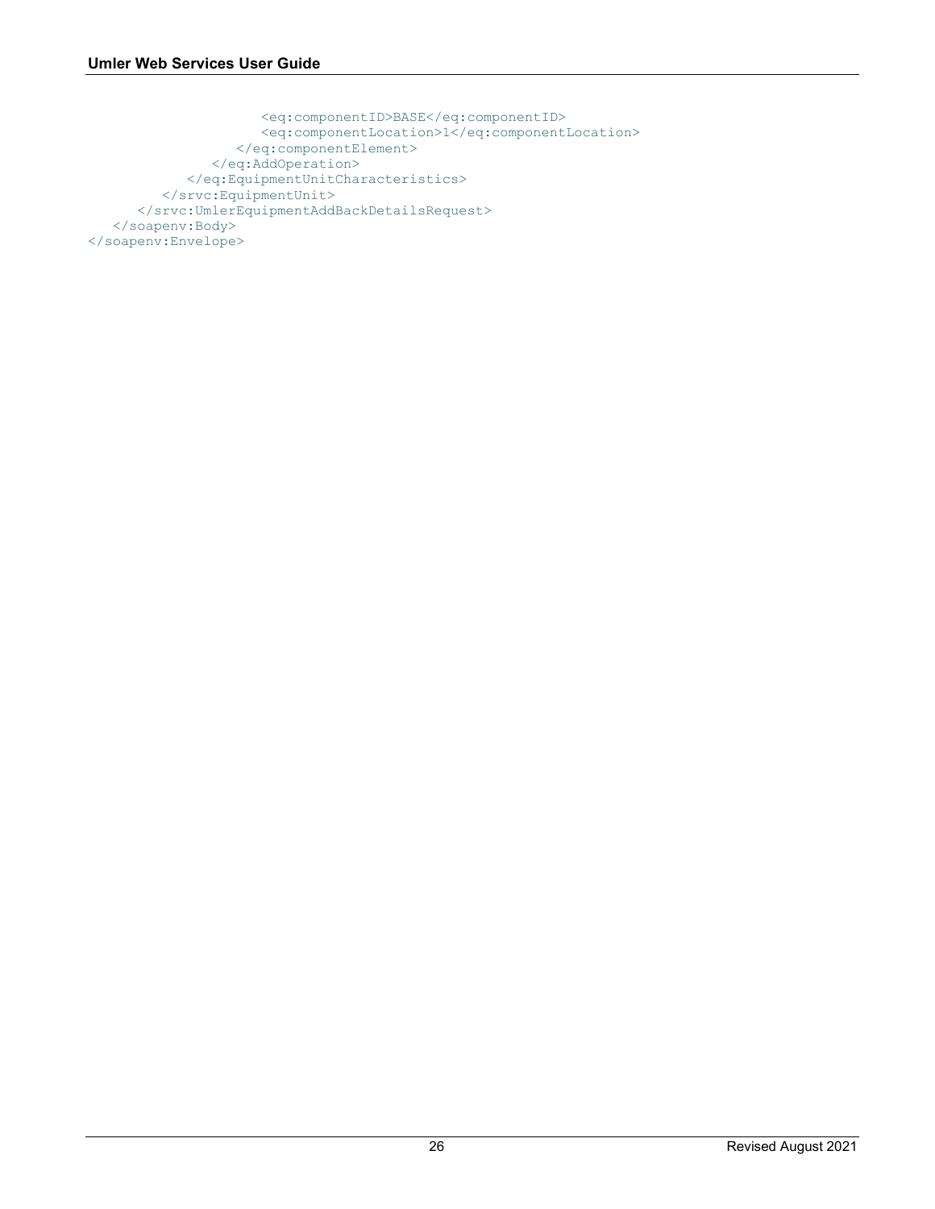```
                    <eq:componentID>BASE</eq:componentID>
                    <eq:componentLocation>1</eq:componentLocation>
                </eq:componentElement>
            </eq:AddOperation>
        </eq:EquipmentUnitCharacteristics>
      </srvc:EquipmentUnit>
    </srvc:UmlerEquipmentAddBackDetailsRequest>
  </soapenv:Body>
</soapenv:Envelope>
```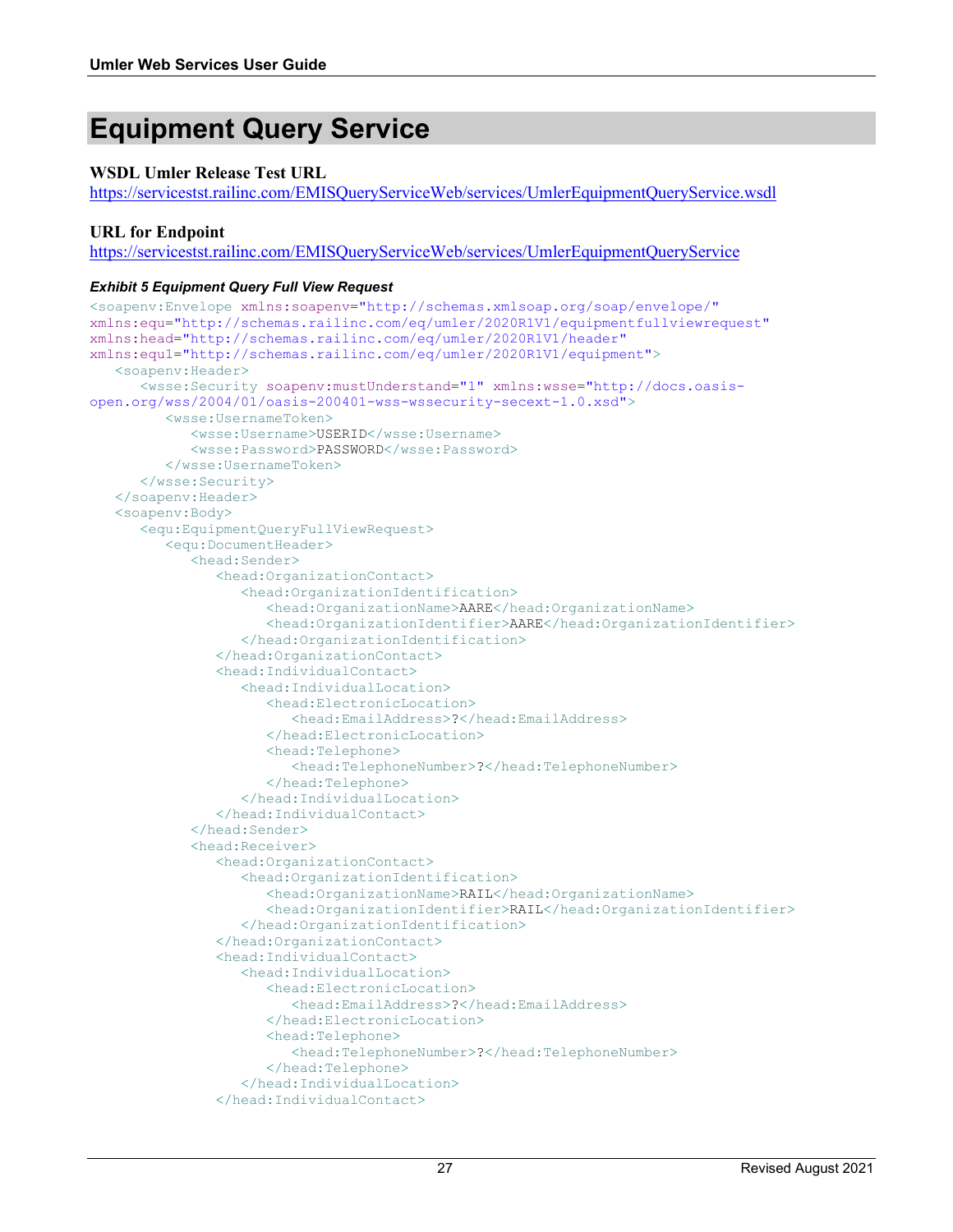# Equipment Query Service

### WSDL Umler Release Test URL

https://servicestst.railinc.com/EMISQueryServiceWeb/services/UmlerEquipmentQueryService.wsdl

### URL for Endpoint

https://servicestst.railinc.com/EMISQueryServiceWeb/services/UmlerEquipmentQueryService

***Exhibit 5 Equipment Query Full View Request***

```
<soapenv:Envelope xmlns:soapenv="http://schemas.xmlsoap.org/soap/envelope/"
xmlns:equ="http://schemas.railinc.com/eq/umler/2020R1V1/equipmentfullviewrequest"
xmlns:head="http://schemas.railinc.com/eq/umler/2020R1V1/header"
xmlns:equ1="http://schemas.railinc.com/eq/umler/2020R1V1/equipment">
   <soapenv:Header>
      <wsse:Security soapenv:mustUnderstand="1" xmlns:wsse="http://docs.oasis-
open.org/wss/2004/01/oasis-200401-wss-wssecurity-secext-1.0.xsd">
         <wsse:UsernameToken>
            <wsse:Username>USERID</wsse:Username>
            <wsse:Password>PASSWORD</wsse:Password>
         </wsse:UsernameToken>
      </wsse:Security>
   </soapenv:Header>
   <soapenv:Body>
      <equ:EquipmentQueryFullViewRequest>
         <equ:DocumentHeader>
            <head:Sender>
               <head:OrganizationContact>
                  <head:OrganizationIdentification>
                     <head:OrganizationName>AARE</head:OrganizationName>
                     <head:OrganizationIdentifier>AARE</head:OrganizationIdentifier>
                  </head:OrganizationIdentification>
               </head:OrganizationContact>
               <head:IndividualContact>
                  <head:IndividualLocation>
                     <head:ElectronicLocation>
                        <head:EmailAddress>?</head:EmailAddress>
                     </head:ElectronicLocation>
                     <head:Telephone>
                        <head:TelephoneNumber>?</head:TelephoneNumber>
                     </head:Telephone>
                  </head:IndividualLocation>
               </head:IndividualContact>
            </head:Sender>
            <head:Receiver>
               <head:OrganizationContact>
                  <head:OrganizationIdentification>
                     <head:OrganizationName>RAIL</head:OrganizationName>
                     <head:OrganizationIdentifier>RAIL</head:OrganizationIdentifier>
                  </head:OrganizationIdentification>
               </head:OrganizationContact>
               <head:IndividualContact>
                  <head:IndividualLocation>
                     <head:ElectronicLocation>
                        <head:EmailAddress>?</head:EmailAddress>
                     </head:ElectronicLocation>
                     <head:Telephone>
                        <head:TelephoneNumber>?</head:TelephoneNumber>
                     </head:Telephone>
                  </head:IndividualLocation>
               </head:IndividualContact>
```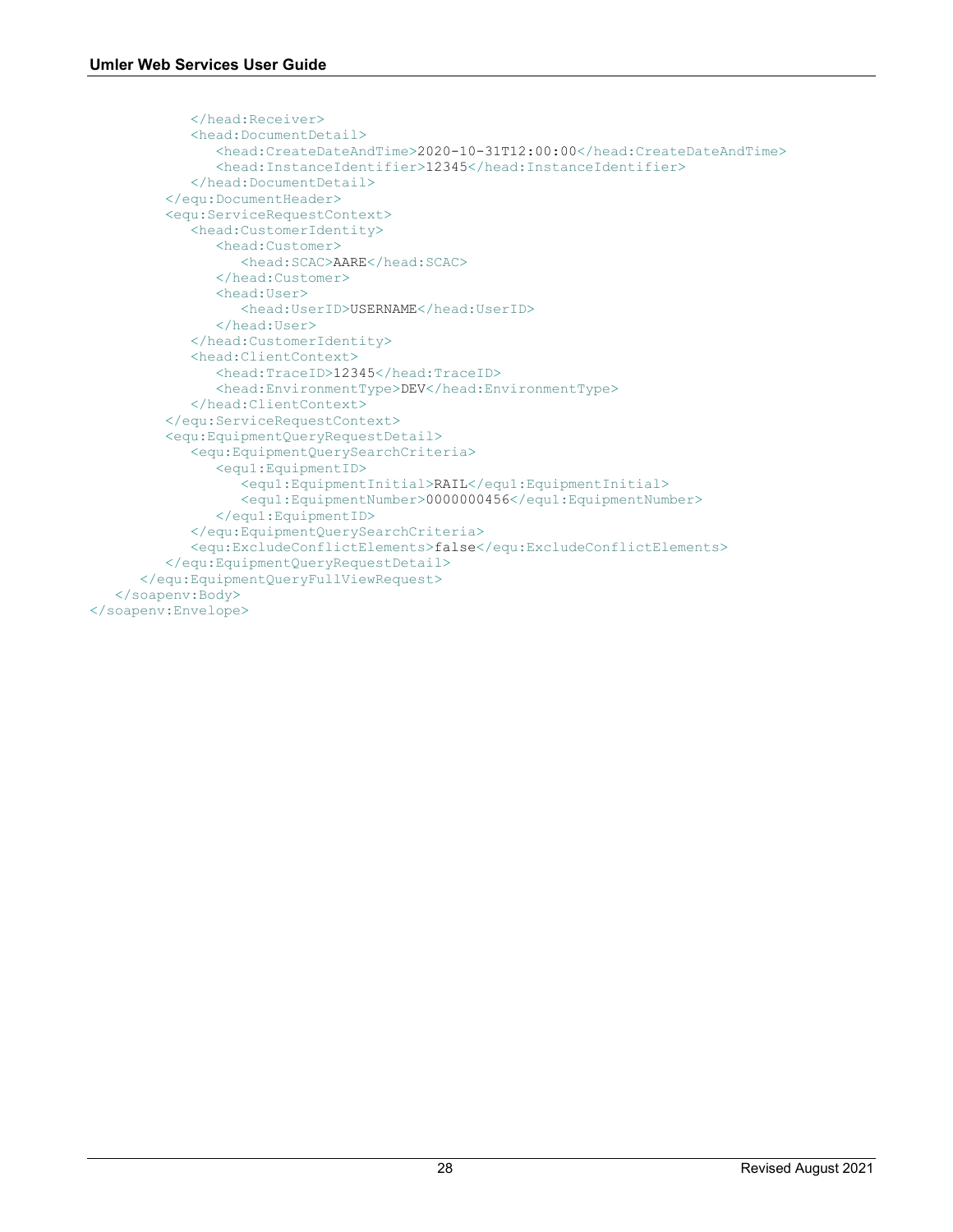```
            </head:Receiver>
            <head:DocumentDetail>
               <head:CreateDateAndTime>2020-10-31T12:00:00</head:CreateDateAndTime>
               <head:InstanceIdentifier>12345</head:InstanceIdentifier>
            </head:DocumentDetail>
         </equ:DocumentHeader>
         <equ:ServiceRequestContext>
            <head:CustomerIdentity>
               <head:Customer>
                  <head:SCAC>AARE</head:SCAC>
               </head:Customer>
               <head:User>
                  <head:UserID>USERNAME</head:UserID>
               </head:User>
            </head:CustomerIdentity>
            <head:ClientContext>
               <head:TraceID>12345</head:TraceID>
               <head:EnvironmentType>DEV</head:EnvironmentType>
            </head:ClientContext>
         </equ:ServiceRequestContext>
         <equ:EquipmentQueryRequestDetail>
            <equ:EquipmentQuerySearchCriteria>
               <equ1:EquipmentID>
                  <equ1:EquipmentInitial>RAIL</equ1:EquipmentInitial>
                  <equ1:EquipmentNumber>0000000456</equ1:EquipmentNumber>
               </equ1:EquipmentID>
            </equ:EquipmentQuerySearchCriteria>
            <equ:ExcludeConflictElements>false</equ:ExcludeConflictElements>
         </equ:EquipmentQueryRequestDetail>
      </equ:EquipmentQueryFullViewRequest>
   </soapenv:Body>
</soapenv:Envelope>
```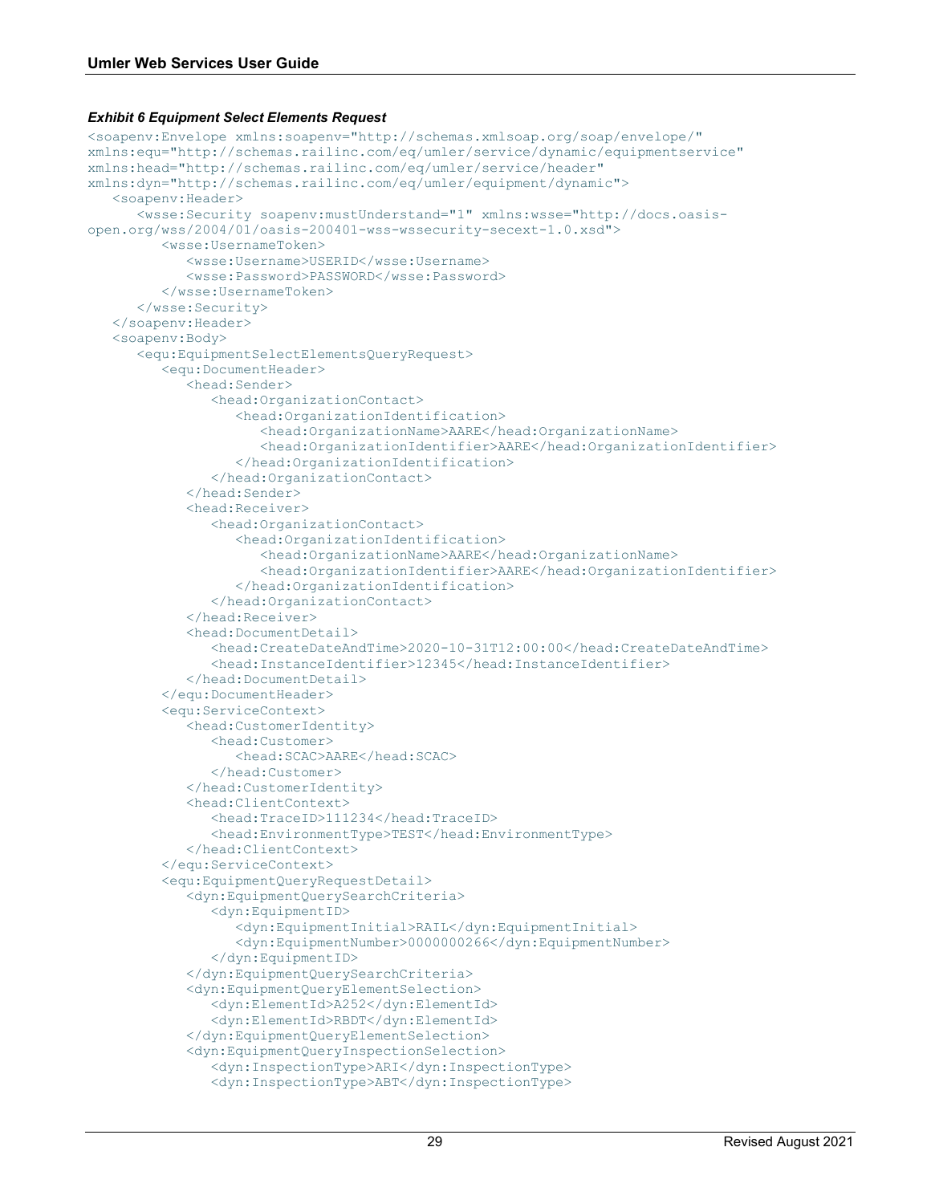***Exhibit 6 Equipment Select Elements Request***

```
<soapenv:Envelope xmlns:soapenv="http://schemas.xmlsoap.org/soap/envelope/"
xmlns:equ="http://schemas.railinc.com/eq/umler/service/dynamic/equipmentservice"
xmlns:head="http://schemas.railinc.com/eq/umler/service/header"
xmlns:dyn="http://schemas.railinc.com/eq/umler/equipment/dynamic">
   <soapenv:Header>
      <wsse:Security soapenv:mustUnderstand="1" xmlns:wsse="http://docs.oasis-
open.org/wss/2004/01/oasis-200401-wss-wssecurity-secext-1.0.xsd">
         <wsse:UsernameToken>
            <wsse:Username>USERID</wsse:Username>
            <wsse:Password>PASSWORD</wsse:Password>
         </wsse:UsernameToken>
      </wsse:Security>
   </soapenv:Header>
   <soapenv:Body>
      <equ:EquipmentSelectElementsQueryRequest>
         <equ:DocumentHeader>
            <head:Sender>
               <head:OrganizationContact>
                  <head:OrganizationIdentification>
                     <head:OrganizationName>AARE</head:OrganizationName>
                     <head:OrganizationIdentifier>AARE</head:OrganizationIdentifier>
                  </head:OrganizationIdentification>
               </head:OrganizationContact>
            </head:Sender>
            <head:Receiver>
               <head:OrganizationContact>
                  <head:OrganizationIdentification>
                     <head:OrganizationName>AARE</head:OrganizationName>
                     <head:OrganizationIdentifier>AARE</head:OrganizationIdentifier>
                  </head:OrganizationIdentification>
               </head:OrganizationContact>
            </head:Receiver>
            <head:DocumentDetail>
               <head:CreateDateAndTime>2020-10-31T12:00:00</head:CreateDateAndTime>
               <head:InstanceIdentifier>12345</head:InstanceIdentifier>
            </head:DocumentDetail>
         </equ:DocumentHeader>
         <equ:ServiceContext>
            <head:CustomerIdentity>
               <head:Customer>
                  <head:SCAC>AARE</head:SCAC>
               </head:Customer>
            </head:CustomerIdentity>
            <head:ClientContext>
               <head:TraceID>111234</head:TraceID>
               <head:EnvironmentType>TEST</head:EnvironmentType>
            </head:ClientContext>
         </equ:ServiceContext>
         <equ:EquipmentQueryRequestDetail>
            <dyn:EquipmentQuerySearchCriteria>
               <dyn:EquipmentID>
                  <dyn:EquipmentInitial>RAIL</dyn:EquipmentInitial>
                  <dyn:EquipmentNumber>0000000266</dyn:EquipmentNumber>
               </dyn:EquipmentID>
            </dyn:EquipmentQuerySearchCriteria>
            <dyn:EquipmentQueryElementSelection>
               <dyn:ElementId>A252</dyn:ElementId>
               <dyn:ElementId>RBDT</dyn:ElementId>
            </dyn:EquipmentQueryElementSelection>
            <dyn:EquipmentQueryInspectionSelection>
               <dyn:InspectionType>ARI</dyn:InspectionType>
               <dyn:InspectionType>ABT</dyn:InspectionType>
```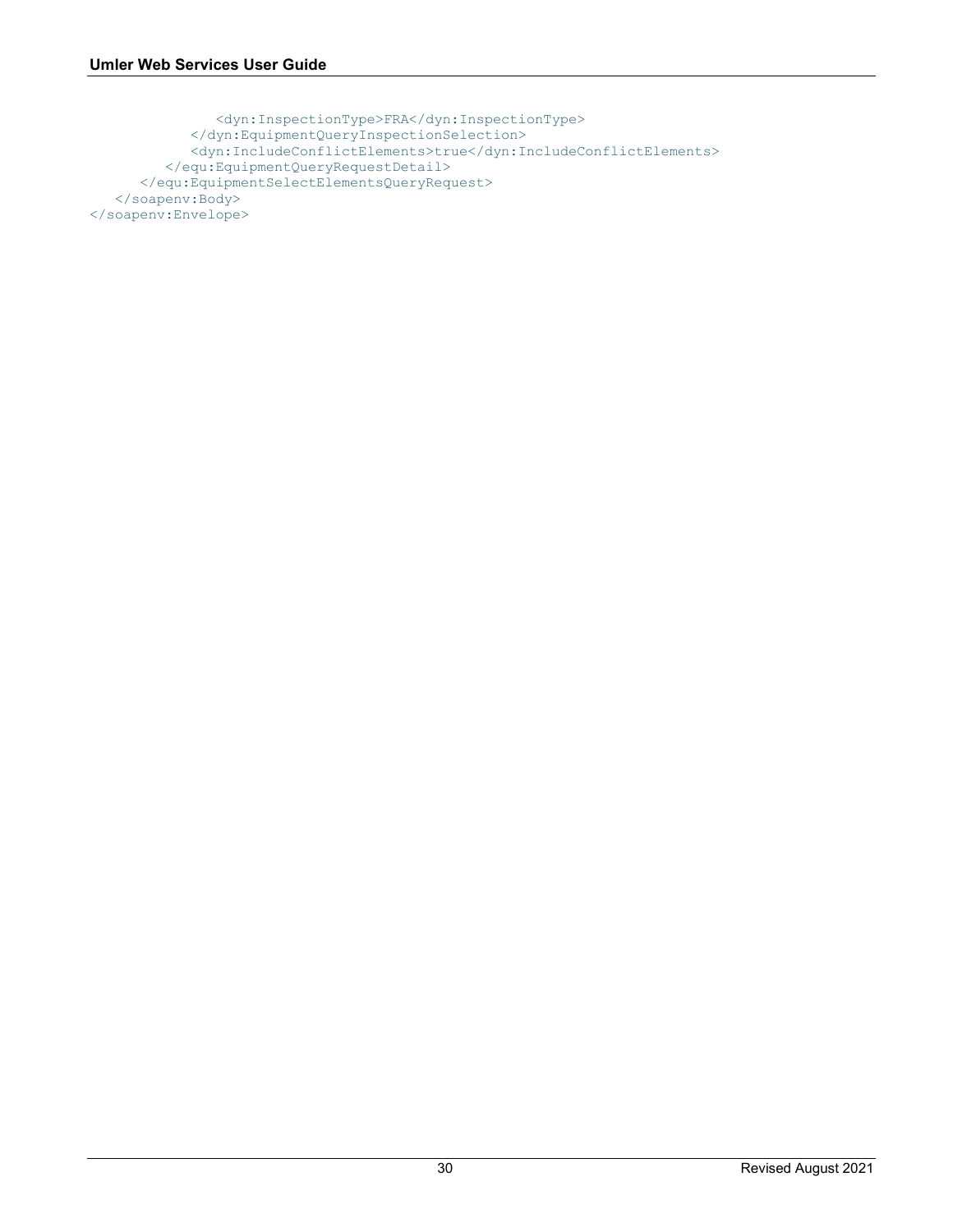```
                <dyn:InspectionType>FRA</dyn:InspectionType>
            </dyn:EquipmentQueryInspectionSelection>
            <dyn:IncludeConflictElements>true</dyn:IncludeConflictElements>
         </equ:EquipmentQueryRequestDetail>
      </equ:EquipmentSelectElementsQueryRequest>
   </soapenv:Body>
</soapenv:Envelope>
```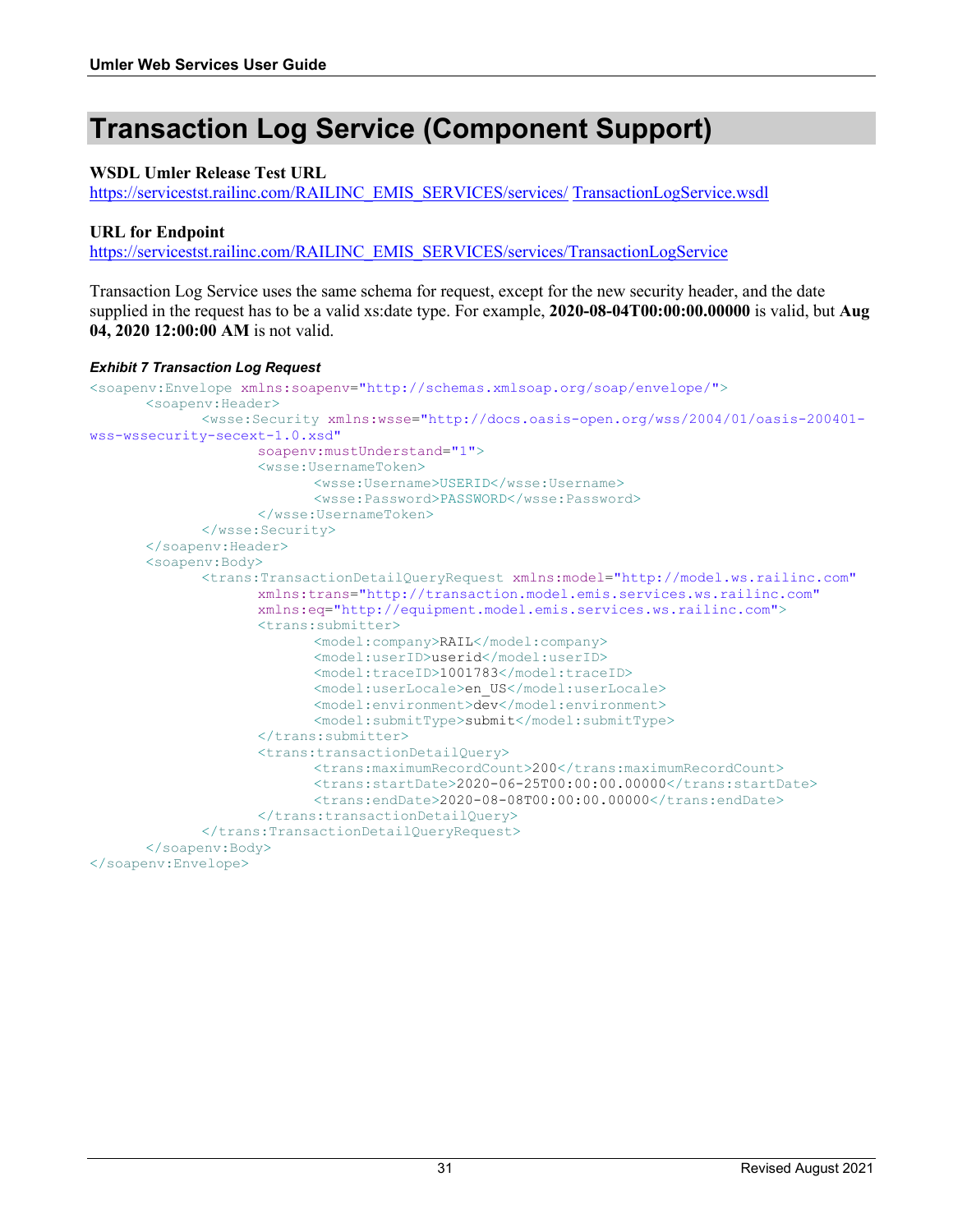# Transaction Log Service (Component Support)

**WSDL Umler Release Test URL**
https://servicestst.railinc.com/RAILINC_EMIS_SERVICES/services/ TransactionLogService.wsdl

**URL for Endpoint**
https://servicestst.railinc.com/RAILINC_EMIS_SERVICES/services/TransactionLogService

Transaction Log Service uses the same schema for request, except for the new security header, and the date supplied in the request has to be a valid xs:date type. For example, **2020-08-04T00:00:00.00000** is valid, but **Aug 04, 2020 12:00:00 AM** is not valid.

***Exhibit 7 Transaction Log Request***

```
<soapenv:Envelope xmlns:soapenv="http://schemas.xmlsoap.org/soap/envelope/">
	<soapenv:Header>
		<wsse:Security xmlns:wsse="http://docs.oasis-open.org/wss/2004/01/oasis-200401-wss-wssecurity-secext-1.0.xsd"
			soapenv:mustUnderstand="1">
			<wsse:UsernameToken>
				<wsse:Username>USERID</wsse:Username>
				<wsse:Password>PASSWORD</wsse:Password>
			</wsse:UsernameToken>
		</wsse:Security>
	</soapenv:Header>
	<soapenv:Body>
		<trans:TransactionDetailQueryRequest xmlns:model="http://model.ws.railinc.com"
			xmlns:trans="http://transaction.model.emis.services.ws.railinc.com"
			xmlns:eq="http://equipment.model.emis.services.ws.railinc.com">
			<trans:submitter>
				<model:company>RAIL</model:company>
				<model:userID>userid</model:userID>
				<model:traceID>1001783</model:traceID>
				<model:userLocale>en_US</model:userLocale>
				<model:environment>dev</model:environment>
				<model:submitType>submit</model:submitType>
			</trans:submitter>
			<trans:transactionDetailQuery>
				<trans:maximumRecordCount>200</trans:maximumRecordCount>
				<trans:startDate>2020-06-25T00:00:00.00000</trans:startDate>
				<trans:endDate>2020-08-08T00:00:00.00000</trans:endDate>
			</trans:transactionDetailQuery>
		</trans:TransactionDetailQueryRequest>
	</soapenv:Body>
</soapenv:Envelope>
```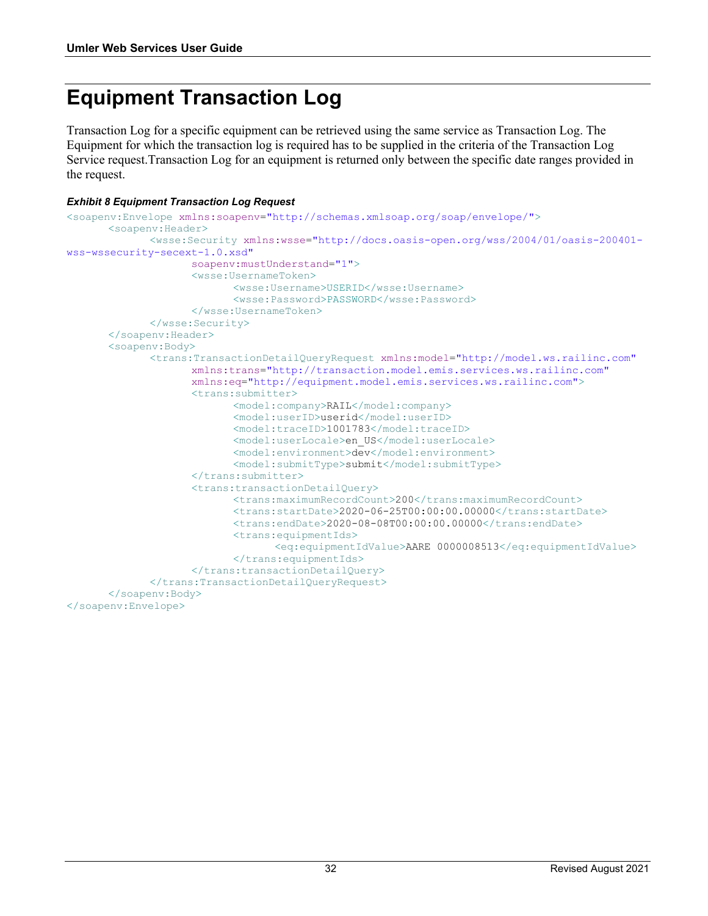# Equipment Transaction Log

Transaction Log for a specific equipment can be retrieved using the same service as Transaction Log. The Equipment for which the transaction log is required has to be supplied in the criteria of the Transaction Log Service request.Transaction Log for an equipment is returned only between the specific date ranges provided in the request.

***Exhibit 8 Equipment Transaction Log Request***

```
<soapenv:Envelope xmlns:soapenv="http://schemas.xmlsoap.org/soap/envelope/">
	<soapenv:Header>
		<wsse:Security xmlns:wsse="http://docs.oasis-open.org/wss/2004/01/oasis-200401-wss-wssecurity-secext-1.0.xsd"
			soapenv:mustUnderstand="1">
			<wsse:UsernameToken>
				<wsse:Username>USERID</wsse:Username>
				<wsse:Password>PASSWORD</wsse:Password>
			</wsse:UsernameToken>
		</wsse:Security>
	</soapenv:Header>
	<soapenv:Body>
		<trans:TransactionDetailQueryRequest xmlns:model="http://model.ws.railinc.com"
			xmlns:trans="http://transaction.model.emis.services.ws.railinc.com"
			xmlns:eq="http://equipment.model.emis.services.ws.railinc.com">
			<trans:submitter>
				<model:company>RAIL</model:company>
				<model:userID>userid</model:userID>
				<model:traceID>1001783</model:traceID>
				<model:userLocale>en_US</model:userLocale>
				<model:environment>dev</model:environment>
				<model:submitType>submit</model:submitType>
			</trans:submitter>
			<trans:transactionDetailQuery>
				<trans:maximumRecordCount>200</trans:maximumRecordCount>
				<trans:startDate>2020-06-25T00:00:00.00000</trans:startDate>
				<trans:endDate>2020-08-08T00:00:00.00000</trans:endDate>
				<trans:equipmentIds>
					<eq:equipmentIdValue>AARE 0000008513</eq:equipmentIdValue>
				</trans:equipmentIds>
			</trans:transactionDetailQuery>
		</trans:TransactionDetailQueryRequest>
	</soapenv:Body>
</soapenv:Envelope>
```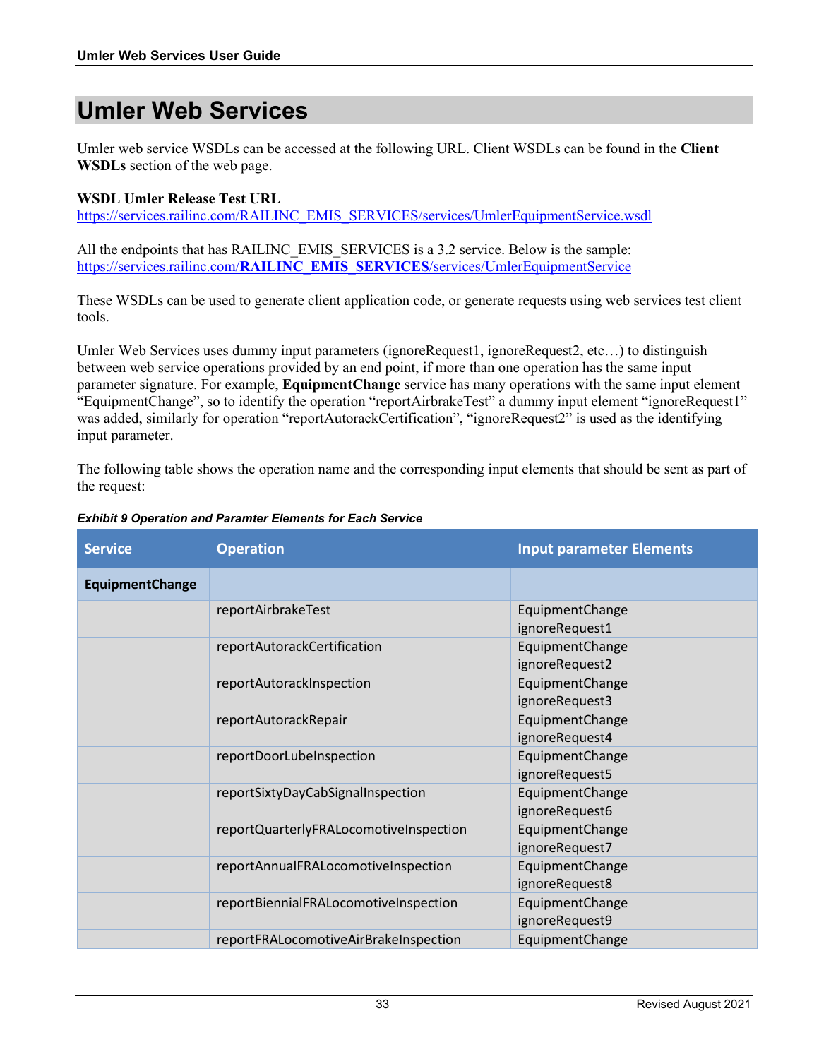# Umler Web Services

Umler web service WSDLs can be accessed at the following URL. Client WSDLs can be found in the **Client WSDLs** section of the web page.

**WSDL Umler Release Test URL**
https://services.railinc.com/RAILINC_EMIS_SERVICES/services/UmlerEquipmentService.wsdl

All the endpoints that has RAILINC_EMIS_SERVICES is a 3.2 service. Below is the sample:
https://services.railinc.com/**RAILINC_EMIS_SERVICES**/services/UmlerEquipmentService

These WSDLs can be used to generate client application code, or generate requests using web services test client tools.

Umler Web Services uses dummy input parameters (ignoreRequest1, ignoreRequest2, etc…) to distinguish between web service operations provided by an end point, if more than one operation has the same input parameter signature. For example, **EquipmentChange** service has many operations with the same input element “EquipmentChange”, so to identify the operation “reportAirbrakeTest” a dummy input element “ignoreRequest1” was added, similarly for operation “reportAutorackCertification”, “ignoreRequest2” is used as the identifying input parameter.

The following table shows the operation name and the corresponding input elements that should be sent as part of the request:

***Exhibit 9 Operation and Paramter Elements for Each Service***

| Service | Operation | Input parameter Elements |
|---|---|---|
| **EquipmentChange** | | |
| | reportAirbrakeTest | EquipmentChange<br>ignoreRequest1 |
| | reportAutorackCertification | EquipmentChange<br>ignoreRequest2 |
| | reportAutorackInspection | EquipmentChange<br>ignoreRequest3 |
| | reportAutorackRepair | EquipmentChange<br>ignoreRequest4 |
| | reportDoorLubeInspection | EquipmentChange<br>ignoreRequest5 |
| | reportSixtyDayCabSignalInspection | EquipmentChange<br>ignoreRequest6 |
| | reportQuarterlyFRALocomotiveInspection | EquipmentChange<br>ignoreRequest7 |
| | reportAnnualFRALocomotiveInspection | EquipmentChange<br>ignoreRequest8 |
| | reportBiennialFRALocomotiveInspection | EquipmentChange<br>ignoreRequest9 |
| | reportFRALocomotiveAirBrakeInspection | EquipmentChange |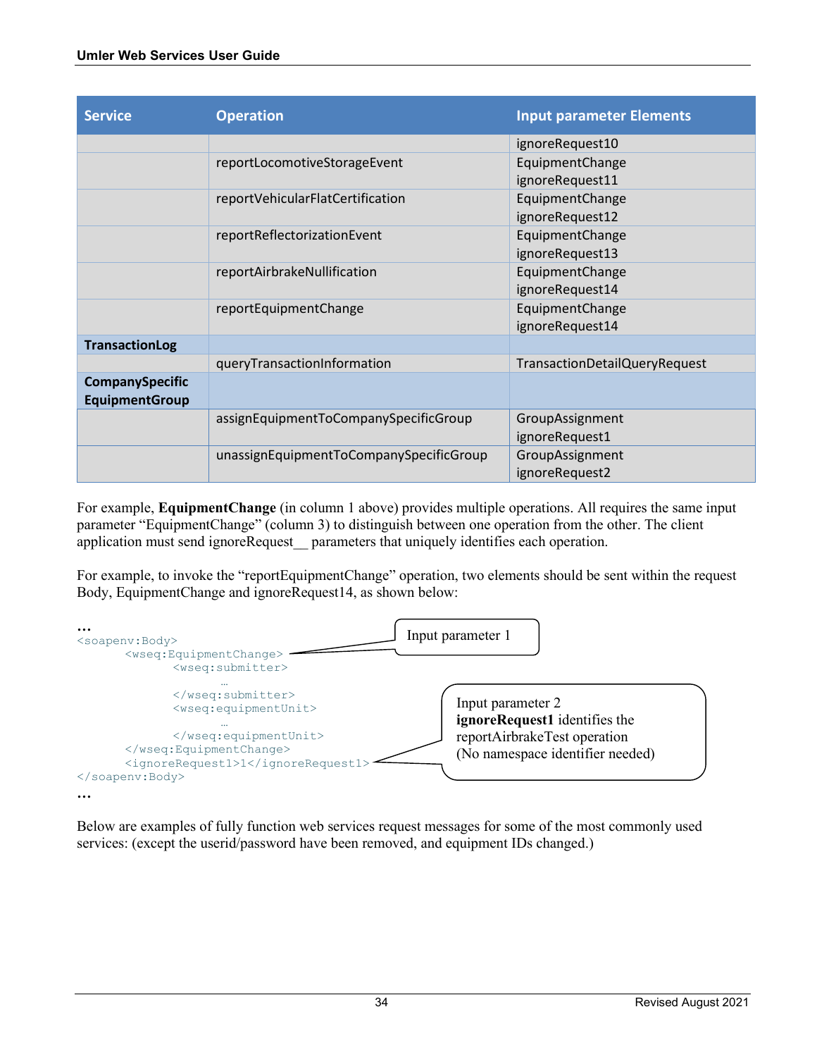| Service | Operation | Input parameter Elements |
|---|---|---|
| | | ignoreRequest10 |
| | reportLocomotiveStorageEvent | EquipmentChange<br>ignoreRequest11 |
| | reportVehicularFlatCertification | EquipmentChange<br>ignoreRequest12 |
| | reportReflectorizationEvent | EquipmentChange<br>ignoreRequest13 |
| | reportAirbrakeNullification | EquipmentChange<br>ignoreRequest14 |
| | reportEquipmentChange | EquipmentChange<br>ignoreRequest14 |
| **TransactionLog** | | |
| | queryTransactionInformation | TransactionDetailQueryRequest |
| **CompanySpecific EquipmentGroup** | | |
| | assignEquipmentToCompanySpecificGroup | GroupAssignment<br>ignoreRequest1 |
| | unassignEquipmentToCompanySpecificGroup | GroupAssignment<br>ignoreRequest2 |

For example, **EquipmentChange** (in column 1 above) provides multiple operations. All requires the same input parameter "EquipmentChange" (column 3) to distinguish between one operation from the other. The client application must send ignoreRequest__ parameters that uniquely identifies each operation.

For example, to invoke the "reportEquipmentChange" operation, two elements should be sent within the request Body, EquipmentChange and ignoreRequest14, as shown below:

```
…
<soapenv:Body>
      <wseq:EquipmentChange>          ← Input parameter 1
            <wseq:submitter>
                  …
            </wseq:submitter>
            <wseq:equipmentUnit>
                  …
            </wseq:equipmentUnit>
      </wseq:EquipmentChange>
      <ignoreRequest1>1</ignoreRequest1>   ← Input parameter 2
</soapenv:Body>
…
```

Input parameter 1

Input parameter 2
**ignoreRequest1** identifies the reportAirbrakeTest operation
(No namespace identifier needed)

Below are examples of fully function web services request messages for some of the most commonly used services: (except the userid/password have been removed, and equipment IDs changed.)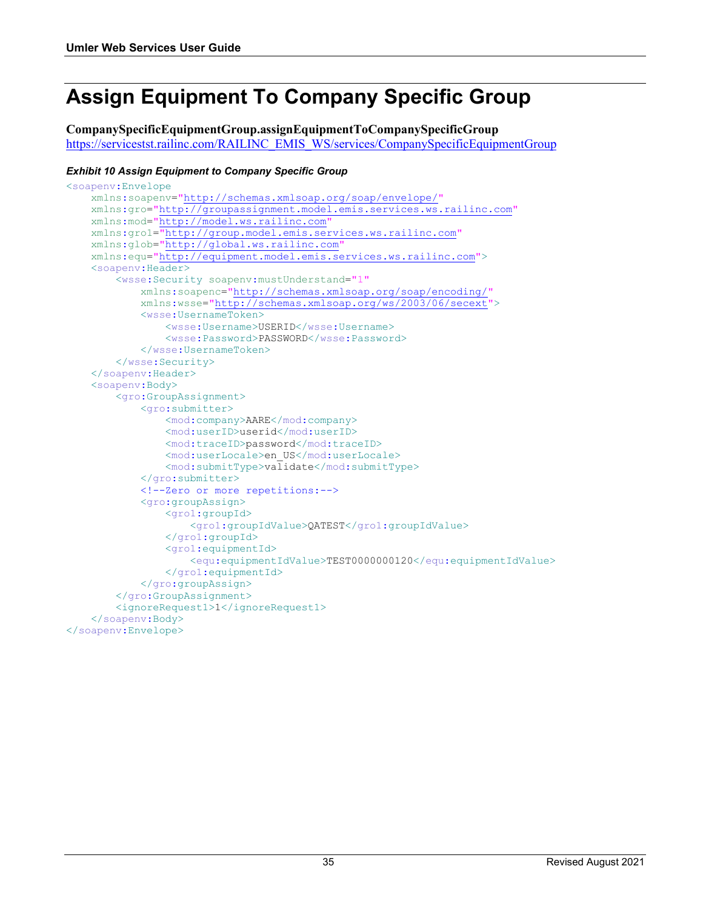# Assign Equipment To Company Specific Group

**CompanySpecificEquipmentGroup.assignEquipmentToCompanySpecificGroup**
https://servicestst.railinc.com/RAILINC_EMIS_WS/services/CompanySpecificEquipmentGroup

***Exhibit 10 Assign Equipment to Company Specific Group***

```
<soapenv:Envelope
    xmlns:soapenv="http://schemas.xmlsoap.org/soap/envelope/"
    xmlns:gro="http://groupassignment.model.emis.services.ws.railinc.com"
    xmlns:mod="http://model.ws.railinc.com"
    xmlns:gro1="http://group.model.emis.services.ws.railinc.com"
    xmlns:glob="http://global.ws.railinc.com"
    xmlns:equ="http://equipment.model.emis.services.ws.railinc.com">
    <soapenv:Header>
        <wsse:Security soapenv:mustUnderstand="1"
            xmlns:soapenc="http://schemas.xmlsoap.org/soap/encoding/"
            xmlns:wsse="http://schemas.xmlsoap.org/ws/2003/06/secext">
            <wsse:UsernameToken>
                <wsse:Username>USERID</wsse:Username>
                <wsse:Password>PASSWORD</wsse:Password>
            </wsse:UsernameToken>
        </wsse:Security>
    </soapenv:Header>
    <soapenv:Body>
        <gro:GroupAssignment>
            <gro:submitter>
                <mod:company>AARE</mod:company>
                <mod:userID>userid</mod:userID>
                <mod:traceID>password</mod:traceID>
                <mod:userLocale>en_US</mod:userLocale>
                <mod:submitType>validate</mod:submitType>
            </gro:submitter>
            <!--Zero or more repetitions:-->
            <gro:groupAssign>
                <gro1:groupId>
                    <gro1:groupIdValue>QATEST</gro1:groupIdValue>
                </gro1:groupId>
                <gro1:equipmentId>
                    <equ:equipmentIdValue>TEST0000000120</equ:equipmentIdValue>
                </gro1:equipmentId>
            </gro:groupAssign>
        </gro:GroupAssignment>
        <ignoreRequest1>1</ignoreRequest1>
    </soapenv:Body>
</soapenv:Envelope>
```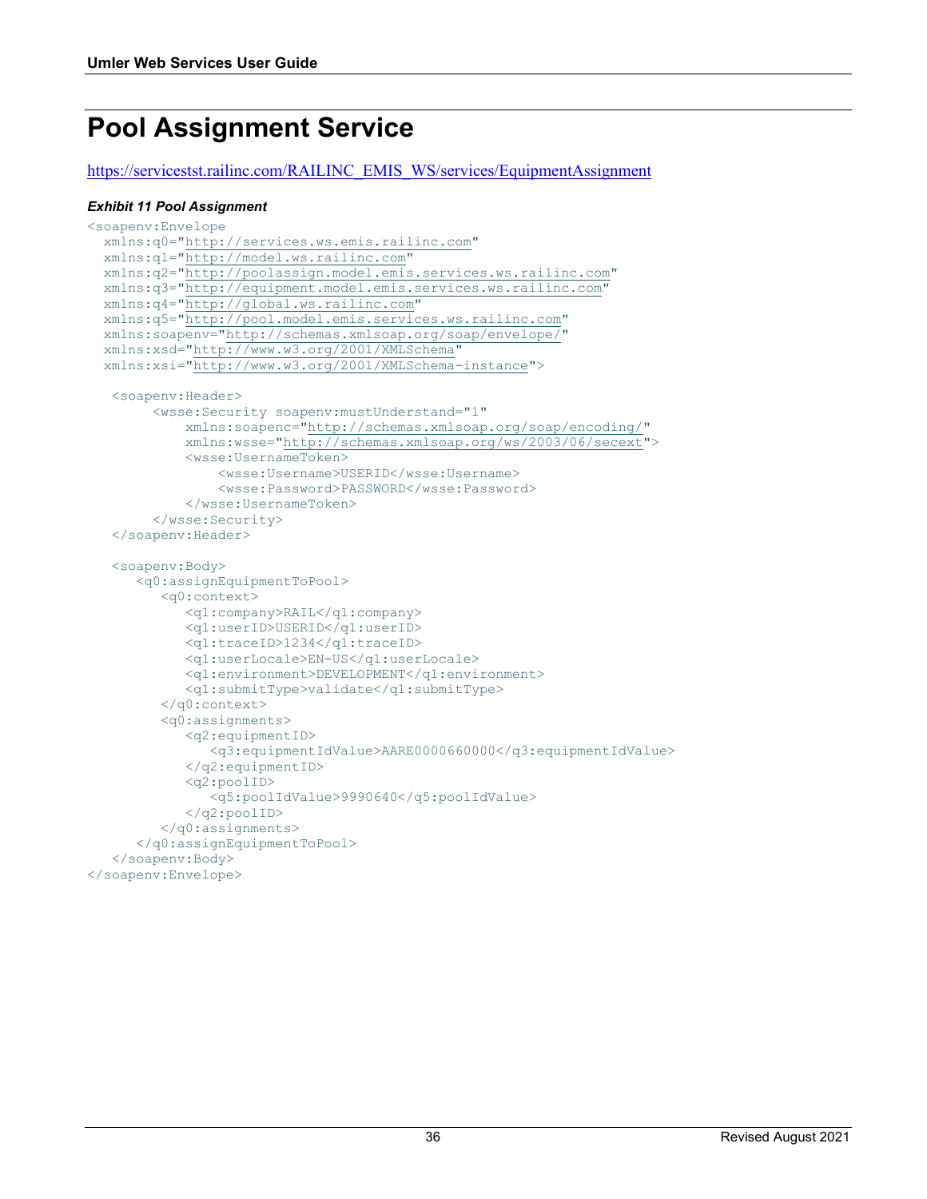# Pool Assignment Service

https://servicestst.railinc.com/RAILINC_EMIS_WS/services/EquipmentAssignment

***Exhibit 11 Pool Assignment***

```
<soapenv:Envelope
  xmlns:q0="http://services.ws.emis.railinc.com"
  xmlns:q1="http://model.ws.railinc.com"
  xmlns:q2="http://poolassign.model.emis.services.ws.railinc.com"
  xmlns:q3="http://equipment.model.emis.services.ws.railinc.com"
  xmlns:q4="http://global.ws.railinc.com"
  xmlns:q5="http://pool.model.emis.services.ws.railinc.com"
  xmlns:soapenv="http://schemas.xmlsoap.org/soap/envelope/"
  xmlns:xsd="http://www.w3.org/2001/XMLSchema"
  xmlns:xsi="http://www.w3.org/2001/XMLSchema-instance">

   <soapenv:Header>
        <wsse:Security soapenv:mustUnderstand="1"
            xmlns:soapenc="http://schemas.xmlsoap.org/soap/encoding/"
            xmlns:wsse="http://schemas.xmlsoap.org/ws/2003/06/secext">
            <wsse:UsernameToken>
                <wsse:Username>USERID</wsse:Username>
                <wsse:Password>PASSWORD</wsse:Password>
            </wsse:UsernameToken>
        </wsse:Security>
   </soapenv:Header>

   <soapenv:Body>
      <q0:assignEquipmentToPool>
         <q0:context>
            <q1:company>RAIL</q1:company>
            <q1:userID>USERID</q1:userID>
            <q1:traceID>1234</q1:traceID>
            <q1:userLocale>EN-US</q1:userLocale>
            <q1:environment>DEVELOPMENT</q1:environment>
            <q1:submitType>validate</q1:submitType>
         </q0:context>
         <q0:assignments>
            <q2:equipmentID>
               <q3:equipmentIdValue>AARE0000660000</q3:equipmentIdValue>
            </q2:equipmentID>
            <q2:poolID>
               <q5:poolIdValue>9990640</q5:poolIdValue>
            </q2:poolID>
         </q0:assignments>
      </q0:assignEquipmentToPool>
   </soapenv:Body>
</soapenv:Envelope>
```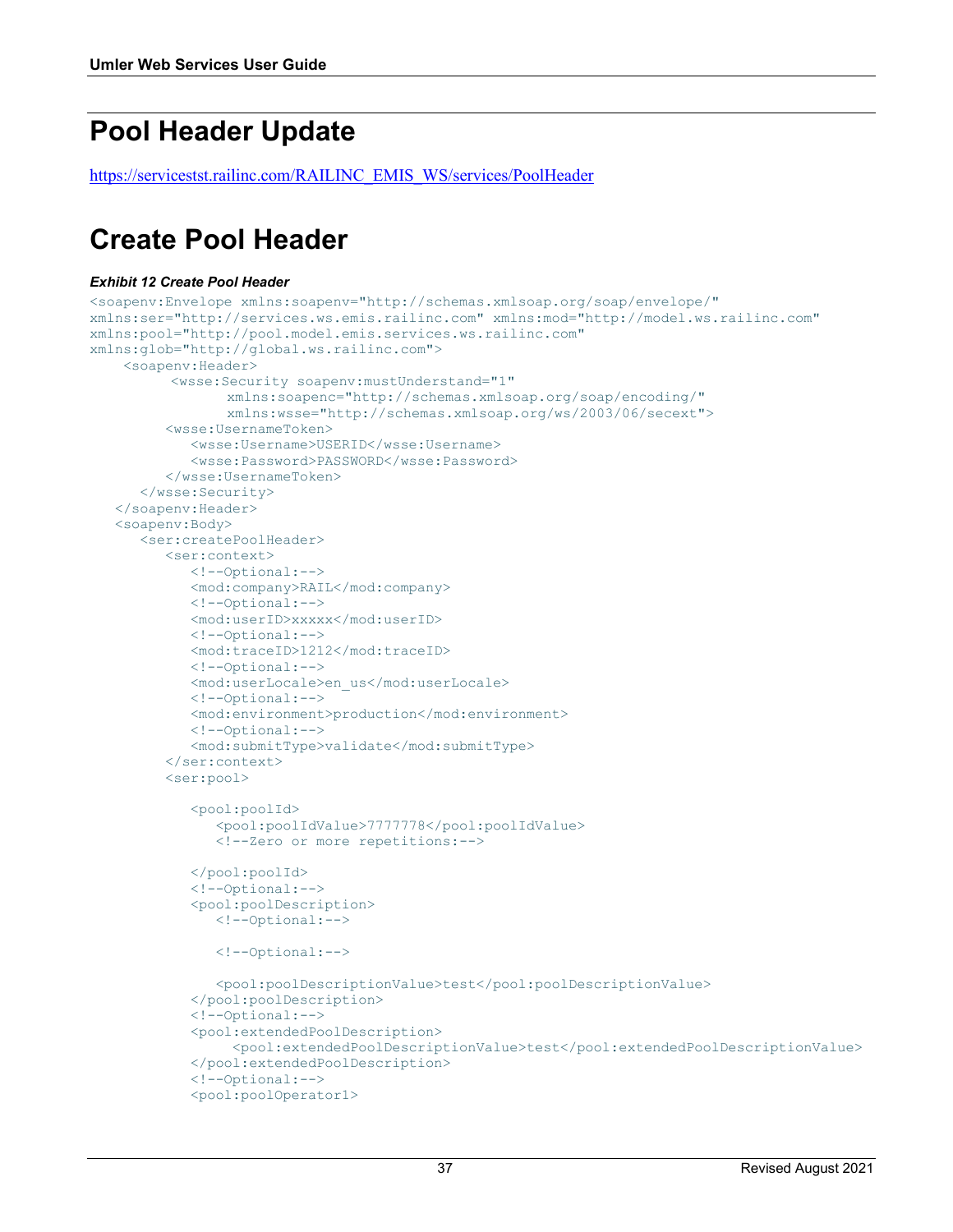# Pool Header Update

https://servicestst.railinc.com/RAILINC_EMIS_WS/services/PoolHeader

# Create Pool Header

***Exhibit 12 Create Pool Header***

```
<soapenv:Envelope xmlns:soapenv="http://schemas.xmlsoap.org/soap/envelope/"
xmlns:ser="http://services.ws.emis.railinc.com" xmlns:mod="http://model.ws.railinc.com"
xmlns:pool="http://pool.model.emis.services.ws.railinc.com"
xmlns:glob="http://global.ws.railinc.com">
    <soapenv:Header>
          <wsse:Security soapenv:mustUnderstand="1"
                 xmlns:soapenc="http://schemas.xmlsoap.org/soap/encoding/"
                 xmlns:wsse="http://schemas.xmlsoap.org/ws/2003/06/secext">
         <wsse:UsernameToken>
            <wsse:Username>USERID</wsse:Username>
            <wsse:Password>PASSWORD</wsse:Password>
         </wsse:UsernameToken>
      </wsse:Security>
   </soapenv:Header>
   <soapenv:Body>
      <ser:createPoolHeader>
         <ser:context>
            <!--Optional:-->
            <mod:company>RAIL</mod:company>
            <!--Optional:-->
            <mod:userID>xxxxx</mod:userID>
            <!--Optional:-->
            <mod:traceID>1212</mod:traceID>
            <!--Optional:-->
            <mod:userLocale>en_us</mod:userLocale>
            <!--Optional:-->
            <mod:environment>production</mod:environment>
            <!--Optional:-->
            <mod:submitType>validate</mod:submitType>
         </ser:context>
         <ser:pool>

            <pool:poolId>
               <pool:poolIdValue>7777778</pool:poolIdValue>
               <!--Zero or more repetitions:-->

            </pool:poolId>
            <!--Optional:-->
            <pool:poolDescription>
               <!--Optional:-->

               <!--Optional:-->

               <pool:poolDescriptionValue>test</pool:poolDescriptionValue>
            </pool:poolDescription>
            <!--Optional:-->
            <pool:extendedPoolDescription>
                 <pool:extendedPoolDescriptionValue>test</pool:extendedPoolDescriptionValue>
            </pool:extendedPoolDescription>
            <!--Optional:-->
            <pool:poolOperator1>
```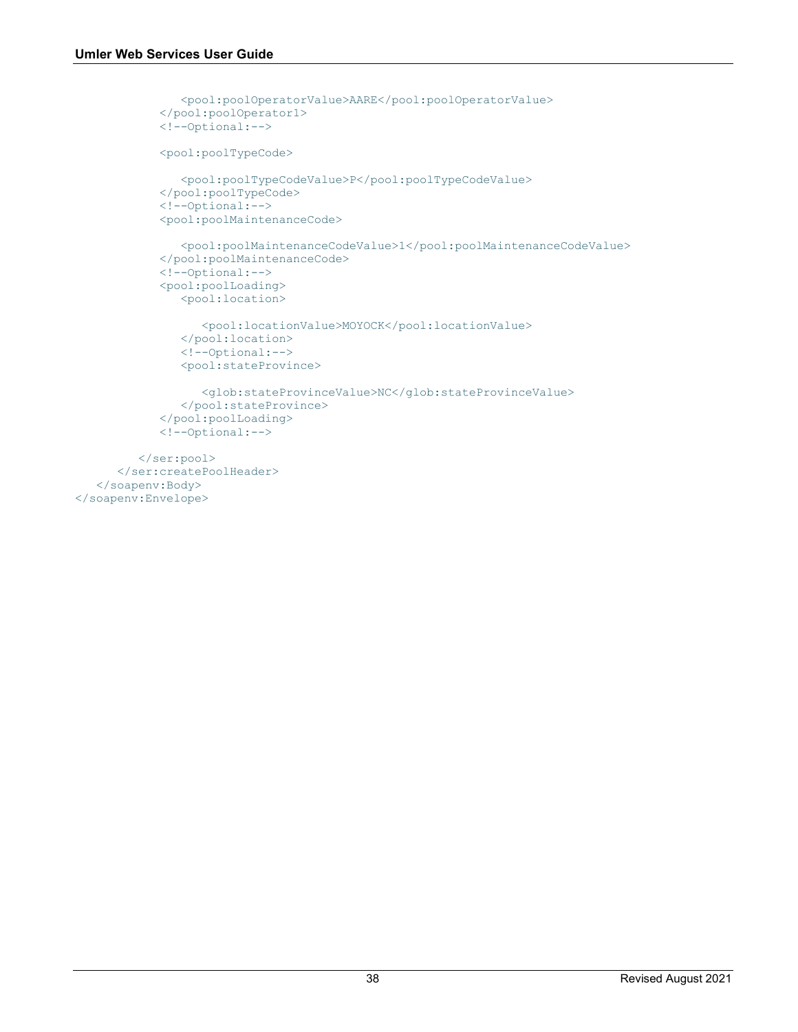```
            <pool:poolOperatorValue>AARE</pool:poolOperatorValue>
         </pool:poolOperator1>
         <!--Optional:-->

         <pool:poolTypeCode>

            <pool:poolTypeCodeValue>P</pool:poolTypeCodeValue>
         </pool:poolTypeCode>
         <!--Optional:-->
         <pool:poolMaintenanceCode>

            <pool:poolMaintenanceCodeValue>1</pool:poolMaintenanceCodeValue>
         </pool:poolMaintenanceCode>
         <!--Optional:-->
         <pool:poolLoading>
            <pool:location>

               <pool:locationValue>MOYOCK</pool:locationValue>
            </pool:location>
            <!--Optional:-->
            <pool:stateProvince>

               <glob:stateProvinceValue>NC</glob:stateProvinceValue>
            </pool:stateProvince>
         </pool:poolLoading>
         <!--Optional:-->

      </ser:pool>
   </ser:createPoolHeader>
 </soapenv:Body>
</soapenv:Envelope>
```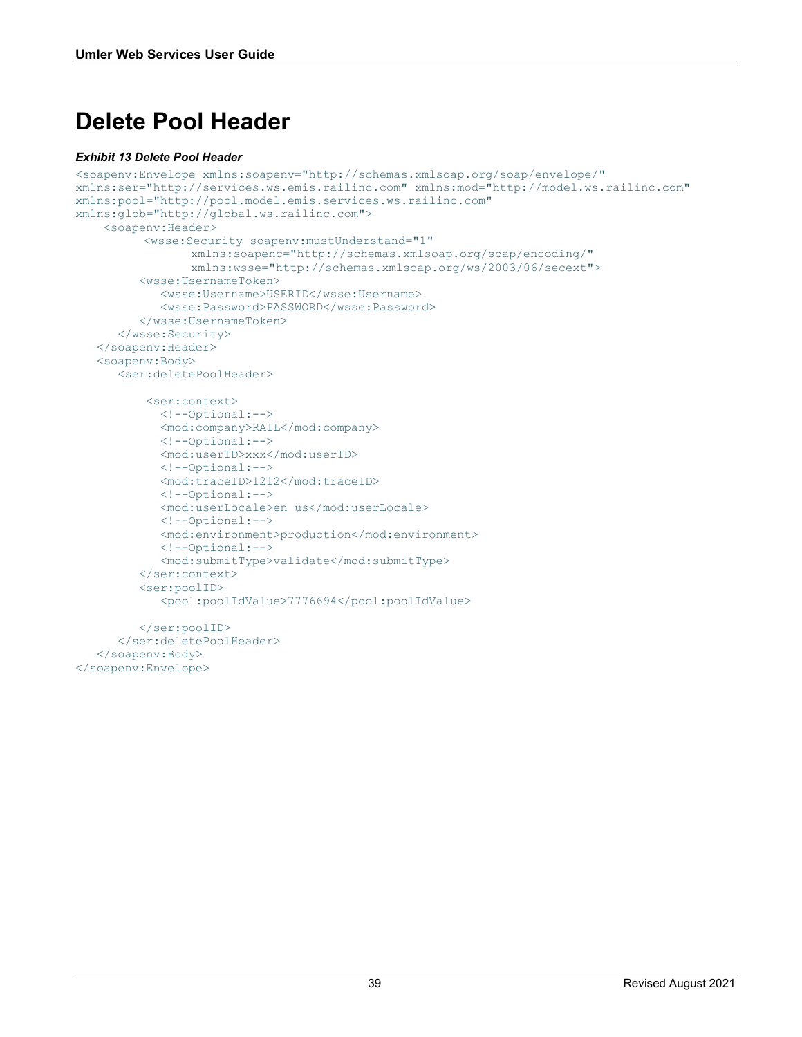# Delete Pool Header

***Exhibit 13 Delete Pool Header***

```
<soapenv:Envelope xmlns:soapenv="http://schemas.xmlsoap.org/soap/envelope/"
xmlns:ser="http://services.ws.emis.railinc.com" xmlns:mod="http://model.ws.railinc.com"
xmlns:pool="http://pool.model.emis.services.ws.railinc.com"
xmlns:glob="http://global.ws.railinc.com">
    <soapenv:Header>
          <wsse:Security soapenv:mustUnderstand="1"
                xmlns:soapenc="http://schemas.xmlsoap.org/soap/encoding/"
                xmlns:wsse="http://schemas.xmlsoap.org/ws/2003/06/secext">
         <wsse:UsernameToken>
            <wsse:Username>USERID</wsse:Username>
            <wsse:Password>PASSWORD</wsse:Password>
         </wsse:UsernameToken>
      </wsse:Security>
   </soapenv:Header>
   <soapenv:Body>
      <ser:deletePoolHeader>

          <ser:context>
            <!--Optional:-->
            <mod:company>RAIL</mod:company>
            <!--Optional:-->
            <mod:userID>xxx</mod:userID>
            <!--Optional:-->
            <mod:traceID>1212</mod:traceID>
            <!--Optional:-->
            <mod:userLocale>en_us</mod:userLocale>
            <!--Optional:-->
            <mod:environment>production</mod:environment>
            <!--Optional:-->
            <mod:submitType>validate</mod:submitType>
         </ser:context>
         <ser:poolID>
            <pool:poolIdValue>7776694</pool:poolIdValue>

         </ser:poolID>
      </ser:deletePoolHeader>
   </soapenv:Body>
</soapenv:Envelope>
```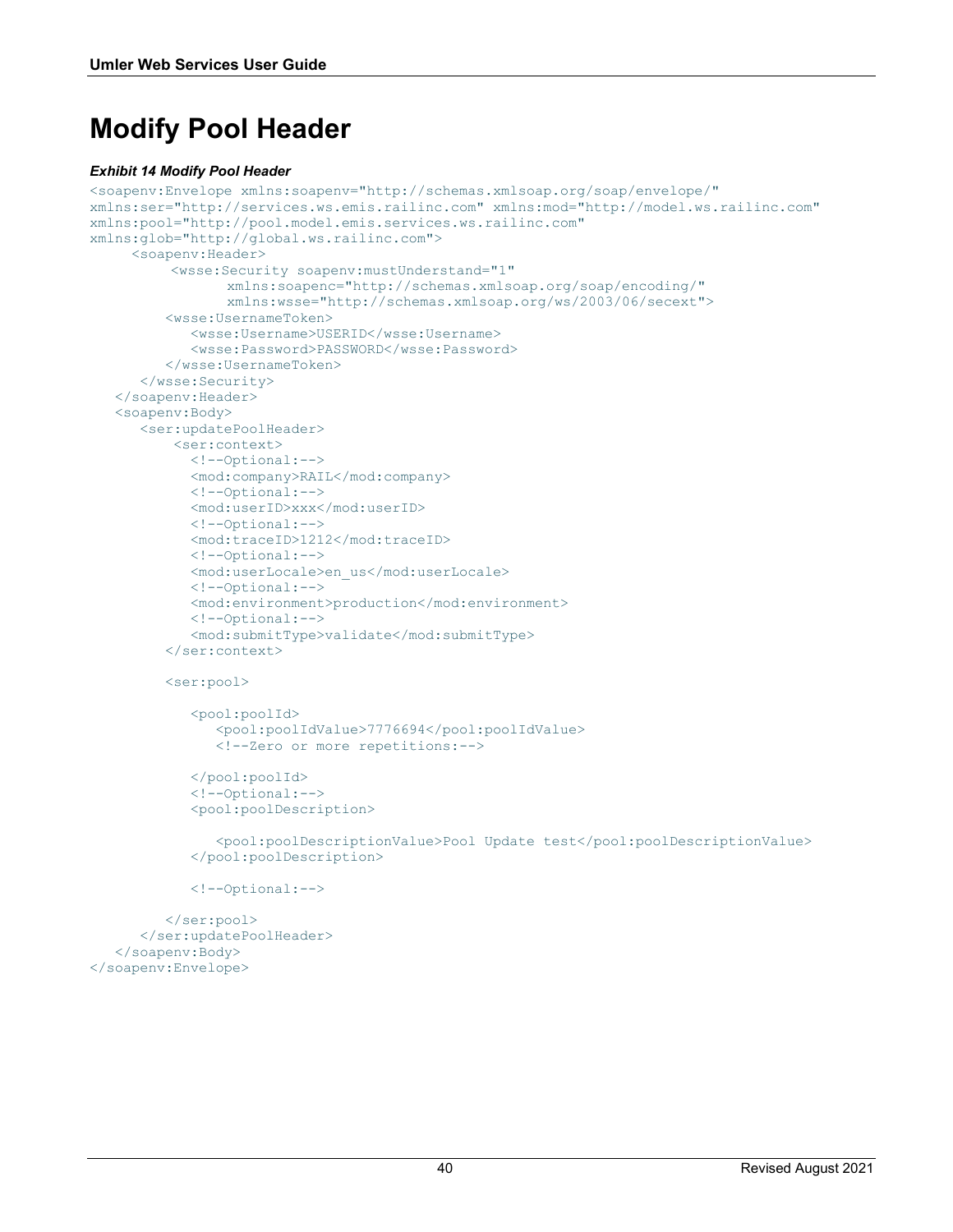# Modify Pool Header

***Exhibit 14 Modify Pool Header***

```
<soapenv:Envelope xmlns:soapenv="http://schemas.xmlsoap.org/soap/envelope/"
xmlns:ser="http://services.ws.emis.railinc.com" xmlns:mod="http://model.ws.railinc.com"
xmlns:pool="http://pool.model.emis.services.ws.railinc.com"
xmlns:glob="http://global.ws.railinc.com">
     <soapenv:Header>
          <wsse:Security soapenv:mustUnderstand="1"
                 xmlns:soapenc="http://schemas.xmlsoap.org/soap/encoding/"
                 xmlns:wsse="http://schemas.xmlsoap.org/ws/2003/06/secext">
         <wsse:UsernameToken>
            <wsse:Username>USERID</wsse:Username>
            <wsse:Password>PASSWORD</wsse:Password>
         </wsse:UsernameToken>
      </wsse:Security>
   </soapenv:Header>
   <soapenv:Body>
      <ser:updatePoolHeader>
          <ser:context>
            <!--Optional:-->
            <mod:company>RAIL</mod:company>
            <!--Optional:-->
            <mod:userID>xxx</mod:userID>
            <!--Optional:-->
            <mod:traceID>1212</mod:traceID>
            <!--Optional:-->
            <mod:userLocale>en_us</mod:userLocale>
            <!--Optional:-->
            <mod:environment>production</mod:environment>
            <!--Optional:-->
            <mod:submitType>validate</mod:submitType>
         </ser:context>

         <ser:pool>

            <pool:poolId>
               <pool:poolIdValue>7776694</pool:poolIdValue>
               <!--Zero or more repetitions:-->

            </pool:poolId>
            <!--Optional:-->
            <pool:poolDescription>

               <pool:poolDescriptionValue>Pool Update test</pool:poolDescriptionValue>
            </pool:poolDescription>

            <!--Optional:-->

         </ser:pool>
      </ser:updatePoolHeader>
   </soapenv:Body>
</soapenv:Envelope>
```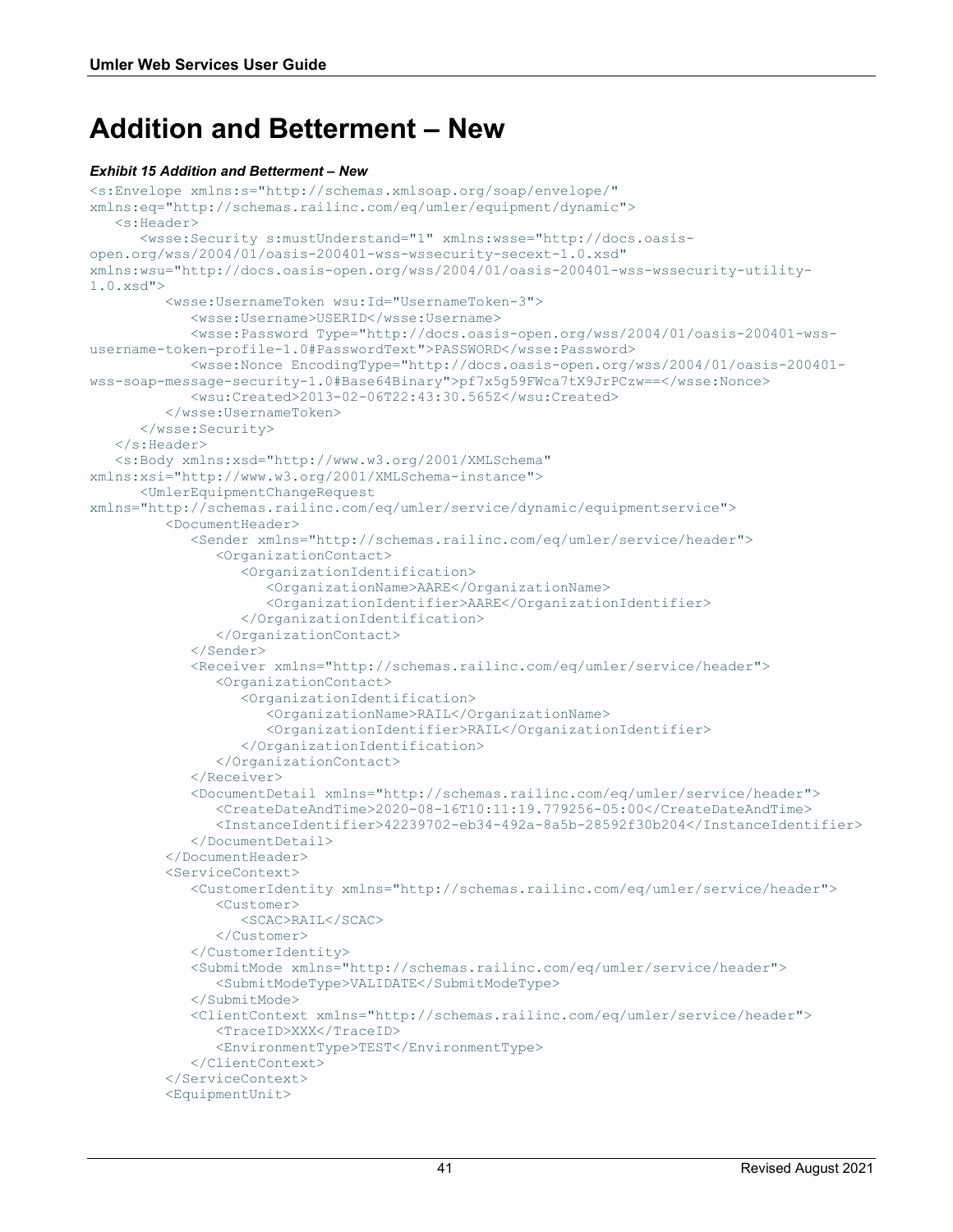# Addition and Betterment – New

***Exhibit 15 Addition and Betterment – New***

```
<s:Envelope xmlns:s="http://schemas.xmlsoap.org/soap/envelope/"
xmlns:eq="http://schemas.railinc.com/eq/umler/equipment/dynamic">
   <s:Header>
      <wsse:Security s:mustUnderstand="1" xmlns:wsse="http://docs.oasis-
open.org/wss/2004/01/oasis-200401-wss-wssecurity-secext-1.0.xsd"
xmlns:wsu="http://docs.oasis-open.org/wss/2004/01/oasis-200401-wss-wssecurity-utility-
1.0.xsd">
         <wsse:UsernameToken wsu:Id="UsernameToken-3">
            <wsse:Username>USERID</wsse:Username>
            <wsse:Password Type="http://docs.oasis-open.org/wss/2004/01/oasis-200401-wss-
username-token-profile-1.0#PasswordText">PASSWORD</wsse:Password>
            <wsse:Nonce EncodingType="http://docs.oasis-open.org/wss/2004/01/oasis-200401-
wss-soap-message-security-1.0#Base64Binary">pf7x5g59FWca7tX9JrPCzw==</wsse:Nonce>
            <wsu:Created>2013-02-06T22:43:30.565Z</wsu:Created>
         </wsse:UsernameToken>
      </wsse:Security>
   </s:Header>
   <s:Body xmlns:xsd="http://www.w3.org/2001/XMLSchema"
xmlns:xsi="http://www.w3.org/2001/XMLSchema-instance">
      <UmlerEquipmentChangeRequest
xmlns="http://schemas.railinc.com/eq/umler/service/dynamic/equipmentservice">
         <DocumentHeader>
            <Sender xmlns="http://schemas.railinc.com/eq/umler/service/header">
               <OrganizationContact>
                  <OrganizationIdentification>
                     <OrganizationName>AARE</OrganizationName>
                     <OrganizationIdentifier>AARE</OrganizationIdentifier>
                  </OrganizationIdentification>
               </OrganizationContact>
            </Sender>
            <Receiver xmlns="http://schemas.railinc.com/eq/umler/service/header">
               <OrganizationContact>
                  <OrganizationIdentification>
                     <OrganizationName>RAIL</OrganizationName>
                     <OrganizationIdentifier>RAIL</OrganizationIdentifier>
                  </OrganizationIdentification>
               </OrganizationContact>
            </Receiver>
            <DocumentDetail xmlns="http://schemas.railinc.com/eq/umler/service/header">
               <CreateDateAndTime>2020-08-16T10:11:19.779256-05:00</CreateDateAndTime>
               <InstanceIdentifier>42239702-eb34-492a-8a5b-28592f30b204</InstanceIdentifier>
            </DocumentDetail>
         </DocumentHeader>
         <ServiceContext>
            <CustomerIdentity xmlns="http://schemas.railinc.com/eq/umler/service/header">
               <Customer>
                  <SCAC>RAIL</SCAC>
               </Customer>
            </CustomerIdentity>
            <SubmitMode xmlns="http://schemas.railinc.com/eq/umler/service/header">
               <SubmitModeType>VALIDATE</SubmitModeType>
            </SubmitMode>
            <ClientContext xmlns="http://schemas.railinc.com/eq/umler/service/header">
               <TraceID>XXX</TraceID>
               <EnvironmentType>TEST</EnvironmentType>
            </ClientContext>
         </ServiceContext>
         <EquipmentUnit>
```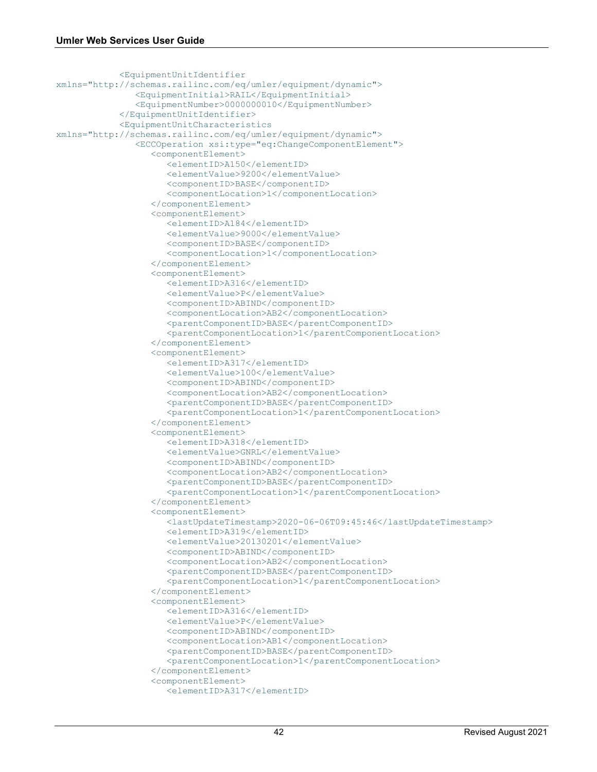```
            <EquipmentUnitIdentifier
xmlns="http://schemas.railinc.com/eq/umler/equipment/dynamic">
               <EquipmentInitial>RAIL</EquipmentInitial>
               <EquipmentNumber>0000000010</EquipmentNumber>
            </EquipmentUnitIdentifier>
            <EquipmentUnitCharacteristics
xmlns="http://schemas.railinc.com/eq/umler/equipment/dynamic">
               <ECCOperation xsi:type="eq:ChangeComponentElement">
                  <componentElement>
                     <elementID>A150</elementID>
                     <elementValue>9200</elementValue>
                     <componentID>BASE</componentID>
                     <componentLocation>1</componentLocation>
                  </componentElement>
                  <componentElement>
                     <elementID>A184</elementID>
                     <elementValue>9000</elementValue>
                     <componentID>BASE</componentID>
                     <componentLocation>1</componentLocation>
                  </componentElement>
                  <componentElement>
                     <elementID>A316</elementID>
                     <elementValue>P</elementValue>
                     <componentID>ABIND</componentID>
                     <componentLocation>AB2</componentLocation>
                     <parentComponentID>BASE</parentComponentID>
                     <parentComponentLocation>1</parentComponentLocation>
                  </componentElement>
                  <componentElement>
                     <elementID>A317</elementID>
                     <elementValue>100</elementValue>
                     <componentID>ABIND</componentID>
                     <componentLocation>AB2</componentLocation>
                     <parentComponentID>BASE</parentComponentID>
                     <parentComponentLocation>1</parentComponentLocation>
                  </componentElement>
                  <componentElement>
                     <elementID>A318</elementID>
                     <elementValue>GNRL</elementValue>
                     <componentID>ABIND</componentID>
                     <componentLocation>AB2</componentLocation>
                     <parentComponentID>BASE</parentComponentID>
                     <parentComponentLocation>1</parentComponentLocation>
                  </componentElement>
                  <componentElement>
                     <lastUpdateTimestamp>2020-06-06T09:45:46</lastUpdateTimestamp>
                     <elementID>A319</elementID>
                     <elementValue>20130201</elementValue>
                     <componentID>ABIND</componentID>
                     <componentLocation>AB2</componentLocation>
                     <parentComponentID>BASE</parentComponentID>
                     <parentComponentLocation>1</parentComponentLocation>
                  </componentElement>
                  <componentElement>
                     <elementID>A316</elementID>
                     <elementValue>P</elementValue>
                     <componentID>ABIND</componentID>
                     <componentLocation>AB1</componentLocation>
                     <parentComponentID>BASE</parentComponentID>
                     <parentComponentLocation>1</parentComponentLocation>
                  </componentElement>
                  <componentElement>
                     <elementID>A317</elementID>
```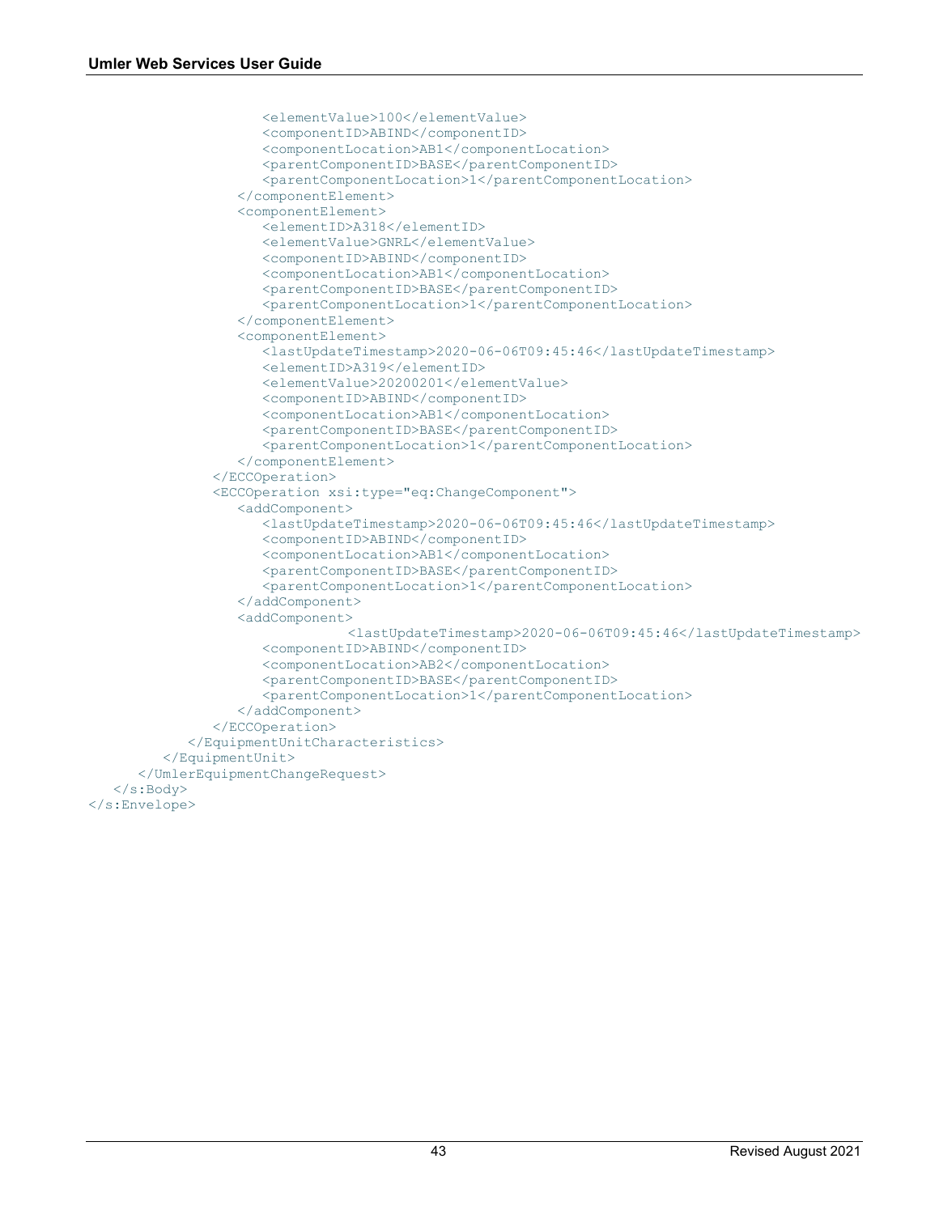```
                    <elementValue>100</elementValue>
                    <componentID>ABIND</componentID>
                    <componentLocation>AB1</componentLocation>
                    <parentComponentID>BASE</parentComponentID>
                    <parentComponentLocation>1</parentComponentLocation>
                 </componentElement>
                 <componentElement>
                    <elementID>A318</elementID>
                    <elementValue>GNRL</elementValue>
                    <componentID>ABIND</componentID>
                    <componentLocation>AB1</componentLocation>
                    <parentComponentID>BASE</parentComponentID>
                    <parentComponentLocation>1</parentComponentLocation>
                 </componentElement>
                 <componentElement>
                    <lastUpdateTimestamp>2020-06-06T09:45:46</lastUpdateTimestamp>
                    <elementID>A319</elementID>
                    <elementValue>20200201</elementValue>
                    <componentID>ABIND</componentID>
                    <componentLocation>AB1</componentLocation>
                    <parentComponentID>BASE</parentComponentID>
                    <parentComponentLocation>1</parentComponentLocation>
                 </componentElement>
              </ECCOperation>
              <ECCOperation xsi:type="eq:ChangeComponent">
                 <addComponent>
                    <lastUpdateTimestamp>2020-06-06T09:45:46</lastUpdateTimestamp>
                    <componentID>ABIND</componentID>
                    <componentLocation>AB1</componentLocation>
                    <parentComponentID>BASE</parentComponentID>
                    <parentComponentLocation>1</parentComponentLocation>
                 </addComponent>
                 <addComponent>
                              <lastUpdateTimestamp>2020-06-06T09:45:46</lastUpdateTimestamp>
                    <componentID>ABIND</componentID>
                    <componentLocation>AB2</componentLocation>
                    <parentComponentID>BASE</parentComponentID>
                    <parentComponentLocation>1</parentComponentLocation>
                 </addComponent>
              </ECCOperation>
           </EquipmentUnitCharacteristics>
        </EquipmentUnit>
     </UmlerEquipmentChangeRequest>
  </s:Body>
</s:Envelope>
```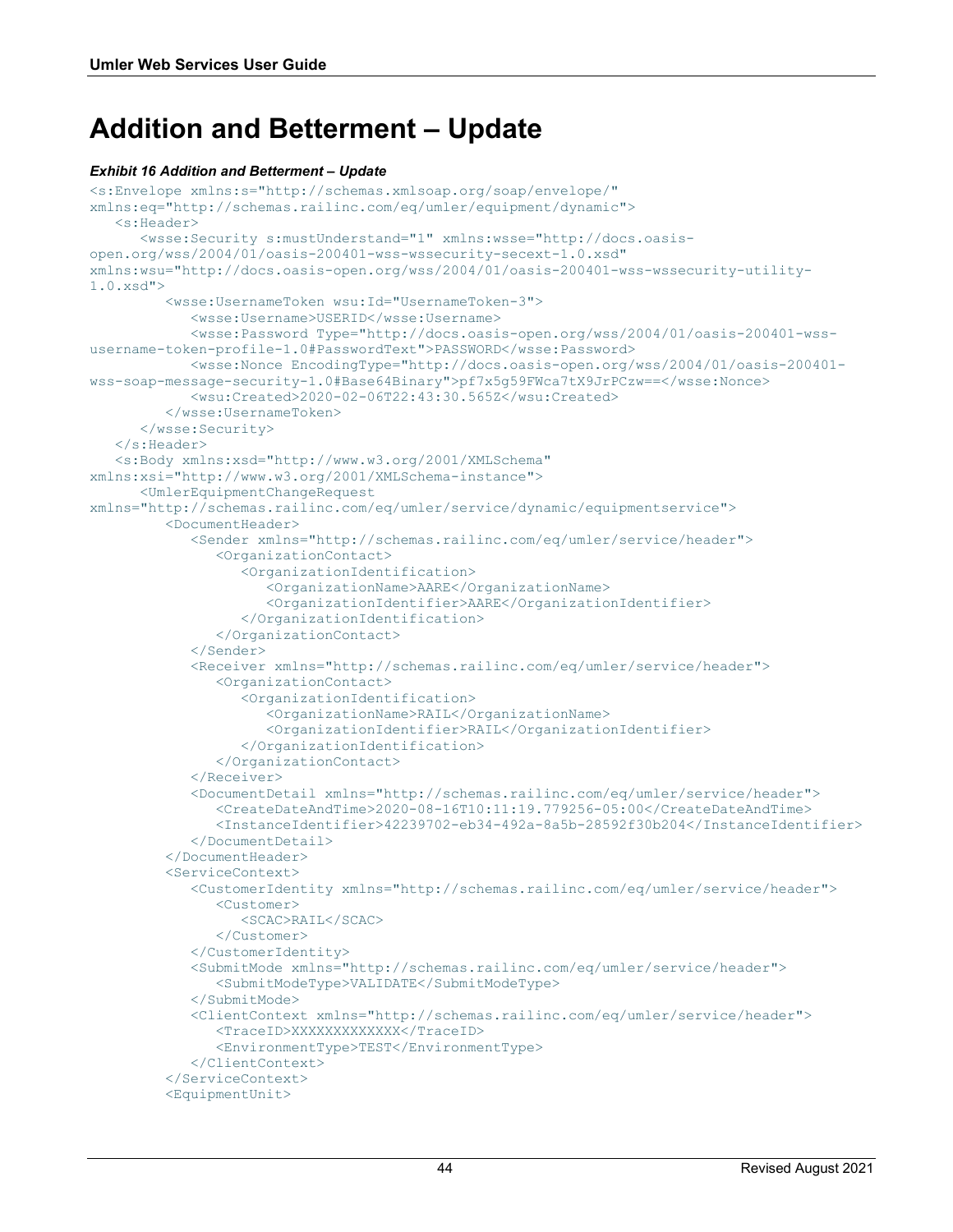# Addition and Betterment – Update

***Exhibit 16 Addition and Betterment – Update***

```
<s:Envelope xmlns:s="http://schemas.xmlsoap.org/soap/envelope/"
xmlns:eq="http://schemas.railinc.com/eq/umler/equipment/dynamic">
   <s:Header>
      <wsse:Security s:mustUnderstand="1" xmlns:wsse="http://docs.oasis-
open.org/wss/2004/01/oasis-200401-wss-wssecurity-secext-1.0.xsd"
xmlns:wsu="http://docs.oasis-open.org/wss/2004/01/oasis-200401-wss-wssecurity-utility-
1.0.xsd">
         <wsse:UsernameToken wsu:Id="UsernameToken-3">
            <wsse:Username>USERID</wsse:Username>
            <wsse:Password Type="http://docs.oasis-open.org/wss/2004/01/oasis-200401-wss-
username-token-profile-1.0#PasswordText">PASSWORD</wsse:Password>
            <wsse:Nonce EncodingType="http://docs.oasis-open.org/wss/2004/01/oasis-200401-
wss-soap-message-security-1.0#Base64Binary">pf7x5g59FWca7tX9JrPCzw==</wsse:Nonce>
            <wsu:Created>2020-02-06T22:43:30.565Z</wsu:Created>
         </wsse:UsernameToken>
      </wsse:Security>
   </s:Header>
   <s:Body xmlns:xsd="http://www.w3.org/2001/XMLSchema"
xmlns:xsi="http://www.w3.org/2001/XMLSchema-instance">
      <UmlerEquipmentChangeRequest
xmlns="http://schemas.railinc.com/eq/umler/service/dynamic/equipmentservice">
         <DocumentHeader>
            <Sender xmlns="http://schemas.railinc.com/eq/umler/service/header">
               <OrganizationContact>
                  <OrganizationIdentification>
                     <OrganizationName>AARE</OrganizationName>
                     <OrganizationIdentifier>AARE</OrganizationIdentifier>
                  </OrganizationIdentification>
               </OrganizationContact>
            </Sender>
            <Receiver xmlns="http://schemas.railinc.com/eq/umler/service/header">
               <OrganizationContact>
                  <OrganizationIdentification>
                     <OrganizationName>RAIL</OrganizationName>
                     <OrganizationIdentifier>RAIL</OrganizationIdentifier>
                  </OrganizationIdentification>
               </OrganizationContact>
            </Receiver>
            <DocumentDetail xmlns="http://schemas.railinc.com/eq/umler/service/header">
               <CreateDateAndTime>2020-08-16T10:11:19.779256-05:00</CreateDateAndTime>
               <InstanceIdentifier>42239702-eb34-492a-8a5b-28592f30b204</InstanceIdentifier>
            </DocumentDetail>
         </DocumentHeader>
         <ServiceContext>
            <CustomerIdentity xmlns="http://schemas.railinc.com/eq/umler/service/header">
               <Customer>
                  <SCAC>RAIL</SCAC>
               </Customer>
            </CustomerIdentity>
            <SubmitMode xmlns="http://schemas.railinc.com/eq/umler/service/header">
               <SubmitModeType>VALIDATE</SubmitModeType>
            </SubmitMode>
            <ClientContext xmlns="http://schemas.railinc.com/eq/umler/service/header">
               <TraceID>XXXXXXXXXXXXX</TraceID>
               <EnvironmentType>TEST</EnvironmentType>
            </ClientContext>
         </ServiceContext>
         <EquipmentUnit>
```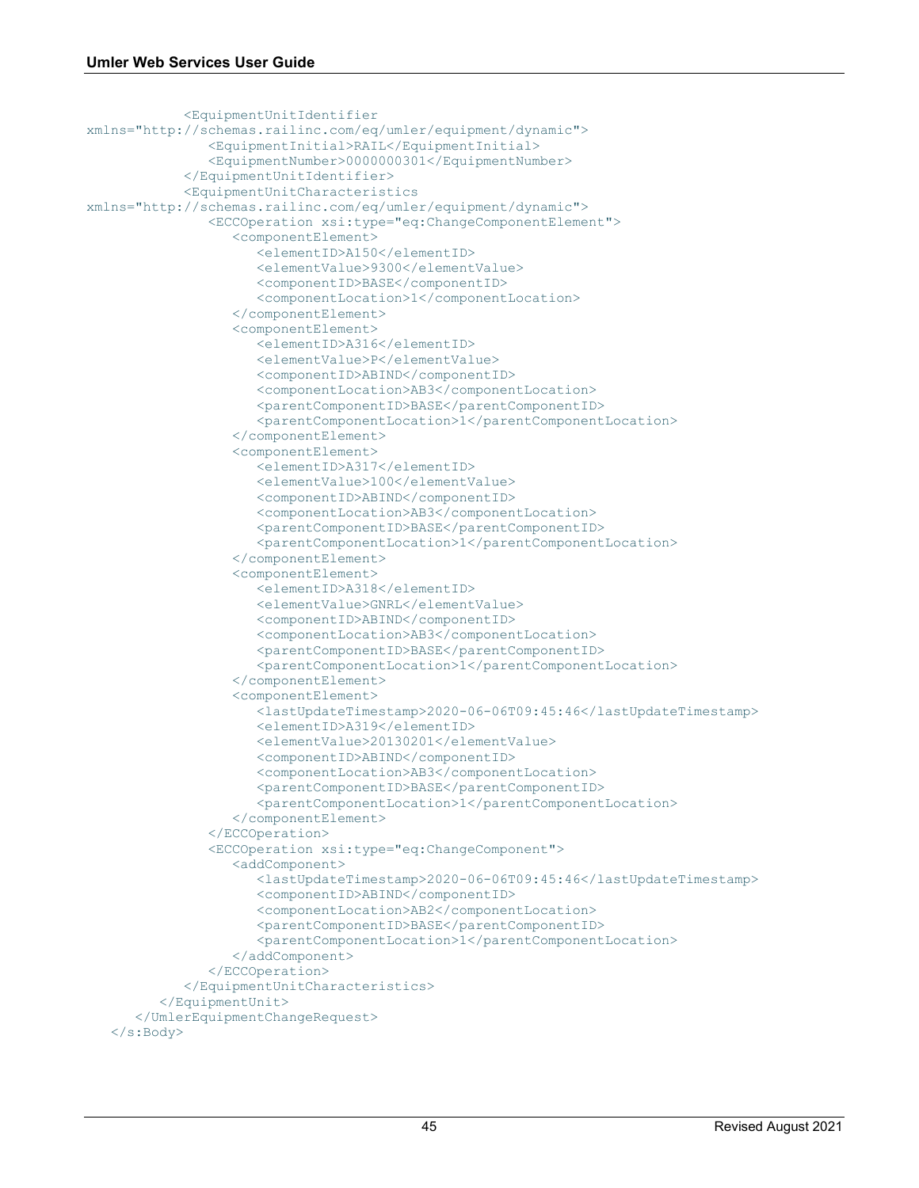```
            <EquipmentUnitIdentifier
xmlns="http://schemas.railinc.com/eq/umler/equipment/dynamic">
               <EquipmentInitial>RAIL</EquipmentInitial>
               <EquipmentNumber>0000000301</EquipmentNumber>
            </EquipmentUnitIdentifier>
            <EquipmentUnitCharacteristics
xmlns="http://schemas.railinc.com/eq/umler/equipment/dynamic">
               <ECCOperation xsi:type="eq:ChangeComponentElement">
                  <componentElement>
                     <elementID>A150</elementID>
                     <elementValue>9300</elementValue>
                     <componentID>BASE</componentID>
                     <componentLocation>1</componentLocation>
                  </componentElement>
                  <componentElement>
                     <elementID>A316</elementID>
                     <elementValue>P</elementValue>
                     <componentID>ABIND</componentID>
                     <componentLocation>AB3</componentLocation>
                     <parentComponentID>BASE</parentComponentID>
                     <parentComponentLocation>1</parentComponentLocation>
                  </componentElement>
                  <componentElement>
                     <elementID>A317</elementID>
                     <elementValue>100</elementValue>
                     <componentID>ABIND</componentID>
                     <componentLocation>AB3</componentLocation>
                     <parentComponentID>BASE</parentComponentID>
                     <parentComponentLocation>1</parentComponentLocation>
                  </componentElement>
                  <componentElement>
                     <elementID>A318</elementID>
                     <elementValue>GNRL</elementValue>
                     <componentID>ABIND</componentID>
                     <componentLocation>AB3</componentLocation>
                     <parentComponentID>BASE</parentComponentID>
                     <parentComponentLocation>1</parentComponentLocation>
                  </componentElement>
                  <componentElement>
                     <lastUpdateTimestamp>2020-06-06T09:45:46</lastUpdateTimestamp>
                     <elementID>A319</elementID>
                     <elementValue>20130201</elementValue>
                     <componentID>ABIND</componentID>
                     <componentLocation>AB3</componentLocation>
                     <parentComponentID>BASE</parentComponentID>
                     <parentComponentLocation>1</parentComponentLocation>
                  </componentElement>
               </ECCOperation>
               <ECCOperation xsi:type="eq:ChangeComponent">
                  <addComponent>
                     <lastUpdateTimestamp>2020-06-06T09:45:46</lastUpdateTimestamp>
                     <componentID>ABIND</componentID>
                     <componentLocation>AB2</componentLocation>
                     <parentComponentID>BASE</parentComponentID>
                     <parentComponentLocation>1</parentComponentLocation>
                  </addComponent>
               </ECCOperation>
            </EquipmentUnitCharacteristics>
         </EquipmentUnit>
      </UmlerEquipmentChangeRequest>
   </s:Body>
```